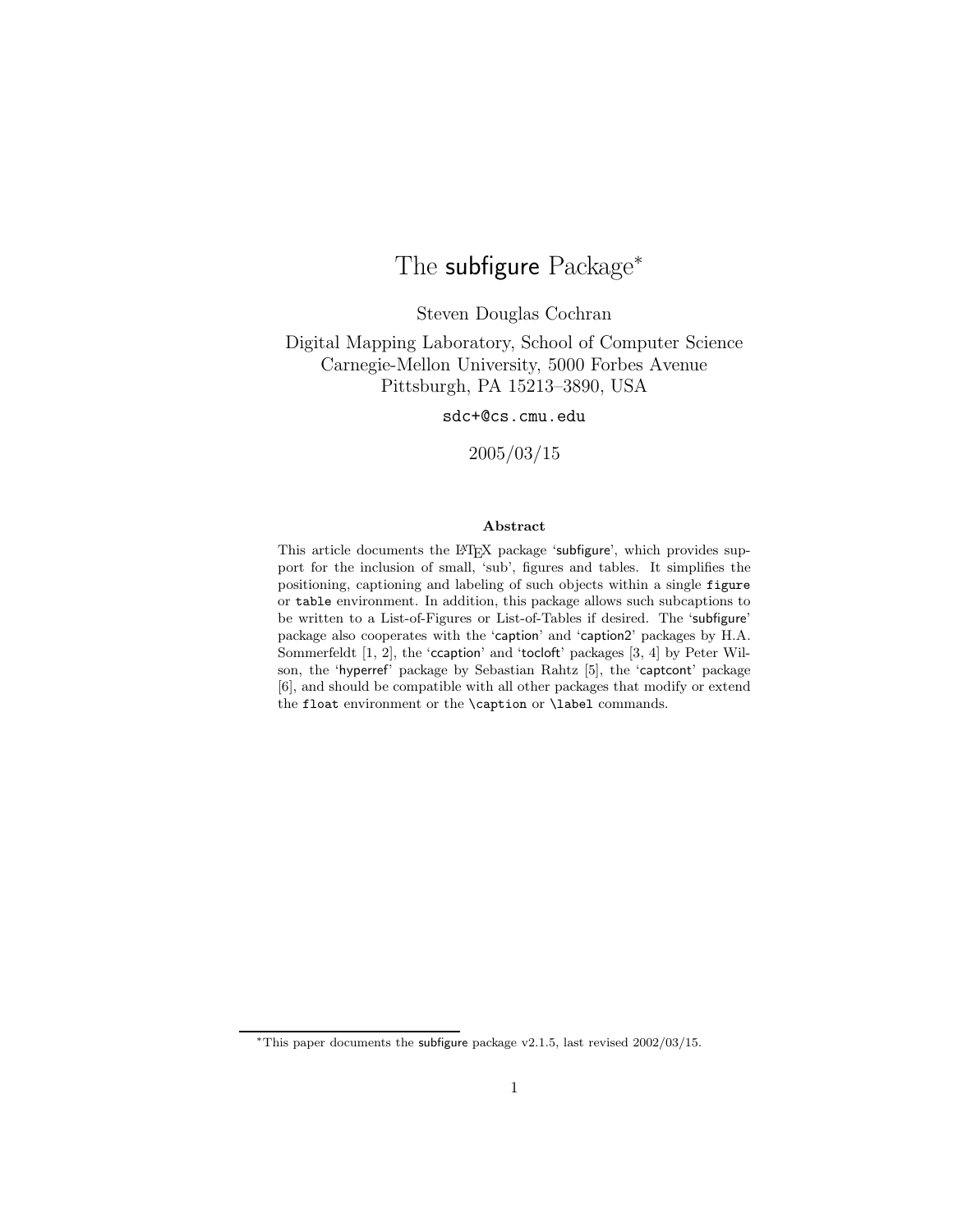# The subfigure Package*

Steven Douglas Cochran

Digital Mapping Laboratory, School of Computer Science
Carnegie-Mellon University, 5000 Forbes Avenue
Pittsburgh, PA 15213–3890, USA

`sdc+@cs.cmu.edu`

2005/03/15

**Abstract**

This article documents the LaTeX package 'subfigure', which provides support for the inclusion of small, 'sub', figures and tables. It simplifies the positioning, captioning and labeling of such objects within a single `figure` or `table` environment. In addition, this package allows such subcaptions to be written to a List-of-Figures or List-of-Tables if desired. The 'subfigure' package also cooperates with the 'caption' and 'caption2' packages by H.A. Sommerfeldt [1, 2], the 'ccaption' and 'tocloft' packages [3, 4] by Peter Wilson, the 'hyperref' package by Sebastian Rahtz [5], the 'captcont' package [6], and should be compatible with all other packages that modify or extend the `float` environment or the `\caption` or `\label` commands.

---

*This paper documents the subfigure package v2.1.5, last revised 2002/03/15.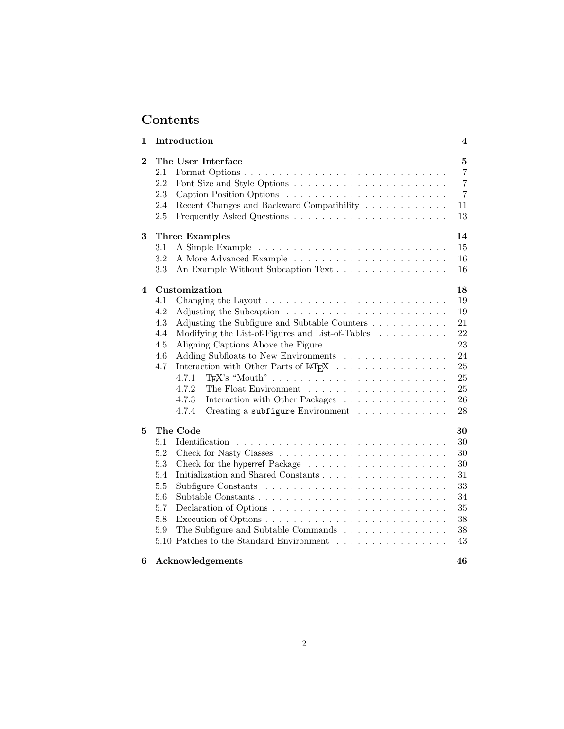# Contents

**1 Introduction** **4**

**2 The User Interface** **5**
- 2.1 Format Options . . . . . 7
- 2.2 Font Size and Style Options . . . . . 7
- 2.3 Caption Position Options . . . . . 7
- 2.4 Recent Changes and Backward Compatibility . . . . . 11
- 2.5 Frequently Asked Questions . . . . . 13

**3 Three Examples** **14**
- 3.1 A Simple Example . . . . . 15
- 3.2 A More Advanced Example . . . . . 16
- 3.3 An Example Without Subcaption Text . . . . . 16

**4 Customization** **18**
- 4.1 Changing the Layout . . . . . 19
- 4.2 Adjusting the Subcaption . . . . . 19
- 4.3 Adjusting the Subfigure and Subtable Counters . . . . . 21
- 4.4 Modifying the List-of-Figures and List-of-Tables . . . . . 22
- 4.5 Aligning Captions Above the Figure . . . . . 23
- 4.6 Adding Subfloats to New Environments . . . . . 24
- 4.7 Interaction with Other Parts of LaTeX . . . . . 25
  - 4.7.1 TeX's "Mouth" . . . . . 25
  - 4.7.2 The Float Environment . . . . . 25
  - 4.7.3 Interaction with Other Packages . . . . . 26
  - 4.7.4 Creating a `subfigure` Environment . . . . . 28

**5 The Code** **30**
- 5.1 Identification . . . . . 30
- 5.2 Check for Nasty Classes . . . . . 30
- 5.3 Check for the hyperref Package . . . . . 30
- 5.4 Initialization and Shared Constants . . . . . 31
- 5.5 Subfigure Constants . . . . . 33
- 5.6 Subtable Constants . . . . . 34
- 5.7 Declaration of Options . . . . . 35
- 5.8 Execution of Options . . . . . 38
- 5.9 The Subfigure and Subtable Commands . . . . . 38
- 5.10 Patches to the Standard Environment . . . . . 43

**6 Acknowledgements** **46**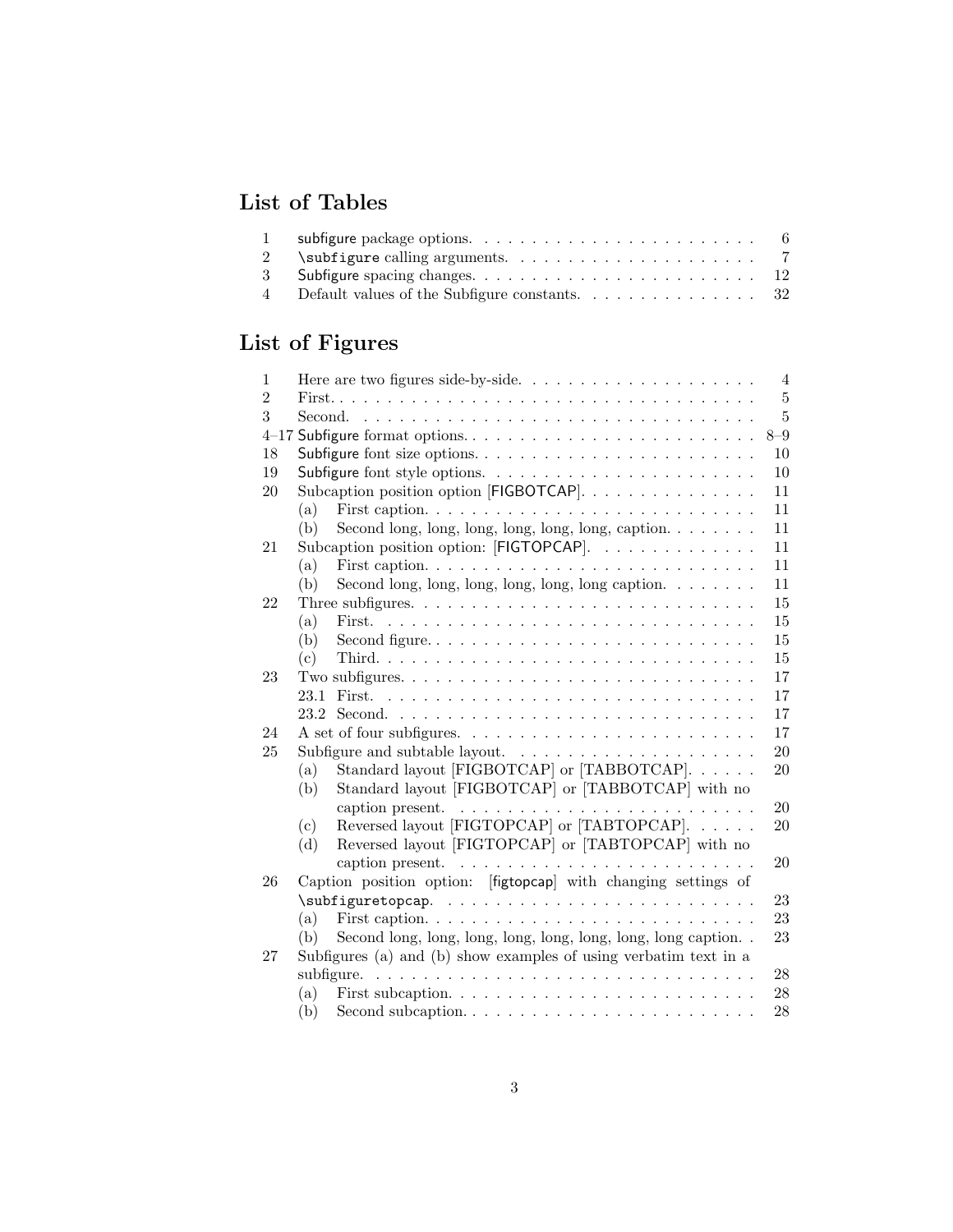# List of Tables

| | | |
|---|---|---|
| 1 | subfigure package options. | 6 |
| 2 | `\subfigure` calling arguments. | 7 |
| 3 | Subfigure spacing changes. | 12 |
| 4 | Default values of the Subfigure constants. | 32 |

# List of Figures

| | | |
|---|---|---|
| 1 | Here are two figures side-by-side. | 4 |
| 2 | First. | 5 |
| 3 | Second. | 5 |
| 4–17 | Subfigure format options. | 8–9 |
| 18 | Subfigure font size options. | 10 |
| 19 | Subfigure font style options. | 10 |
| 20 | Subcaption position option [FIGBOTCAP]. | 11 |
| | (a) First caption. | 11 |
| | (b) Second long, long, long, long, long, long, caption. | 11 |
| 21 | Subcaption position option: [FIGTOPCAP]. | 11 |
| | (a) First caption. | 11 |
| | (b) Second long, long, long, long, long, long caption. | 11 |
| 22 | Three subfigures. | 15 |
| | (a) First. | 15 |
| | (b) Second figure. | 15 |
| | (c) Third. | 15 |
| 23 | Two subfigures. | 17 |
| | 23.1 First. | 17 |
| | 23.2 Second. | 17 |
| 24 | A set of four subfigures. | 17 |
| 25 | Subfigure and subtable layout. | 20 |
| | (a) Standard layout [FIGBOTCAP] or [TABBOTCAP]. | 20 |
| | (b) Standard layout [FIGBOTCAP] or [TABBOTCAP] with no caption present. | 20 |
| | (c) Reversed layout [FIGTOPCAP] or [TABTOPCAP]. | 20 |
| | (d) Reversed layout [FIGTOPCAP] or [TABTOPCAP] with no caption present. | 20 |
| 26 | Caption position option: [figtopcap] with changing settings of `\subfiguretopcap`. | 23 |
| | (a) First caption. | 23 |
| | (b) Second long, long, long, long, long, long, long, long caption. | 23 |
| 27 | Subfigures (a) and (b) show examples of using verbatim text in a subfigure. | 28 |
| | (a) First subcaption. | 28 |
| | (b) Second subcaption. | 28 |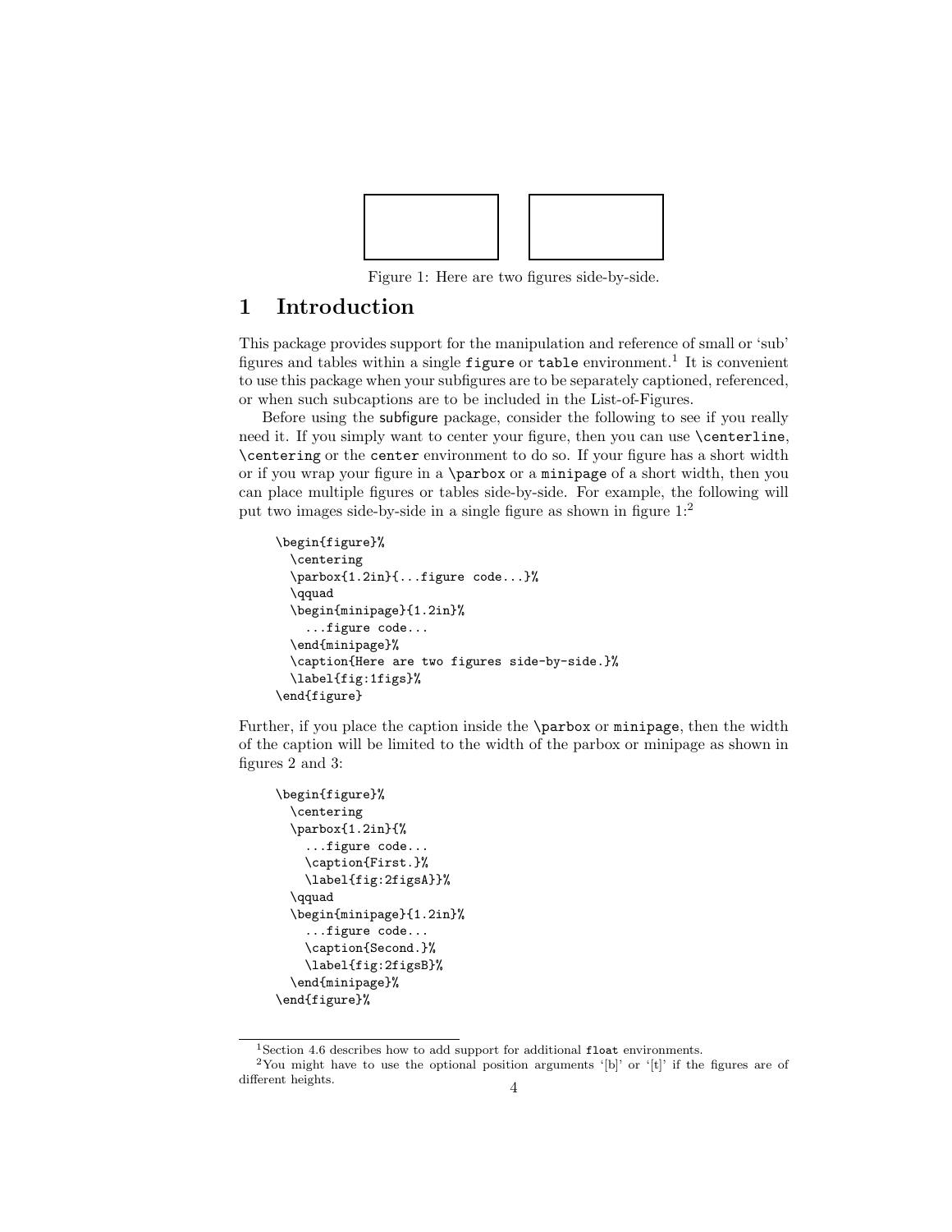Figure 1: Here are two figures side-by-side.

# 1 Introduction

This package provides support for the manipulation and reference of small or 'sub' figures and tables within a single `figure` or `table` environment.[1] It is convenient to use this package when your subfigures are to be separately captioned, referenced, or when such subcaptions are to be included in the List-of-Figures.

Before using the subfigure package, consider the following to see if you really need it. If you simply want to center your figure, then you can use `\centerline`, `\centering` or the `center` environment to do so. If your figure has a short width or if you wrap your figure in a `\parbox` or a `minipage` of a short width, then you can place multiple figures or tables side-by-side. For example, the following will put two images side-by-side in a single figure as shown in figure 1:[2]

```
\begin{figure}%
  \centering
  \parbox{1.2in}{...figure code...}%
  \qquad
  \begin{minipage}{1.2in}%
    ...figure code...
  \end{minipage}%
  \caption{Here are two figures side-by-side.}%
  \label{fig:1figs}%
\end{figure}
```

Further, if you place the caption inside the `\parbox` or `minipage`, then the width of the caption will be limited to the width of the parbox or minipage as shown in figures 2 and 3:

```
\begin{figure}%
  \centering
  \parbox{1.2in}{%
    ...figure code...
    \caption{First.}%
    \label{fig:2figsA}}%
  \qquad
  \begin{minipage}{1.2in}%
    ...figure code...
    \caption{Second.}%
    \label{fig:2figsB}%
  \end{minipage}%
\end{figure}%
```

[1] Section 4.6 describes how to add support for additional `float` environments.

[2] You might have to use the optional position arguments '[b]' or '[t]' if the figures are of different heights.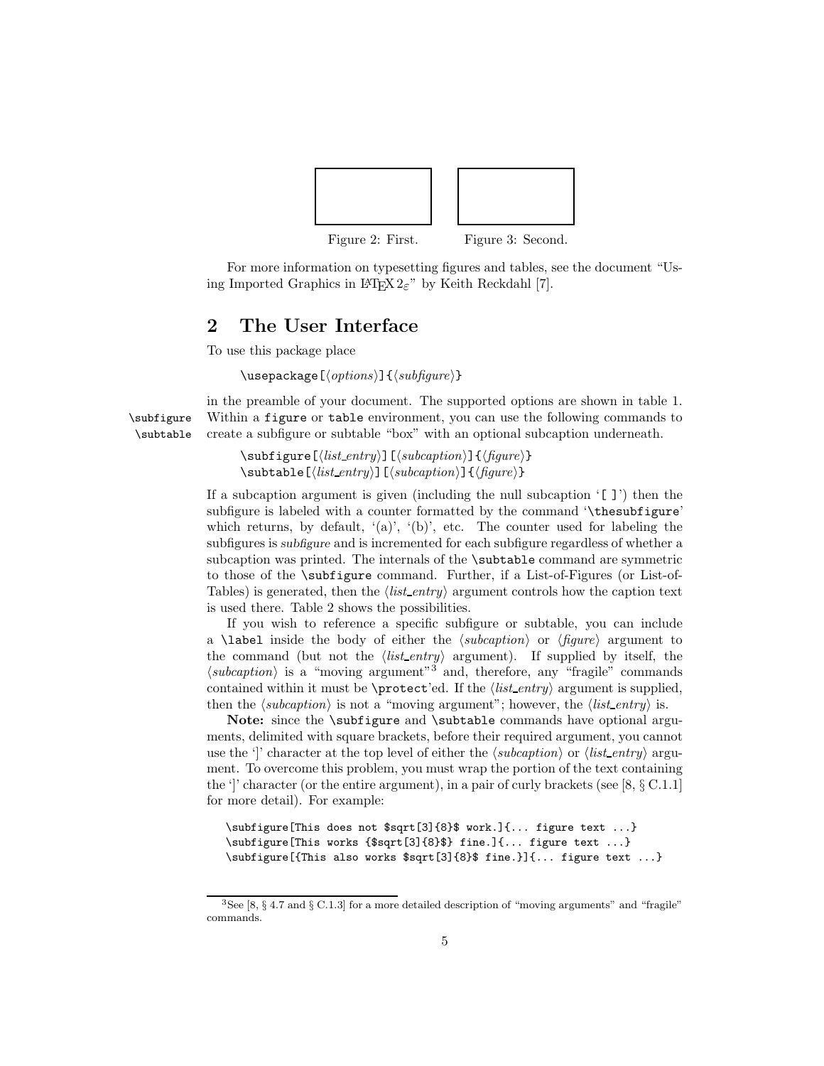Figure 2: First.　　Figure 3: Second.

For more information on typesetting figures and tables, see the document "Using Imported Graphics in LaTeX $2_\varepsilon$" by Keith Reckdahl [7].

## 2 The User Interface

To use this package place

```
\usepackage[⟨options⟩]{⟨subfigure⟩}
```

in the preamble of your document. The supported options are shown in table 1. Within a `figure` or `table` environment, you can use the following commands to create a subfigure or subtable "box" with an optional subcaption underneath.

`\subfigure` `\subtable`

```
\subfigure[⟨list_entry⟩][⟨subcaption⟩]{⟨figure⟩}
\subtable[⟨list_entry⟩][⟨subcaption⟩]{⟨figure⟩}
```

If a subcaption argument is given (including the null subcaption '`[ ]`') then the subfigure is labeled with a counter formatted by the command '`\thesubfigure`' which returns, by default, '(a)', '(b)', etc. The counter used for labeling the subfigures is *subfigure* and is incremented for each subfigure regardless of whether a subcaption was printed. The internals of the `\subtable` command are symmetric to those of the `\subfigure` command. Further, if a List-of-Figures (or List-of-Tables) is generated, then the ⟨*list_entry*⟩ argument controls how the caption text is used there. Table 2 shows the possibilities.

If you wish to reference a specific subfigure or subtable, you can include a `\label` inside the body of either the ⟨*subcaption*⟩ or ⟨*figure*⟩ argument to the command (but not the ⟨*list_entry*⟩ argument). If supplied by itself, the ⟨*subcaption*⟩ is a "moving argument"[3] and, therefore, any "fragile" commands contained within it must be `\protect`'ed. If the ⟨*list_entry*⟩ argument is supplied, then the ⟨*subcaption*⟩ is not a "moving argument"; however, the ⟨*list_entry*⟩ is.

**Note:** since the `\subfigure` and `\subtable` commands have optional arguments, delimited with square brackets, before their required argument, you cannot use the ']' character at the top level of either the ⟨*subcaption*⟩ or ⟨*list_entry*⟩ argument. To overcome this problem, you must wrap the portion of the text containing the ']' character (or the entire argument), in a pair of curly brackets (see [8, § C.1.1] for more detail). For example:

```
\subfigure[This does not $sqrt[3]{8}$ work.]{... figure text ...}
\subfigure[This works {$sqrt[3]{8}$} fine.]{... figure text ...}
\subfigure[{This also works $sqrt[3]{8}$ fine.}]{... figure text ...}
```

[3] See [8, § 4.7 and § C.1.3] for a more detailed description of "moving arguments" and "fragile" commands.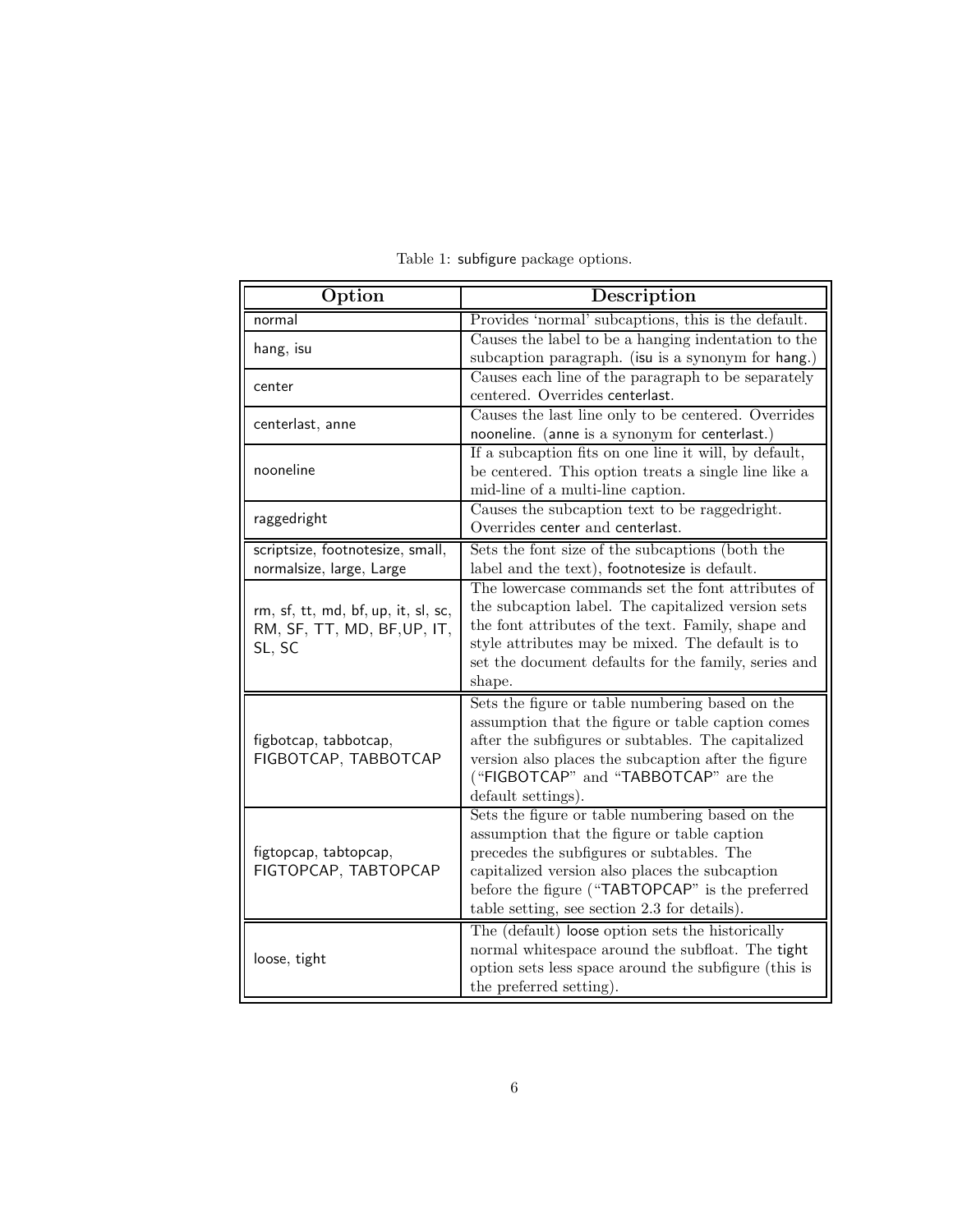Table 1: subfigure package options.

| Option | Description |
|---|---|
| normal | Provides 'normal' subcaptions, this is the default. |
| hang, isu | Causes the label to be a hanging indentation to the subcaption paragraph. (isu is a synonym for hang.) |
| center | Causes each line of the paragraph to be separately centered. Overrides centerlast. |
| centerlast, anne | Causes the last line only to be centered. Overrides nooneline. (anne is a synonym for centerlast.) |
| nooneline | If a subcaption fits on one line it will, by default, be centered. This option treats a single line like a mid-line of a multi-line caption. |
| raggedright | Causes the subcaption text to be raggedright. Overrides center and centerlast. |
| scriptsize, footnotesize, small, normalsize, large, Large | Sets the font size of the subcaptions (both the label and the text), footnotesize is default. |
| rm, sf, tt, md, bf, up, it, sl, sc, RM, SF, TT, MD, BF,UP, IT, SL, SC | The lowercase commands set the font attributes of the subcaption label. The capitalized version sets the font attributes of the text. Family, shape and style attributes may be mixed. The default is to set the document defaults for the family, series and shape. |
| figbotcap, tabbotcap, FIGBOTCAP, TABBOTCAP | Sets the figure or table numbering based on the assumption that the figure or table caption comes after the subfigures or subtables. The capitalized version also places the subcaption after the figure ("FIGBOTCAP" and "TABBOTCAP" are the default settings). |
| figtopcap, tabtopcap, FIGTOPCAP, TABTOPCAP | Sets the figure or table numbering based on the assumption that the figure or table caption precedes the subfigures or subtables. The capitalized version also places the subcaption before the figure ("TABTOPCAP" is the preferred table setting, see section 2.3 for details). |
| loose, tight | The (default) loose option sets the historically normal whitespace around the subfloat. The tight option sets less space around the subfigure (this is the preferred setting). |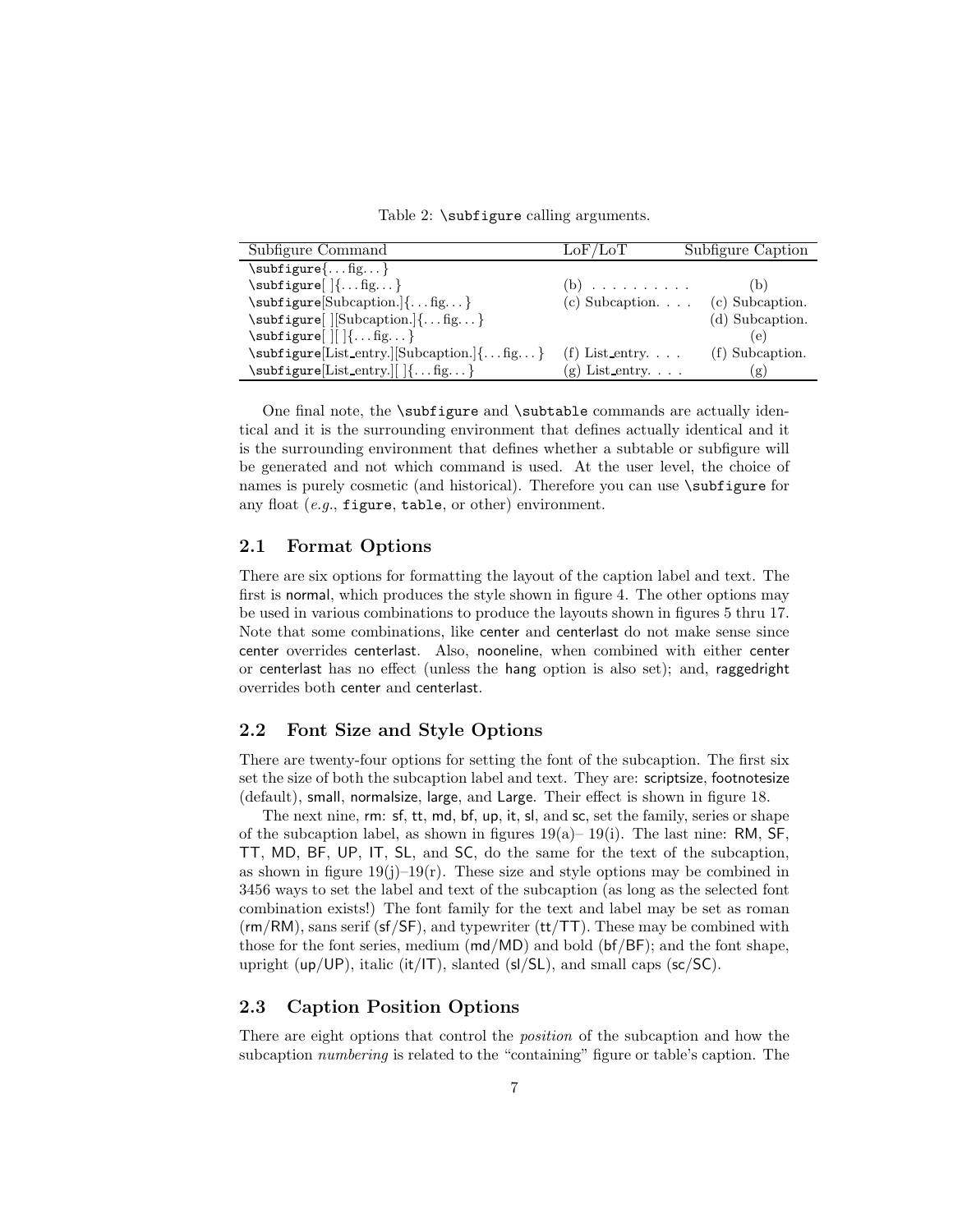Table 2: `\subfigure` calling arguments.

| Subfigure Command | LoF/LoT | Subfigure Caption |
|---|---|---|
| `\subfigure`{. . . fig. . . } | | |
| `\subfigure`[ ]{. . . fig. . . } | (b) . . . . . . . . . . | (b) |
| `\subfigure`[Subcaption.]{. . . fig. . . } | (c) Subcaption. . . . | (c) Subcaption. |
| `\subfigure`[ ][Subcaption.]{. . . fig. . . } | | (d) Subcaption. |
| `\subfigure`[ ][ ]{. . . fig. . . } | | (e) |
| `\subfigure`[List_entry.][Subcaption.]{. . . fig. . . } | (f) List_entry. . . . | (f) Subcaption. |
| `\subfigure`[List_entry.][ ]{. . . fig. . . } | (g) List_entry. . . . | (g) |

One final note, the `\subfigure` and `\subtable` commands are actually identical and it is the surrounding environment that defines actually identical and it is the surrounding environment that defines whether a subtable or subfigure will be generated and not which command is used. At the user level, the choice of names is purely cosmetic (and historical). Therefore you can use `\subfigure` for any float (*e.g.*, `figure`, `table`, or other) environment.

## 2.1 Format Options

There are six options for formatting the layout of the caption label and text. The first is normal, which produces the style shown in figure 4. The other options may be used in various combinations to produce the layouts shown in figures 5 thru 17. Note that some combinations, like center and centerlast do not make sense since center overrides centerlast. Also, nooneline, when combined with either center or centerlast has no effect (unless the hang option is also set); and, raggedright overrides both center and centerlast.

## 2.2 Font Size and Style Options

There are twenty-four options for setting the font of the subcaption. The first six set the size of both the subcaption label and text. They are: scriptsize, footnotesize (default), small, normalsize, large, and Large. Their effect is shown in figure 18.

The next nine, rm: sf, tt, md, bf, up, it, sl, and sc, set the family, series or shape of the subcaption label, as shown in figures 19(a)– 19(i). The last nine: RM, SF, TT, MD, BF, UP, IT, SL, and SC, do the same for the text of the subcaption, as shown in figure 19(j)–19(r). These size and style options may be combined in 3456 ways to set the label and text of the subcaption (as long as the selected font combination exists!) The font family for the text and label may be set as roman (rm/RM), sans serif (sf/SF), and typewriter (tt/TT). These may be combined with those for the font series, medium (md/MD) and bold (bf/BF); and the font shape, upright (up/UP), italic (it/IT), slanted (sl/SL), and small caps (sc/SC).

## 2.3 Caption Position Options

There are eight options that control the *position* of the subcaption and how the subcaption *numbering* is related to the "containing" figure or table's caption. The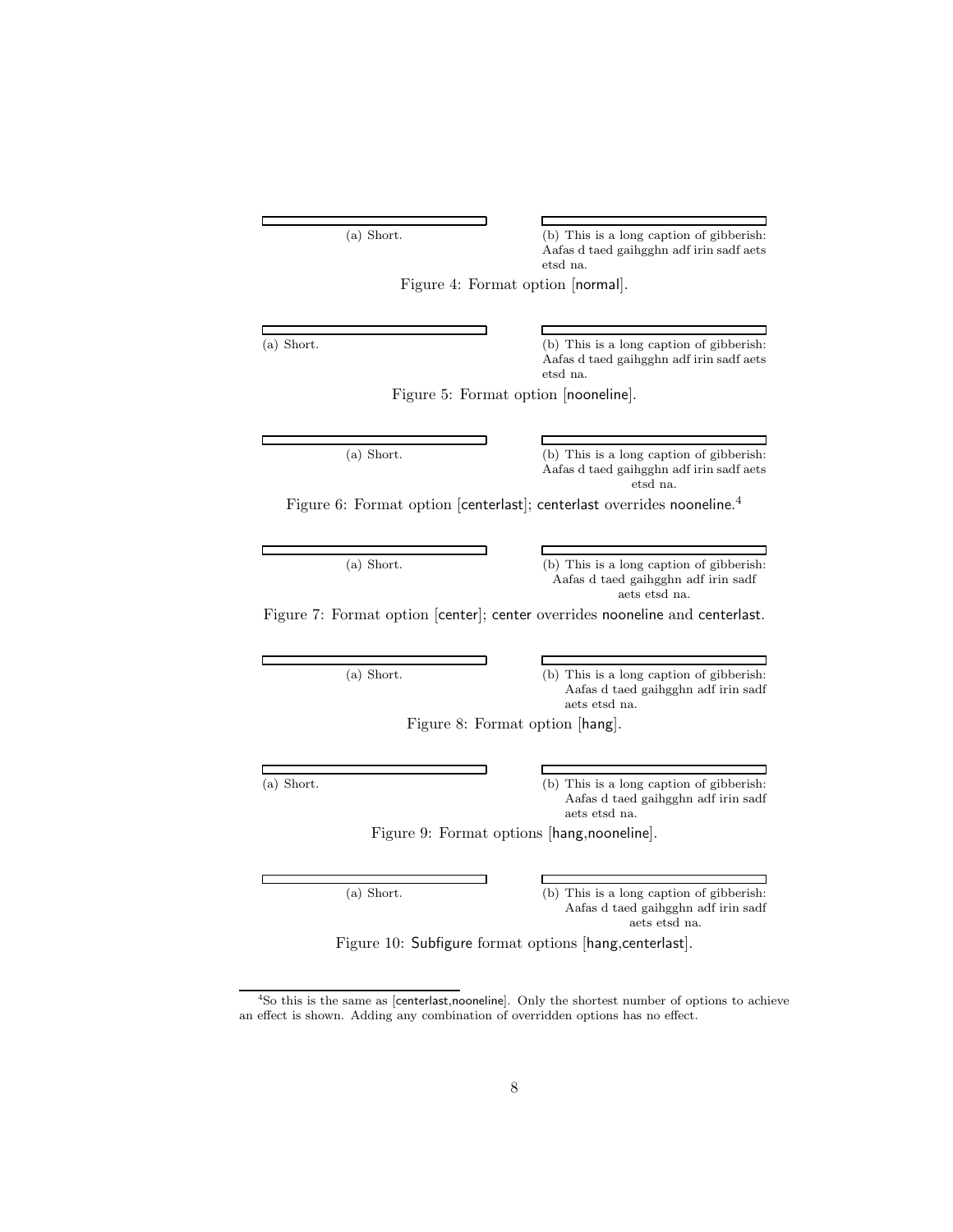(a) Short.

(b) This is a long caption of gibberish: Aafas d taed gaihgghn adf irin sadf aets etsd na.

Figure 4: Format option [normal].

(a) Short.

(b) This is a long caption of gibberish: Aafas d taed gaihgghn adf irin sadf aets etsd na.

Figure 5: Format option [nooneline].

(a) Short.

(b) This is a long caption of gibberish: Aafas d taed gaihgghn adf irin sadf aets etsd na.

Figure 6: Format option [centerlast]; centerlast overrides nooneline.[4]

(a) Short.

(b) This is a long caption of gibberish: Aafas d taed gaihgghn adf irin sadf aets etsd na.

Figure 7: Format option [center]; center overrides nooneline and centerlast.

(a) Short.

(b) This is a long caption of gibberish: Aafas d taed gaihgghn adf irin sadf aets etsd na.

Figure 8: Format option [hang].

(a) Short.

(b) This is a long caption of gibberish: Aafas d taed gaihgghn adf irin sadf aets etsd na.

Figure 9: Format options [hang,nooneline].

(a) Short.

(b) This is a long caption of gibberish: Aafas d taed gaihgghn adf irin sadf aets etsd na.

Figure 10: Subfigure format options [hang,centerlast].

---

[4]So this is the same as [centerlast,nooneline]. Only the shortest number of options to achieve an effect is shown. Adding any combination of overridden options has no effect.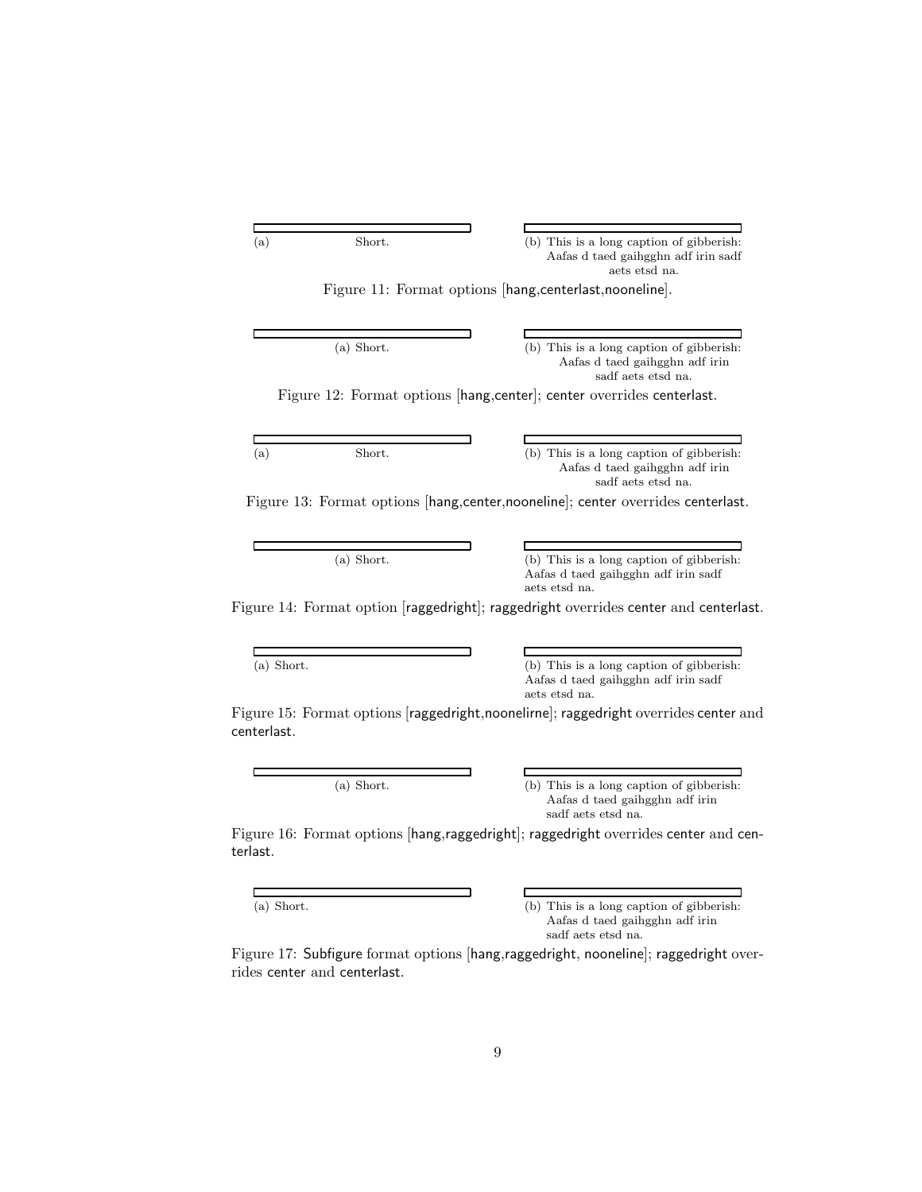(a) Short.

(b) This is a long caption of gibberish: Aafas d taed gaihgghn adf irin sadf aets etsd na.

Figure 11: Format options [hang,centerlast,nooneline].

(a) Short.

(b) This is a long caption of gibberish: Aafas d taed gaihgghn adf irin sadf aets etsd na.

Figure 12: Format options [hang,center]; center overrides centerlast.

(a) Short.

(b) This is a long caption of gibberish: Aafas d taed gaihgghn adf irin sadf aets etsd na.

Figure 13: Format options [hang,center,nooneline]; center overrides centerlast.

(a) Short.

(b) This is a long caption of gibberish: Aafas d taed gaihgghn adf irin sadf aets etsd na.

Figure 14: Format option [raggedright]; raggedright overrides center and centerlast.

(a) Short.

(b) This is a long caption of gibberish: Aafas d taed gaihgghn adf irin sadf aets etsd na.

Figure 15: Format options [raggedright,noonelirne]; raggedright overrides center and centerlast.

(a) Short.

(b) This is a long caption of gibberish: Aafas d taed gaihgghn adf irin sadf aets etsd na.

Figure 16: Format options [hang,raggedright]; raggedright overrides center and centerlast.

(a) Short.

(b) This is a long caption of gibberish: Aafas d taed gaihgghn adf irin sadf aets etsd na.

Figure 17: Subfigure format options [hang,raggedright, nooneline]; raggedright overrides center and centerlast.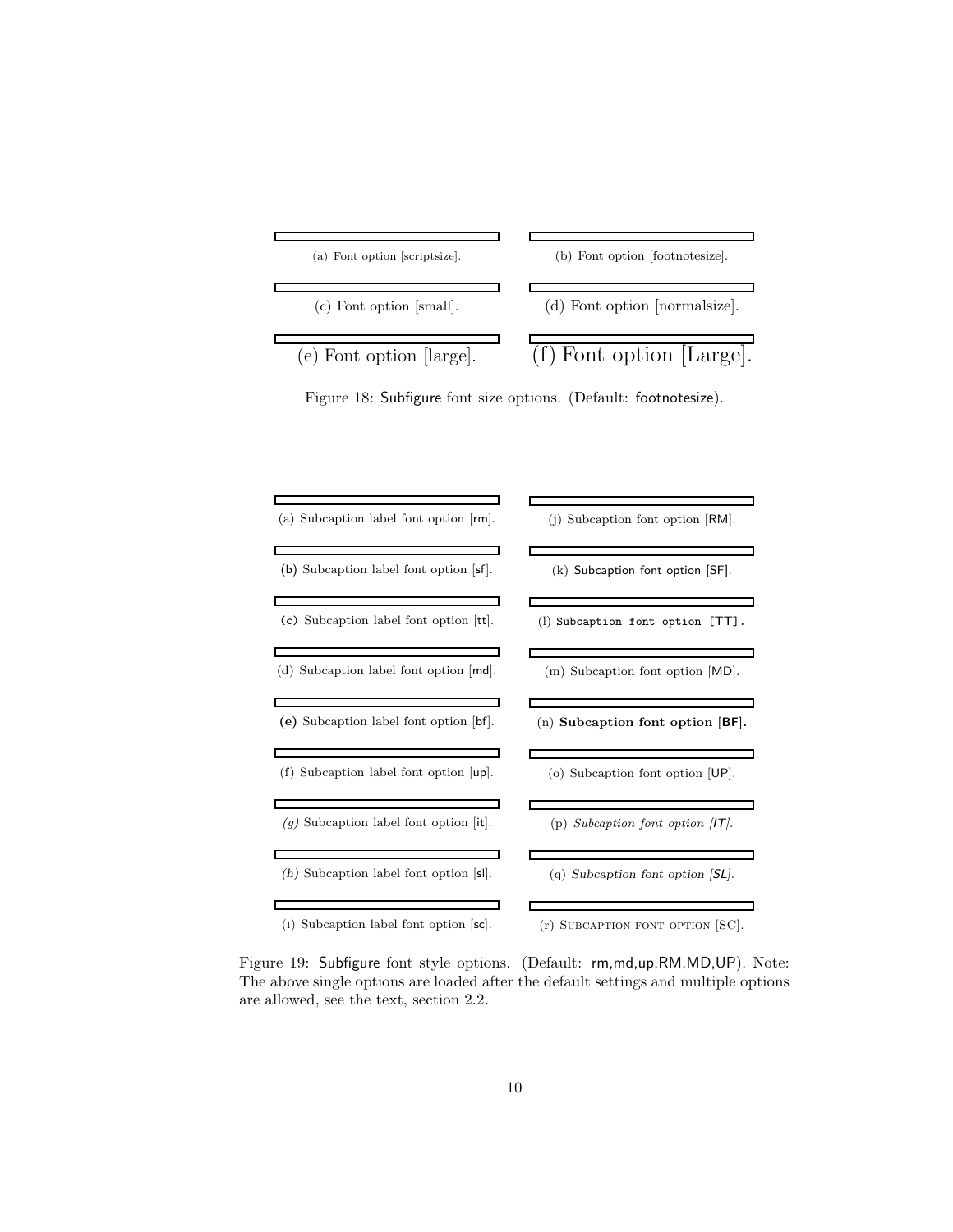(a) Font option [scriptsize].

(b) Font option [footnotesize].

(c) Font option [small].

(d) Font option [normalsize].

(e) Font option [large].

(f) Font option [Large].

Figure 18: Subfigure font size options. (Default: footnotesize).

(a) Subcaption label font option [rm].

(b) Subcaption label font option [sf].

(c) Subcaption label font option [tt].

(d) Subcaption label font option [md].

**(e)** Subcaption label font option [bf].

(f) Subcaption label font option [up].

*(g)* Subcaption label font option [it].

*(h)* Subcaption label font option [sl].

(i) Subcaption label font option [sc].

(j) Subcaption font option [RM].

(k) Subcaption font option [SF].

(l) `Subcaption font option [TT].`

(m) Subcaption font option [MD].

(n) **Subcaption font option [BF].**

(o) Subcaption font option [UP].

(p) *Subcaption font option [IT].*

(q) *Subcaption font option [SL].*

(r) SUBCAPTION FONT OPTION [SC].

Figure 19: Subfigure font style options. (Default: rm,md,up,RM,MD,UP). Note: The above single options are loaded after the default settings and multiple options are allowed, see the text, section 2.2.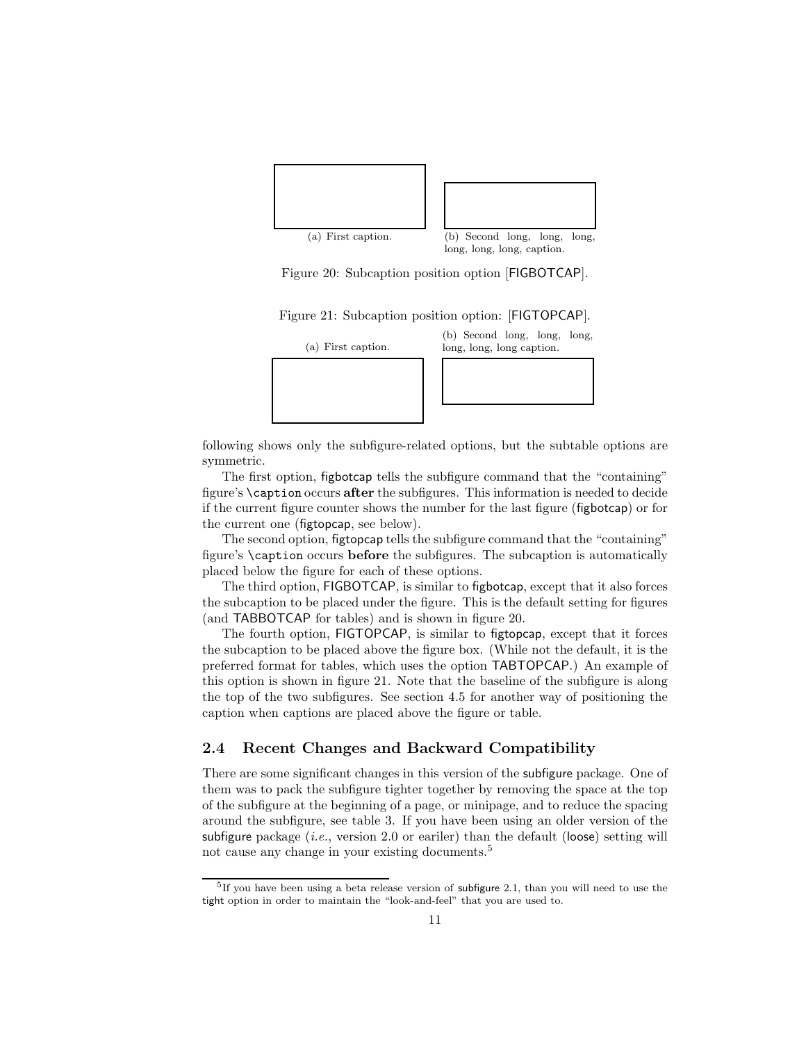(a) First caption.

(b) Second long, long, long, long, long, long, caption.

Figure 20: Subcaption position option [FIGBOTCAP].

Figure 21: Subcaption position option: [FIGTOPCAP].

(a) First caption.

(b) Second long, long, long, long, long, long caption.

following shows only the subfigure-related options, but the subtable options are symmetric.

The first option, figbotcap tells the subfigure command that the "containing" figure's `\caption` occurs **after** the subfigures. This information is needed to decide if the current figure counter shows the number for the last figure (figbotcap) or for the current one (figtopcap, see below).

The second option, figtopcap tells the subfigure command that the "containing" figure's `\caption` occurs **before** the subfigures. The subcaption is automatically placed below the figure for each of these options.

The third option, FIGBOTCAP, is similar to figbotcap, except that it also forces the subcaption to be placed under the figure. This is the default setting for figures (and TABBOTCAP for tables) and is shown in figure 20.

The fourth option, FIGTOPCAP, is similar to figtopcap, except that it forces the subcaption to be placed above the figure box. (While not the default, it is the preferred format for tables, which uses the option TABTOPCAP.) An example of this option is shown in figure 21. Note that the baseline of the subfigure is along the top of the two subfigures. See section 4.5 for another way of positioning the caption when captions are placed above the figure or table.

## 2.4 Recent Changes and Backward Compatibility

There are some significant changes in this version of the subfigure package. One of them was to pack the subfigure tighter together by removing the space at the top of the subfigure at the beginning of a page, or minipage, and to reduce the spacing around the subfigure, see table 3. If you have been using an older version of the subfigure package (*i.e.*, version 2.0 or eariler) than the default (loose) setting will not cause any change in your existing documents.[5]

[5] If you have been using a beta release version of subfigure 2.1, than you will need to use the tight option in order to maintain the "look-and-feel" that you are used to.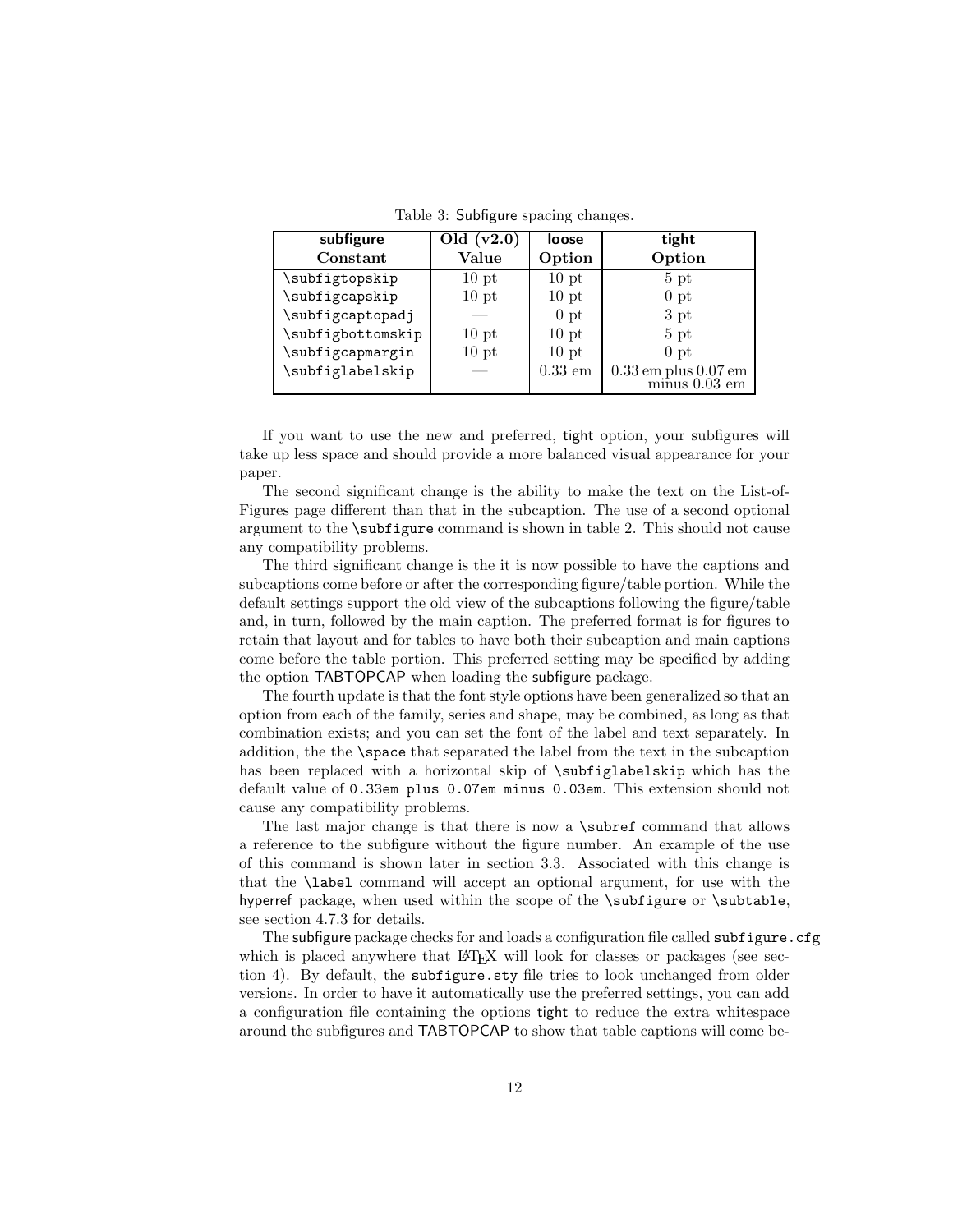Table 3: Subfigure spacing changes.

| subfigure Constant | Old (v2.0) Value | loose Option | tight Option |
|---|---|---|---|
| \subfigtopskip | 10 pt | 10 pt | 5 pt |
| \subfigcapskip | 10 pt | 10 pt | 0 pt |
| \subfigcaptopadj | — | 0 pt | 3 pt |
| \subfigbottomskip | 10 pt | 10 pt | 5 pt |
| \subfigcapmargin | 10 pt | 10 pt | 0 pt |
| \subfiglabelskip | — | 0.33 em | 0.33 em plus 0.07 em minus 0.03 em |

If you want to use the new and preferred, tight option, your subfigures will take up less space and should provide a more balanced visual appearance for your paper.

The second significant change is the ability to make the text on the List-of-Figures page different than that in the subcaption. The use of a second optional argument to the `\subfigure` command is shown in table 2. This should not cause any compatibility problems.

The third significant change is the it is now possible to have the captions and subcaptions come before or after the corresponding figure/table portion. While the default settings support the old view of the subcaptions following the figure/table and, in turn, followed by the main caption. The preferred format is for figures to retain that layout and for tables to have both their subcaption and main captions come before the table portion. This preferred setting may be specified by adding the option TABTOPCAP when loading the subfigure package.

The fourth update is that the font style options have been generalized so that an option from each of the family, series and shape, may be combined, as long as that combination exists; and you can set the font of the label and text separately. In addition, the the `\space` that separated the label from the text in the subcaption has been replaced with a horizontal skip of `\subfiglabelskip` which has the default value of `0.33em plus 0.07em minus 0.03em`. This extension should not cause any compatibility problems.

The last major change is that there is now a `\subref` command that allows a reference to the subfigure without the figure number. An example of the use of this command is shown later in section 3.3. Associated with this change is that the `\label` command will accept an optional argument, for use with the hyperref package, when used within the scope of the `\subfigure` or `\subtable`, see section 4.7.3 for details.

The subfigure package checks for and loads a configuration file called `subfigure.cfg` which is placed anywhere that LaTeX will look for classes or packages (see section 4). By default, the `subfigure.sty` file tries to look unchanged from older versions. In order to have it automatically use the preferred settings, you can add a configuration file containing the options tight to reduce the extra whitespace around the subfigures and TABTOPCAP to show that table captions will come be-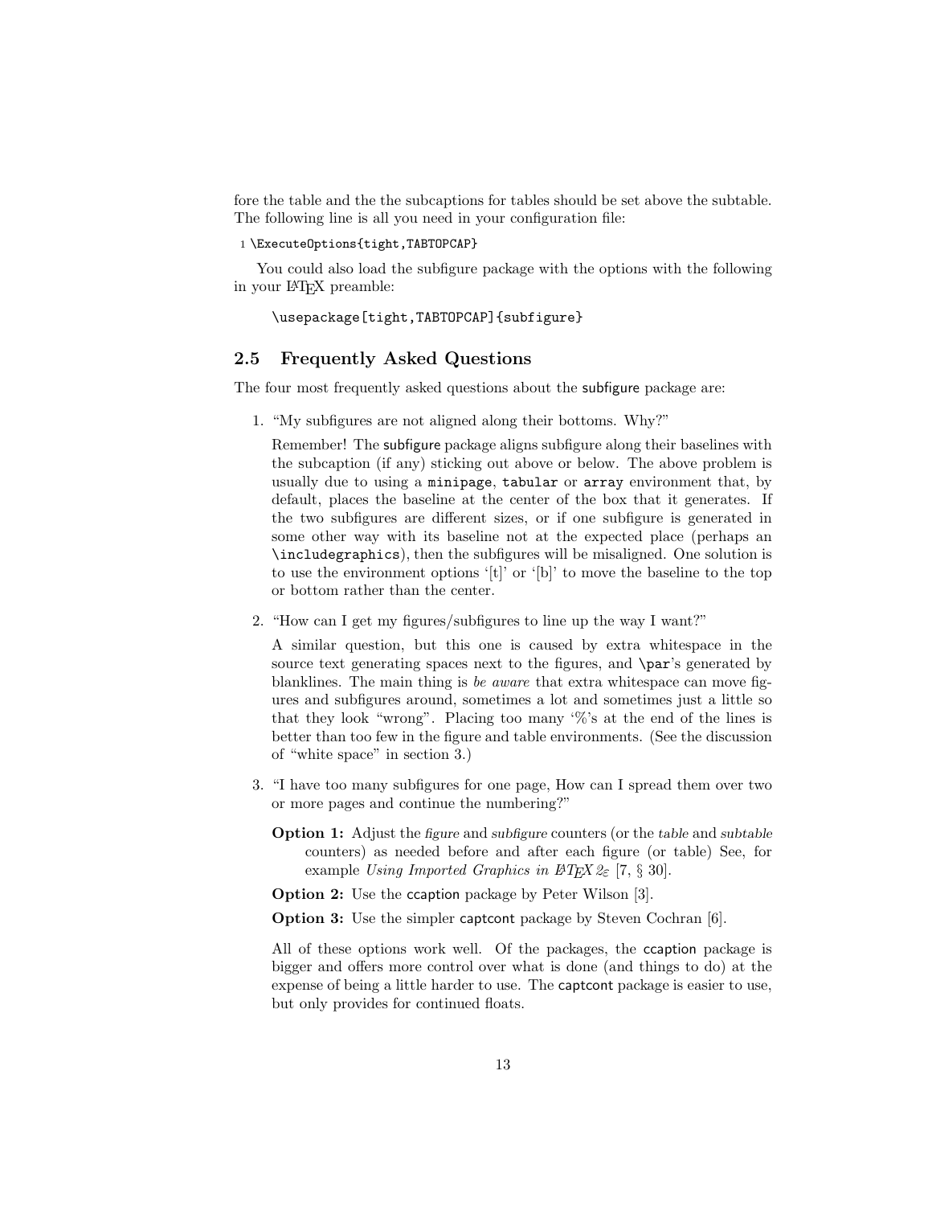fore the table and the the subcaptions for tables should be set above the subtable. The following line is all you need in your configuration file:

```
1 \ExecuteOptions{tight,TABTOPCAP}
```

You could also load the subfigure package with the options with the following in your LaTeX preamble:

```
\usepackage[tight,TABTOPCAP]{subfigure}
```

## 2.5 Frequently Asked Questions

The four most frequently asked questions about the subfigure package are:

1. "My subfigures are not aligned along their bottoms. Why?"

   Remember! The subfigure package aligns subfigure along their baselines with the subcaption (if any) sticking out above or below. The above problem is usually due to using a `minipage`, `tabular` or `array` environment that, by default, places the baseline at the center of the box that it generates. If the two subfigures are different sizes, or if one subfigure is generated in some other way with its baseline not at the expected place (perhaps an `\includegraphics`), then the subfigures will be misaligned. One solution is to use the environment options '[t]' or '[b]' to move the baseline to the top or bottom rather than the center.

2. "How can I get my figures/subfigures to line up the way I want?"

   A similar question, but this one is caused by extra whitespace in the source text generating spaces next to the figures, and `\par`'s generated by blanklines. The main thing is *be aware* that extra whitespace can move figures and subfigures around, sometimes a lot and sometimes just a little so that they look "wrong". Placing too many '%'s at the end of the lines is better than too few in the figure and table environments. (See the discussion of "white space" in section 3.)

3. "I have too many subfigures for one page, How can I spread them over two or more pages and continue the numbering?"

   **Option 1:** Adjust the *figure* and *subfigure* counters (or the *table* and *subtable* counters) as needed before and after each figure (or table) See, for example *Using Imported Graphics in LaTeX 2ε* [7, § 30].

   **Option 2:** Use the ccaption package by Peter Wilson [3].

   **Option 3:** Use the simpler captcont package by Steven Cochran [6].

   All of these options work well. Of the packages, the ccaption package is bigger and offers more control over what is done (and things to do) at the expense of being a little harder to use. The captcont package is easier to use, but only provides for continued floats.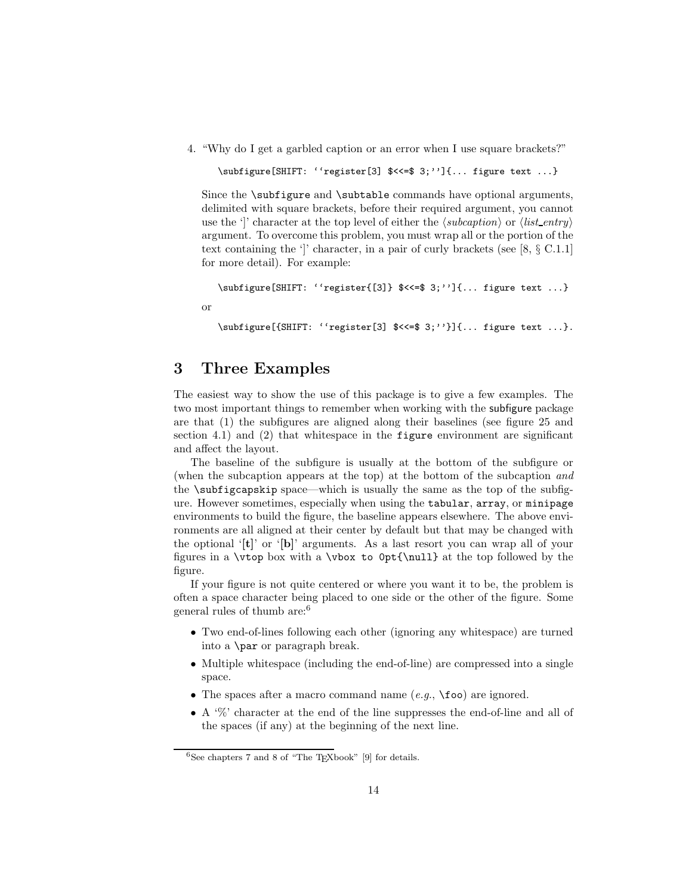4. "Why do I get a garbled caption or an error when I use square brackets?"

   ```
   \subfigure[SHIFT: ‘‘register[3] $<<=$ 3;’’]{... figure text ...}
   ```

   Since the `\subfigure` and `\subtable` commands have optional arguments, delimited with square brackets, before their required argument, you cannot use the ']' character at the top level of either the ⟨*subcaption*⟩ or ⟨*list_entry*⟩ argument. To overcome this problem, you must wrap all or the portion of the text containing the ']' character, in a pair of curly brackets (see [8, § C.1.1] for more detail). For example:

   ```
   \subfigure[SHIFT: ‘‘register{[3]} $<<=$ 3;’’]{... figure text ...}
   ```

   or

   ```
   \subfigure[{SHIFT: ‘‘register[3] $<<=$ 3;’’}]{... figure text ...}.
   ```

# 3 Three Examples

The easiest way to show the use of this package is to give a few examples. The two most important things to remember when working with the subfigure package are that (1) the subfigures are aligned along their baselines (see figure 25 and section 4.1) and (2) that whitespace in the `figure` environment are significant and affect the layout.

The baseline of the subfigure is usually at the bottom of the subfigure or (when the subcaption appears at the top) at the bottom of the subcaption *and* the `\subfigcapskip` space—which is usually the same as the top of the subfigure. However sometimes, especially when using the `tabular`, `array`, or `minipage` environments to build the figure, the baseline appears elsewhere. The above environments are all aligned at their center by default but that may be changed with the optional '**[t]**' or '**[b]**' arguments. As a last resort you can wrap all of your figures in a `\vtop` box with a `\vbox to 0pt{\null}` at the top followed by the figure.

If your figure is not quite centered or where you want it to be, the problem is often a space character being placed to one side or the other of the figure. Some general rules of thumb are:[6]

- Two end-of-lines following each other (ignoring any whitespace) are turned into a `\par` or paragraph break.
- Multiple whitespace (including the end-of-line) are compressed into a single space.
- The spaces after a macro command name (*e.g.*, `\foo`) are ignored.
- A '%' character at the end of the line suppresses the end-of-line and all of the spaces (if any) at the beginning of the next line.

[6] See chapters 7 and 8 of "The TEXbook" [9] for details.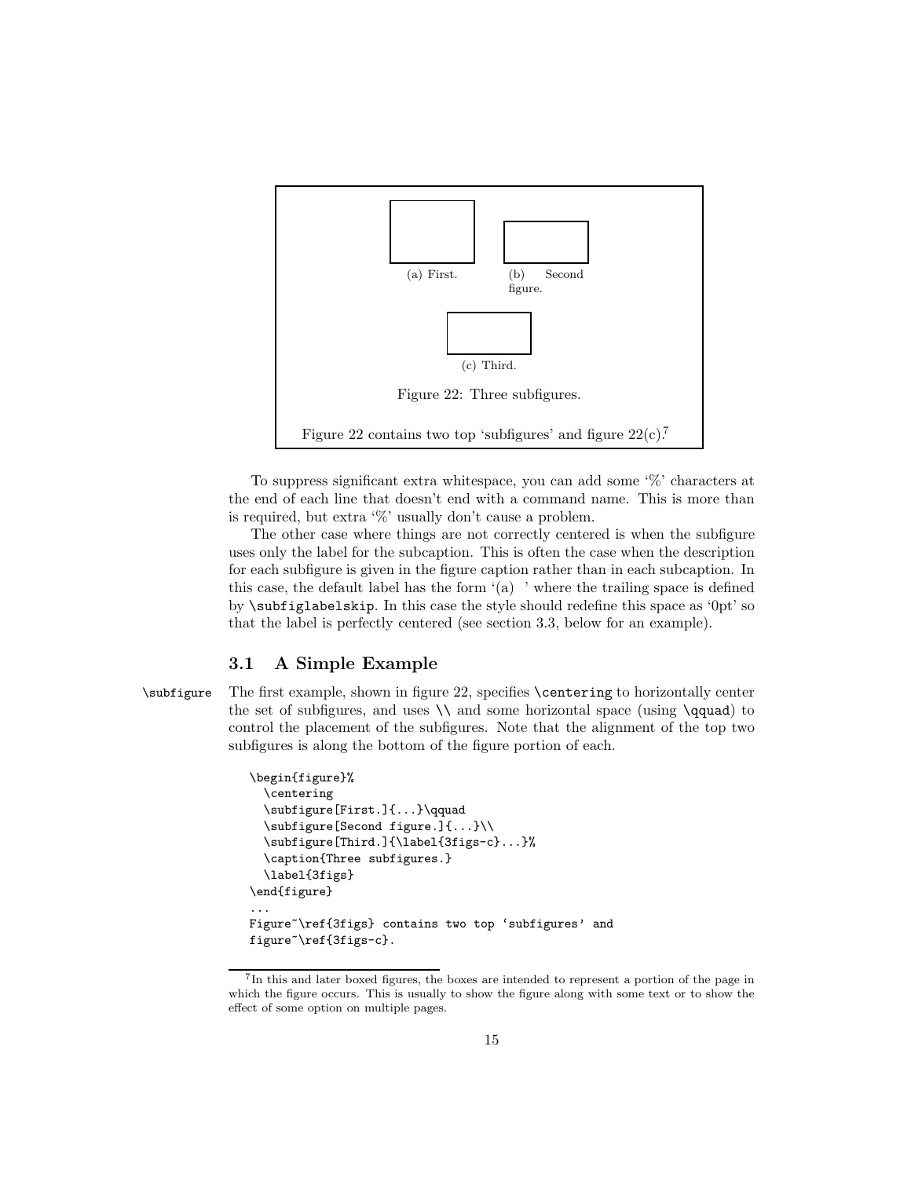(a) First.

(b) Second figure.

(c) Third.

Figure 22: Three subfigures.

Figure 22 contains two top 'subfigures' and figure 22(c).[7]

To suppress significant extra whitespace, you can add some '%' characters at the end of each line that doesn't end with a command name. This is more than is required, but extra '%' usually don't cause a problem.

The other case where things are not correctly centered is when the subfigure uses only the label for the subcaption. This is often the case when the description for each subfigure is given in the figure caption rather than in each subcaption. In this case, the default label has the form '(a)  ' where the trailing space is defined by `\subfiglabelskip`. In this case the style should redefine this space as '0pt' so that the label is perfectly centered (see section 3.3, below for an example).

## 3.1 A Simple Example

`\subfigure` The first example, shown in figure 22, specifies `\centering` to horizontally center the set of subfigures, and uses `\\` and some horizontal space (using `\qquad`) to control the placement of the subfigures. Note that the alignment of the top two subfigures is along the bottom of the figure portion of each.

```
\begin{figure}%
  \centering
  \subfigure[First.]{...}\qquad
  \subfigure[Second figure.]{...}\\
  \subfigure[Third.]{\label{3figs-c}...}%
  \caption{Three subfigures.}
  \label{3figs}
\end{figure}
...
Figure~\ref{3figs} contains two top `subfigures' and
figure~\ref{3figs-c}.
```

[7] In this and later boxed figures, the boxes are intended to represent a portion of the page in which the figure occurs. This is usually to show the figure along with some text or to show the effect of some option on multiple pages.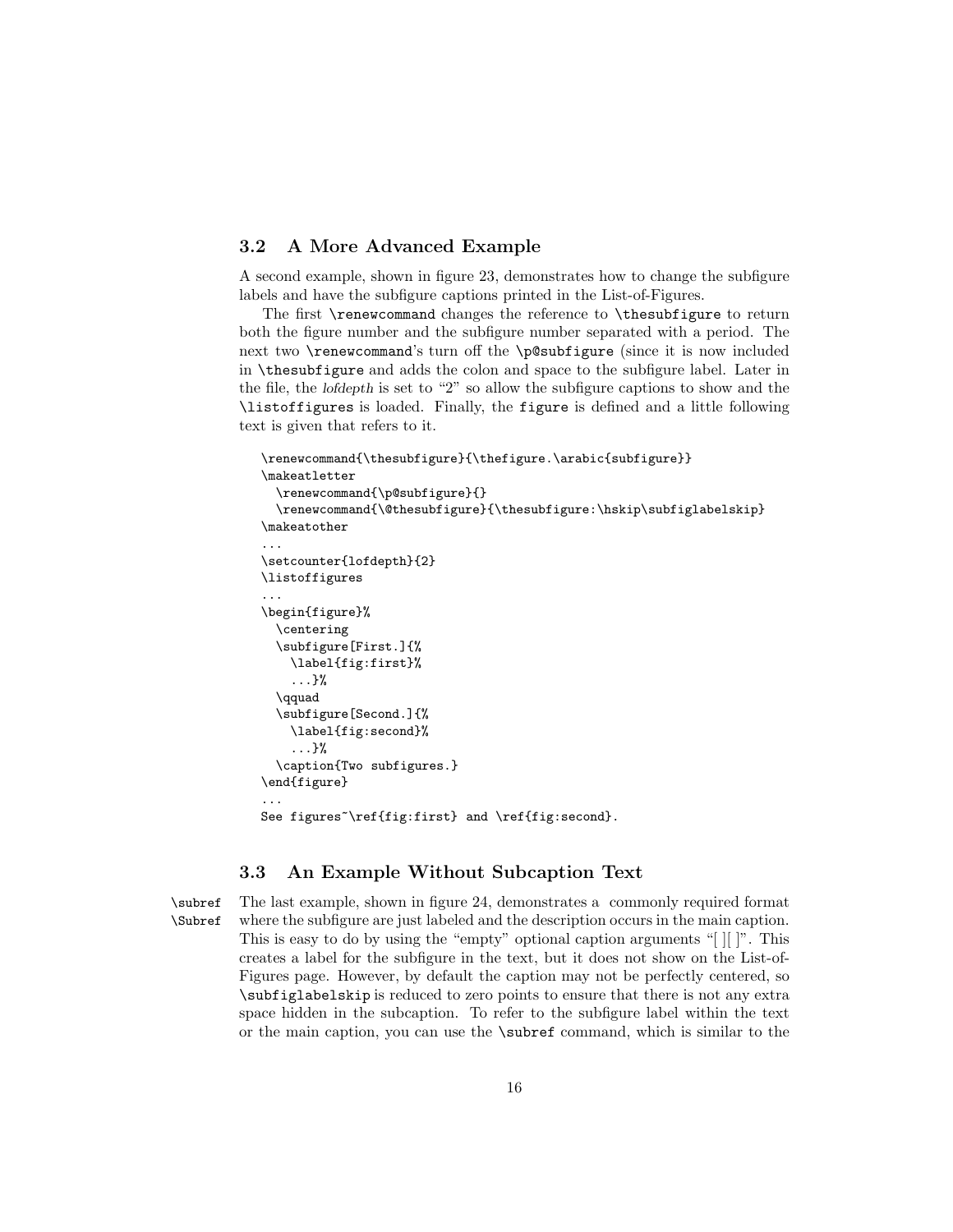### 3.2 A More Advanced Example

A second example, shown in figure 23, demonstrates how to change the subfigure labels and have the subfigure captions printed in the List-of-Figures.

The first `\renewcommand` changes the reference to `\thesubfigure` to return both the figure number and the subfigure number separated with a period. The next two `\renewcommand`'s turn off the `\p@subfigure` (since it is now included in `\thesubfigure` and adds the colon and space to the subfigure label. Later in the file, the *lofdepth* is set to "2" so allow the subfigure captions to show and the `\listoffigures` is loaded. Finally, the `figure` is defined and a little following text is given that refers to it.

```
\renewcommand{\thesubfigure}{\thefigure.\arabic{subfigure}}
\makeatletter
  \renewcommand{\p@subfigure}{}
  \renewcommand{\@thesubfigure}{\thesubfigure:\hskip\subfiglabelskip}
\makeatother
...
\setcounter{lofdepth}{2}
\listoffigures
...
\begin{figure}%
  \centering
  \subfigure[First.]{%
    \label{fig:first}%
    ...}%
  \qquad
  \subfigure[Second.]{%
    \label{fig:second}%
    ...}%
  \caption{Two subfigures.}
\end{figure}
...
See figures~\ref{fig:first} and \ref{fig:second}.
```

### 3.3 An Example Without Subcaption Text

`\subref`
`\Subref`

The last example, shown in figure 24, demonstrates a commonly required format where the subfigure are just labeled and the description occurs in the main caption. This is easy to do by using the "empty" optional caption arguments "[ ][ ]". This creates a label for the subfigure in the text, but it does not show on the List-of-Figures page. However, by default the caption may not be perfectly centered, so `\subfiglabelskip` is reduced to zero points to ensure that there is not any extra space hidden in the subcaption. To refer to the subfigure label within the text or the main caption, you can use the `\subref` command, which is similar to the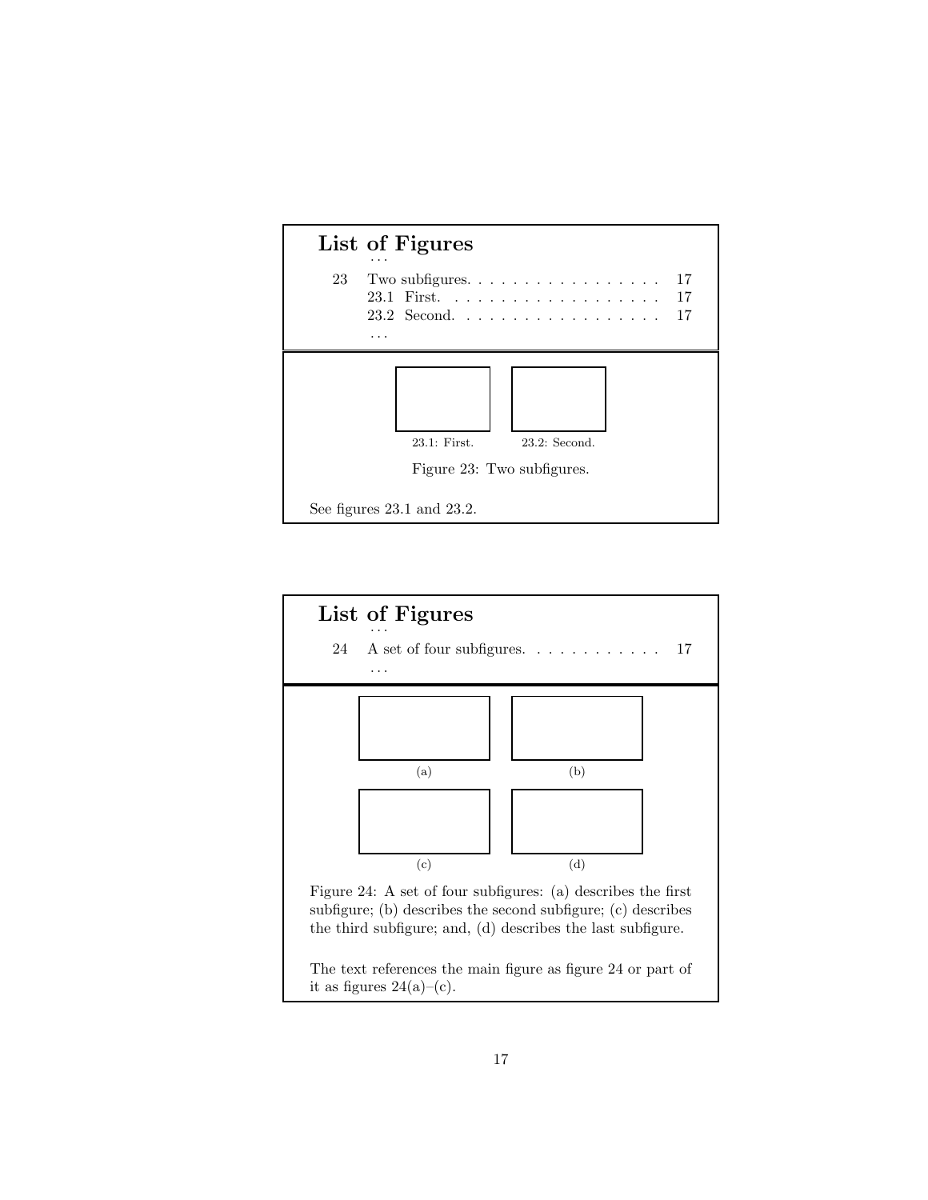## List of Figures

...

23 Two subfigures. . . . . . . . . . . . . . . . . . 17
  23.1 First. . . . . . . . . . . . . . . . . . . . 17
  23.2 Second. . . . . . . . . . . . . . . . . . . 17

...

23.1: First.  23.2: Second.

Figure 23: Two subfigures.

See figures 23.1 and 23.2.

## List of Figures

...

24 A set of four subfigures. . . . . . . . . . . . . 17

...

(a) (b)

(c) (d)

Figure 24: A set of four subfigures: (a) describes the first subfigure; (b) describes the second subfigure; (c) describes the third subfigure; and, (d) describes the last subfigure.

The text references the main figure as figure 24 or part of it as figures 24(a)–(c).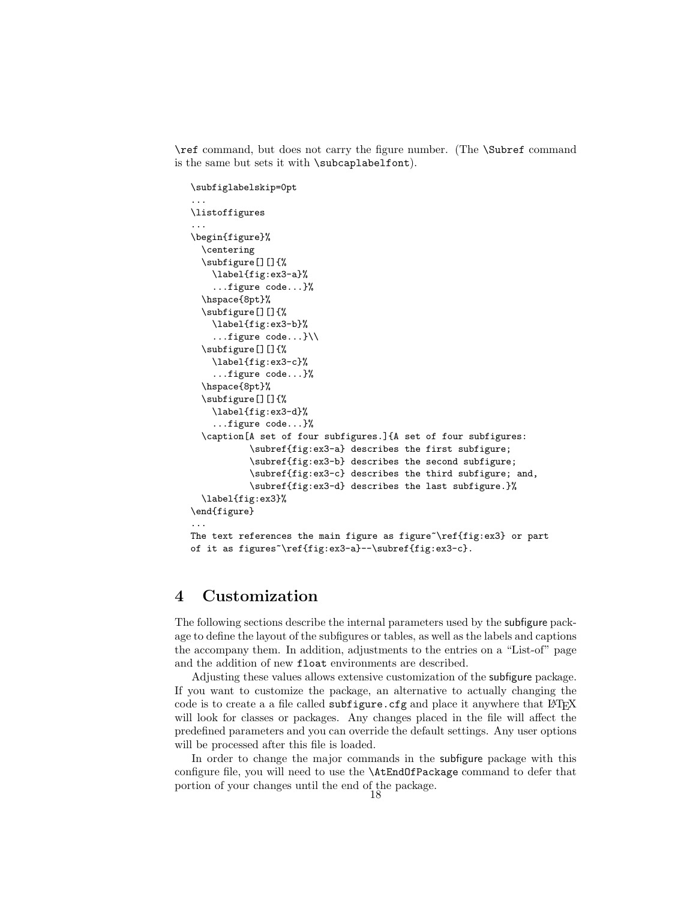\ref command, but does not carry the figure number. (The \Subref command is the same but sets it with \subcaplabelfont).

```
\subfiglabelskip=0pt
...
\listoffigures
...
\begin{figure}%
  \centering
  \subfigure[][]{%
    \label{fig:ex3-a}%
    ...figure code...}%
  \hspace{8pt}%
  \subfigure[][]{%
    \label{fig:ex3-b}%
    ...figure code...}\\
  \subfigure[][]{%
    \label{fig:ex3-c}%
    ...figure code...}%
  \hspace{8pt}%
  \subfigure[][]{%
    \label{fig:ex3-d}%
    ...figure code...}%
  \caption[A set of four subfigures.]{A set of four subfigures:
           \subref{fig:ex3-a} describes the first subfigure;
           \subref{fig:ex3-b} describes the second subfigure;
           \subref{fig:ex3-c} describes the third subfigure; and,
           \subref{fig:ex3-d} describes the last subfigure.}%
  \label{fig:ex3}%
\end{figure}
...
The text references the main figure as figure~\ref{fig:ex3} or part
of it as figures~\ref{fig:ex3-a}--\subref{fig:ex3-c}.
```

# 4 Customization

The following sections describe the internal parameters used by the subfigure package to define the layout of the subfigures or tables, as well as the labels and captions the accompany them. In addition, adjustments to the entries on a "List-of" page and the addition of new `float` environments are described.

Adjusting these values allows extensive customization of the subfigure package. If you want to customize the package, an alternative to actually changing the code is to create a a file called `subfigure.cfg` and place it anywhere that LaTeX will look for classes or packages. Any changes placed in the file will affect the predefined parameters and you can override the default settings. Any user options will be processed after this file is loaded.

In order to change the major commands in the subfigure package with this configure file, you will need to use the `\AtEndOfPackage` command to defer that portion of your changes until the end of the package.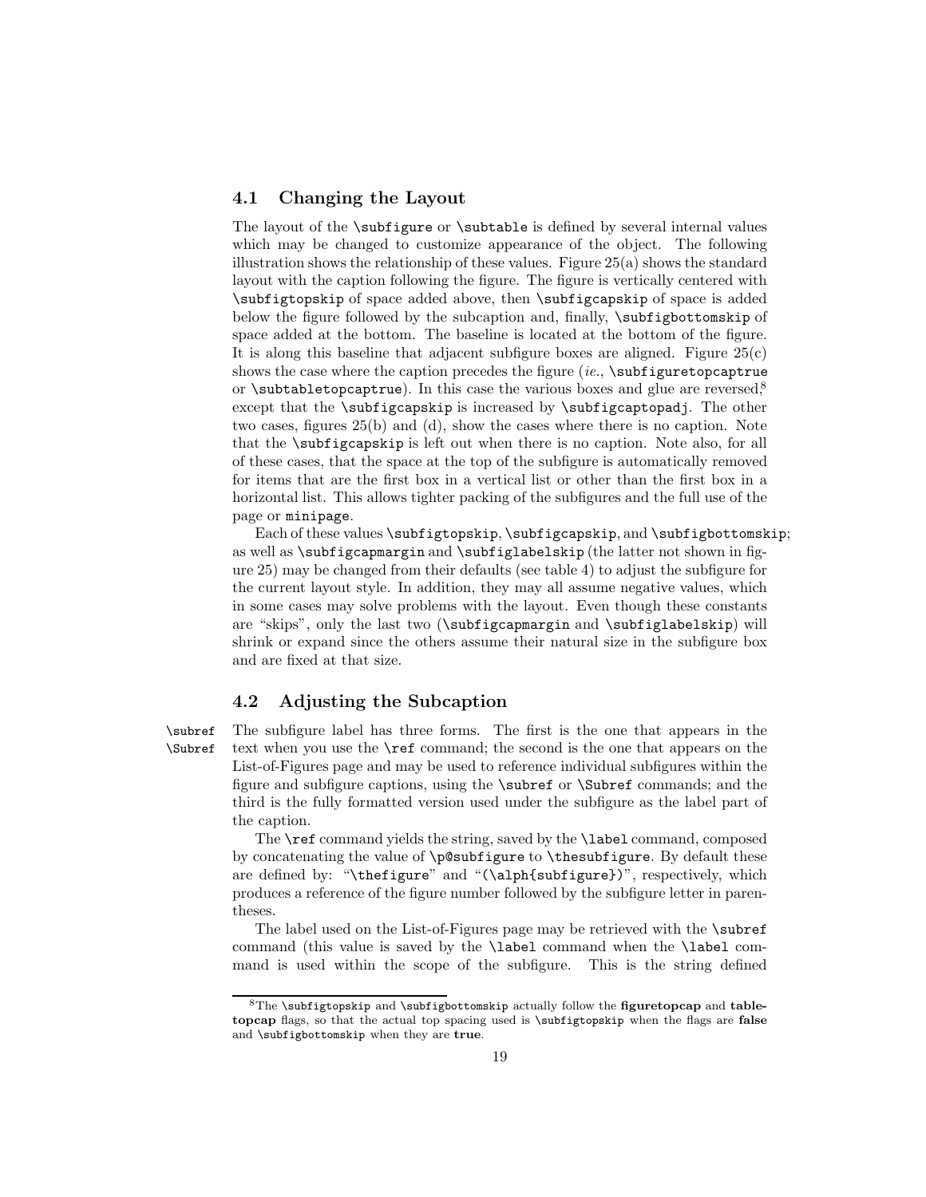### 4.1 Changing the Layout

The layout of the `\subfigure` or `\subtable` is defined by several internal values which may be changed to customize appearance of the object. The following illustration shows the relationship of these values. Figure 25(a) shows the standard layout with the caption following the figure. The figure is vertically centered with `\subfigtopskip` of space added above, then `\subfigcapskip` of space is added below the figure followed by the subcaption and, finally, `\subfigbottomskip` of space added at the bottom. The baseline is located at the bottom of the figure. It is along this baseline that adjacent subfigure boxes are aligned. Figure 25(c) shows the case where the caption precedes the figure (*ie.*, `\subfiguretopcaptrue` or `\subtabletopcaptrue`). In this case the various boxes and glue are reversed,[8] except that the `\subfigcapskip` is increased by `\subfigcaptopadj`. The other two cases, figures 25(b) and (d), show the cases where there is no caption. Note that the `\subfigcapskip` is left out when there is no caption. Note also, for all of these cases, that the space at the top of the subfigure is automatically removed for items that are the first box in a vertical list or other than the first box in a horizontal list. This allows tighter packing of the subfigures and the full use of the page or `minipage`.

Each of these values `\subfigtopskip`, `\subfigcapskip`, and `\subfigbottomskip`; as well as `\subfigcapmargin` and `\subfiglabelskip` (the latter not shown in figure 25) may be changed from their defaults (see table 4) to adjust the subfigure for the current layout style. In addition, they may all assume negative values, which in some cases may solve problems with the layout. Even though these constants are "skips", only the last two (`\subfigcapmargin` and `\subfiglabelskip`) will shrink or expand since the others assume their natural size in the subfigure box and are fixed at that size.

### 4.2 Adjusting the Subcaption

`\subref` `\Subref`

The subfigure label has three forms. The first is the one that appears in the text when you use the `\ref` command; the second is the one that appears on the List-of-Figures page and may be used to reference individual subfigures within the figure and subfigure captions, using the `\subref` or `\Subref` commands; and the third is the fully formatted version used under the subfigure as the label part of the caption.

The `\ref` command yields the string, saved by the `\label` command, composed by concatenating the value of `\p@subfigure` to `\thesubfigure`. By default these are defined by: "`\thefigure`" and "`(\alph{subfigure})`", respectively, which produces a reference of the figure number followed by the subfigure letter in parentheses.

The label used on the List-of-Figures page may be retrieved with the `\subref` command (this value is saved by the `\label` command when the `\label` command is used within the scope of the subfigure. This is the string defined

[8] The `\subfigtopskip` and `\subfigbottomskip` actually follow the **figuretopcap** and **tabletopcap** flags, so that the actual top spacing used is `\subfigtopskip` when the flags are **false** and `\subfigbottomskip` when they are **true**.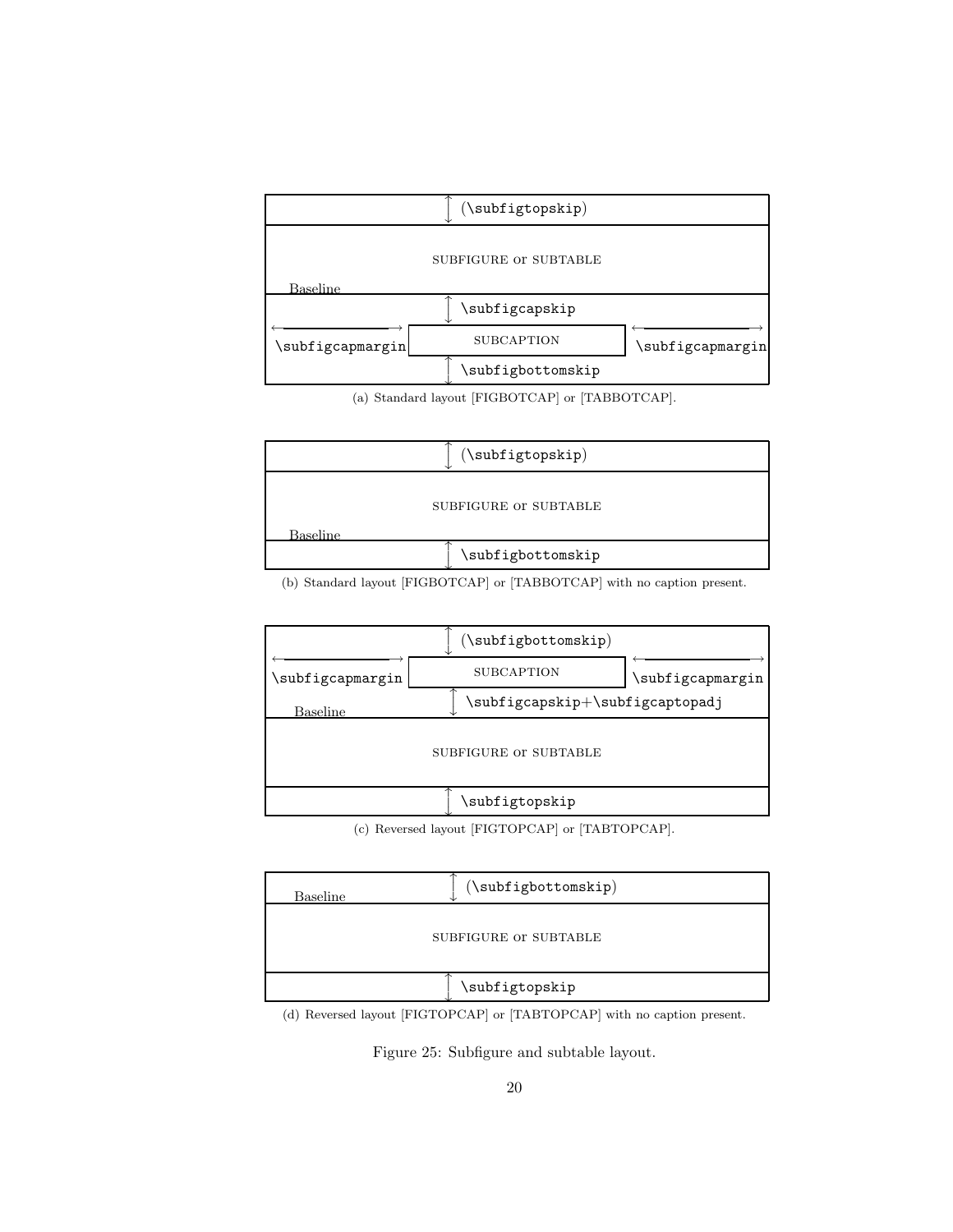(\subfigtopskip)

SUBFIGURE OR SUBTABLE

Baseline

\subfigcapskip

\subfigcapmargin SUBCAPTION \subfigcapmargin

\subfigbottomskip

(a) Standard layout [FIGBOTCAP] or [TABBOTCAP].

(\subfigtopskip)

SUBFIGURE OR SUBTABLE

Baseline

\subfigbottomskip

(b) Standard layout [FIGBOTCAP] or [TABBOTCAP] with no caption present.

(\subfigbottomskip)

\subfigcapmargin SUBCAPTION \subfigcapmargin

Baseline \subfigcapskip+\subfigcaptopadj

SUBFIGURE OR SUBTABLE

\subfigtopskip

(c) Reversed layout [FIGTOPCAP] or [TABTOPCAP].

Baseline (\subfigbottomskip)

SUBFIGURE OR SUBTABLE

\subfigtopskip

(d) Reversed layout [FIGTOPCAP] or [TABTOPCAP] with no caption present.

Figure 25: Subfigure and subtable layout.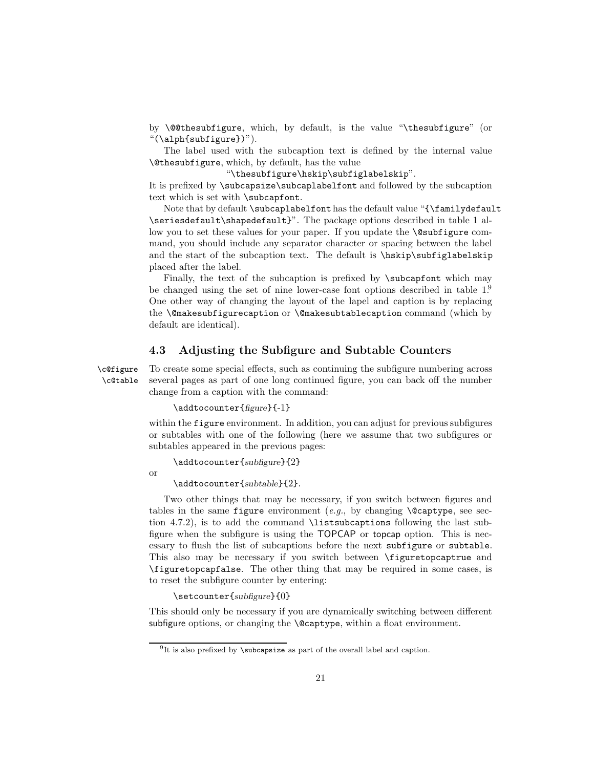by `\@@thesubfigure`, which, by default, is the value "`\thesubfigure`" (or "`(\alph{subfigure})`").

The label used with the subcaption text is defined by the internal value `\@thesubfigure`, which, by default, has the value

"`\thesubfigure\hskip\subfiglabelskip`".

It is prefixed by `\subcapsize\subcaplabelfont` and followed by the subcaption text which is set with `\subcapfont`.

Note that by default `\subcaplabelfont` has the default value "`{\familydefault \seriesdefault\shapedefault}`". The package options described in table 1 allow you to set these values for your paper. If you update the `\@subfigure` command, you should include any separator character or spacing between the label and the start of the subcaption text. The default is `\hskip\subfiglabelskip` placed after the label.

Finally, the text of the subcaption is prefixed by `\subcapfont` which may be changed using the set of nine lower-case font options described in table 1.[9] One other way of changing the layout of the lapel and caption is by replacing the `\@makesubfigurecaption` or `\@makesubtablecaption` command (which by default are identical).

### 4.3 Adjusting the Subfigure and Subtable Counters

`\c@figure` `\c@table`

To create some special effects, such as continuing the subfigure numbering across several pages as part of one long continued figure, you can back off the number change from a caption with the command:

```
\addtocounter{figure}{-1}
```

within the `figure` environment. In addition, you can adjust for previous subfigures or subtables with one of the following (here we assume that two subfigures or subtables appeared in the previous pages:

```
\addtocounter{subfigure}{2}
```

or

```
\addtocounter{subtable}{2}.
```

Two other things that may be necessary, if you switch between figures and tables in the same `figure` environment (*e.g.*, by changing `\@captype`, see section 4.7.2), is to add the command `\listsubcaptions` following the last subfigure when the subfigure is using the TOPCAP or topcap option. This is necessary to flush the list of subcaptions before the next `subfigure` or `subtable`. This also may be necessary if you switch between `\figuretopcaptrue` and `\figuretopcapfalse`. The other thing that may be required in some cases, is to reset the subfigure counter by entering:

```
\setcounter{subfigure}{0}
```

This should only be necessary if you are dynamically switching between different subfigure options, or changing the `\@captype`, within a float environment.

---

[9] It is also prefixed by `\subcapsize` as part of the overall label and caption.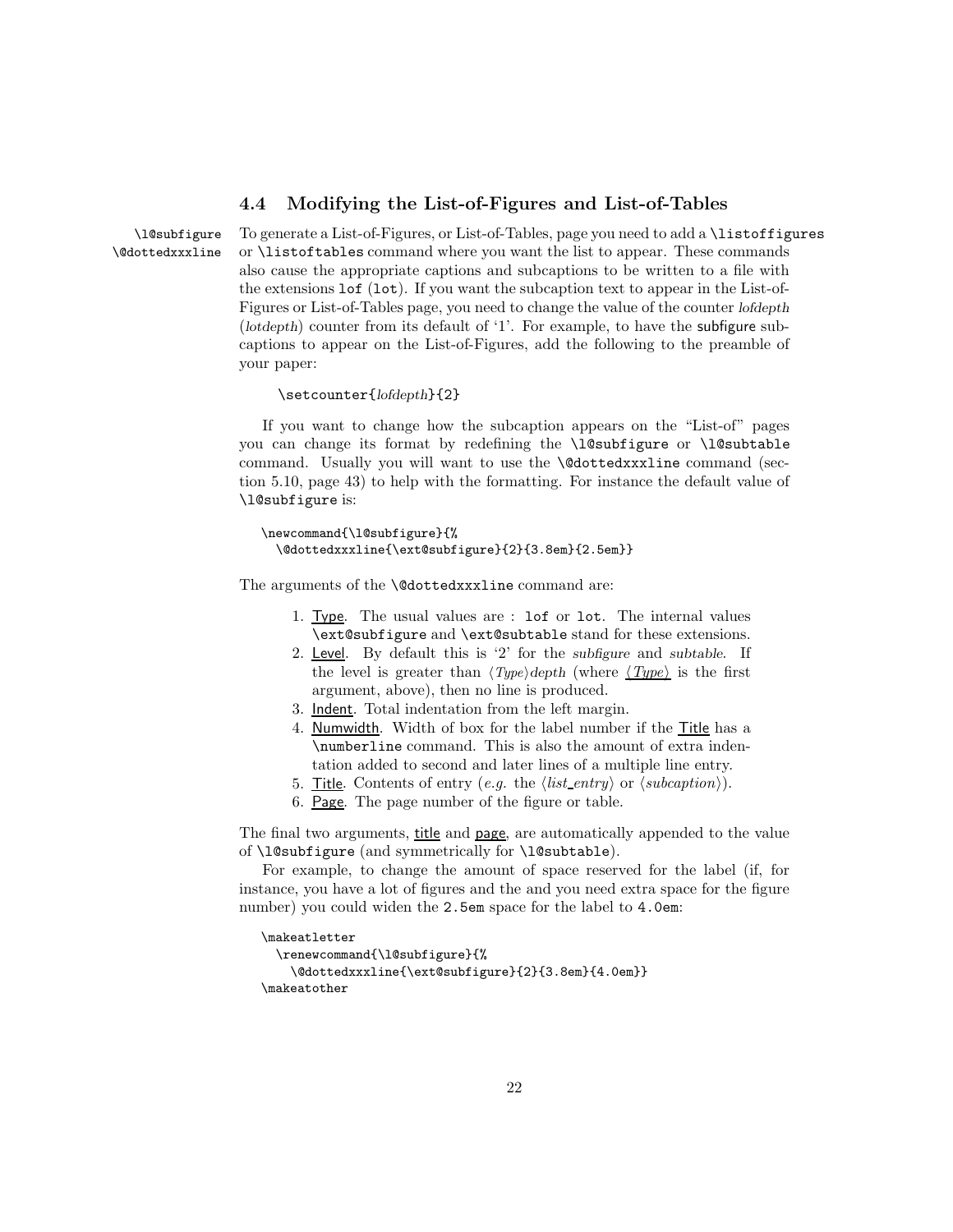### 4.4 Modifying the List-of-Figures and List-of-Tables

`\l@subfigure`
`\@dottedxxxline`

To generate a List-of-Figures, or List-of-Tables, page you need to add a `\listoffigures` or `\listoftables` command where you want the list to appear. These commands also cause the appropriate captions and subcaptions to be written to a file with the extensions `lof` (`lot`). If you want the subcaption text to appear in the List-of-Figures or List-of-Tables page, you need to change the value of the counter *lofdepth* (*lotdepth*) counter from its default of '1'. For example, to have the subfigure subcaptions to appear on the List-of-Figures, add the following to the preamble of your paper:

```
\setcounter{lofdepth}{2}
```

If you want to change how the subcaption appears on the "List-of" pages you can change its format by redefining the `\l@subfigure` or `\l@subtable` command. Usually you will want to use the `\@dottedxxxline` command (section 5.10, page 43) to help with the formatting. For instance the default value of `\l@subfigure` is:

```
\newcommand{\l@subfigure}{%
  \@dottedxxxline{\ext@subfigure}{2}{3.8em}{2.5em}}
```

The arguments of the `\@dottedxxxline` command are:

1. Type. The usual values are : `lof` or `lot`. The internal values `\ext@subfigure` and `\ext@subtable` stand for these extensions.
2. Level. By default this is '2' for the *subfigure* and *subtable*. If the level is greater than ⟨*Type*⟩*depth* (where ⟨*Type*⟩ is the first argument, above), then no line is produced.
3. Indent. Total indentation from the left margin.
4. Numwidth. Width of box for the label number if the Title has a `\numberline` command. This is also the amount of extra indentation added to second and later lines of a multiple line entry.
5. Title. Contents of entry (*e.g.* the ⟨*list_entry*⟩ or ⟨*subcaption*⟩).
6. Page. The page number of the figure or table.

The final two arguments, title and page, are automatically appended to the value of `\l@subfigure` (and symmetrically for `\l@subtable`).

For example, to change the amount of space reserved for the label (if, for instance, you have a lot of figures and the and you need extra space for the figure number) you could widen the `2.5em` space for the label to `4.0em`:

```
\makeatletter
  \renewcommand{\l@subfigure}{%
    \@dottedxxxline{\ext@subfigure}{2}{3.8em}{4.0em}}
\makeatother
```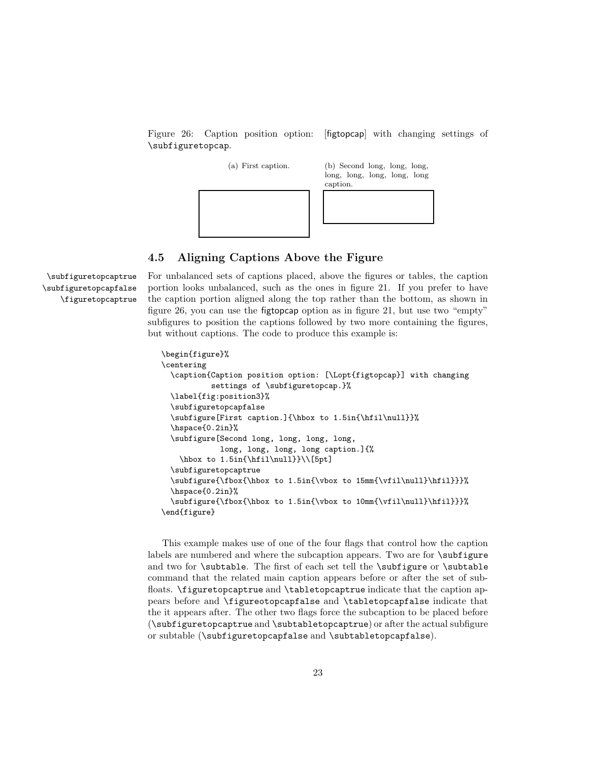Figure 26: Caption position option: [figtopcap] with changing settings of \subfiguretopcap.

(a) First caption.

(b) Second long, long, long, long, long, long, long, long caption.

## 4.5 Aligning Captions Above the Figure

\subfiguretopcaptrue
\subfiguretopcapfalse
\figuretopcaptrue

For unbalanced sets of captions placed, above the figures or tables, the caption portion looks unbalanced, such as the ones in figure 21. If you prefer to have the caption portion aligned along the top rather than the bottom, as shown in figure 26, you can use the figtopcap option as in figure 21, but use two "empty" subfigures to position the captions followed by two more containing the figures, but without captions. The code to produce this example is:

```
\begin{figure}%
\centering
  \caption{Caption position option: [\Lopt{figtopcap}] with changing
           settings of \subfiguretopcap.}%
  \label{fig:position3}%
  \subfiguretopcapfalse
  \subfigure[First caption.]{\hbox to 1.5in{\hfil\null}}%
  \hspace{0.2in}%
  \subfigure[Second long, long, long, long,
             long, long, long, long caption.]{%
    \hbox to 1.5in{\hfil\null}}\\[5pt]
  \subfiguretopcaptrue
  \subfigure{\fbox{\hbox to 1.5in{\vbox to 15mm{\vfil\null}\hfil}}}%
  \hspace{0.2in}%
  \subfigure{\fbox{\hbox to 1.5in{\vbox to 10mm{\vfil\null}\hfil}}}%
\end{figure}
```

This example makes use of one of the four flags that control how the caption labels are numbered and where the subcaption appears. Two are for \subfigure and two for \subtable. The first of each set tell the \subfigure or \subtable command that the related main caption appears before or after the set of subfloats. \figuretopcaptrue and \tabletopcaptrue indicate that the caption appears before and \figureotopcapfalse and \tabletopcapfalse indicate that the it appears after. The other two flags force the subcaption to be placed before (\subfiguretopcaptrue and \subtabletopcaptrue) or after the actual subfigure or subtable (\subfiguretopcapfalse and \subtabletopcapfalse).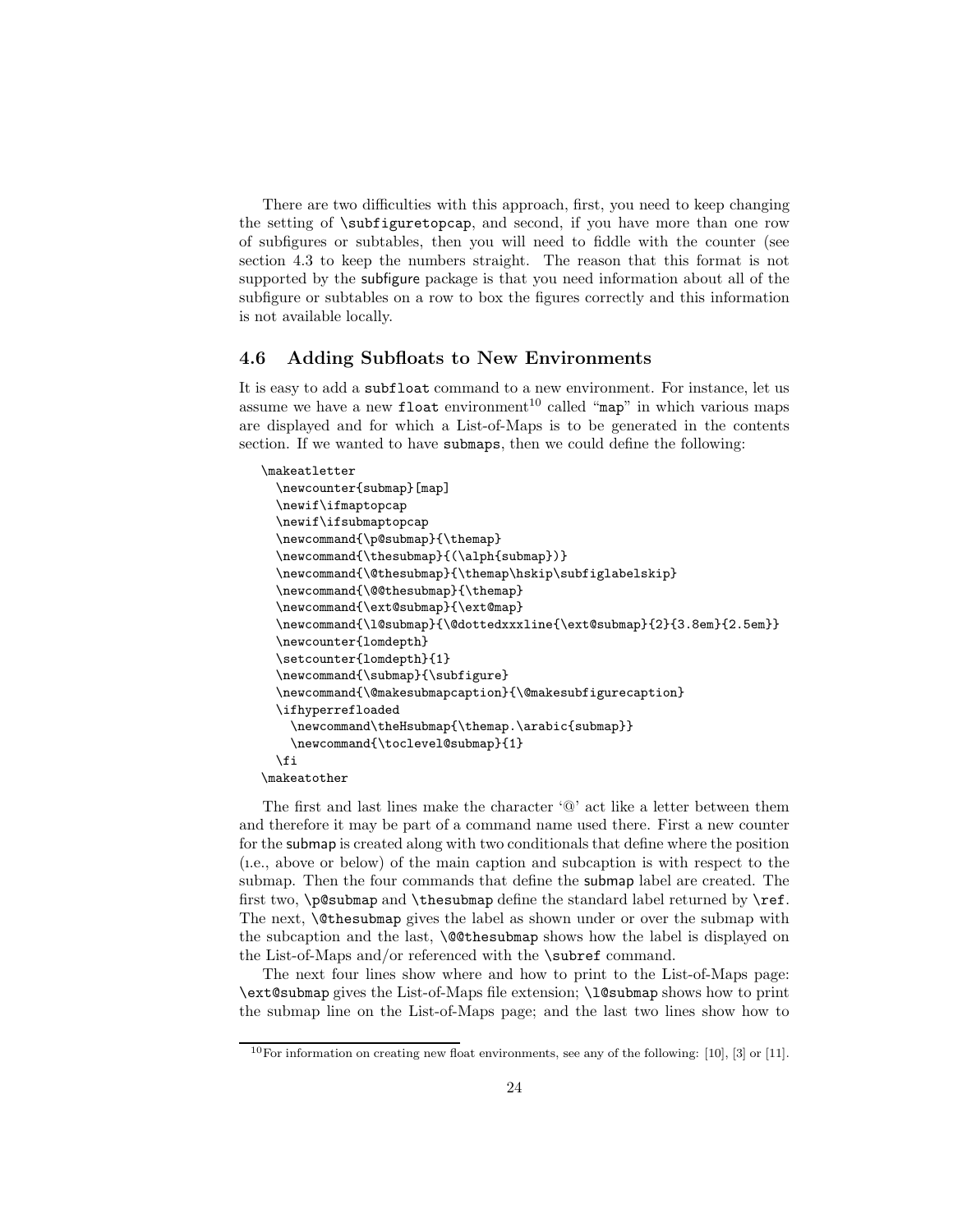There are two difficulties with this approach, first, you need to keep changing the setting of `\subfiguretopcap`, and second, if you have more than one row of subfigures or subtables, then you will need to fiddle with the counter (see section 4.3 to keep the numbers straight. The reason that this format is not supported by the subfigure package is that you need information about all of the subfigure or subtables on a row to box the figures correctly and this information is not available locally.

### 4.6 Adding Subfloats to New Environments

It is easy to add a `subfloat` command to a new environment. For instance, let us assume we have a new `float` environment[10] called "`map`" in which various maps are displayed and for which a List-of-Maps is to be generated in the contents section. If we wanted to have `submaps`, then we could define the following:

```
\makeatletter
  \newcounter{submap}[map]
  \newif\ifmaptopcap
  \newif\ifsubmaptopcap
  \newcommand{\p@submap}{\themap}
  \newcommand{\thesubmap}{(\alph{submap})}
  \newcommand{\@thesubmap}{\themap\hskip\subfiglabelskip}
  \newcommand{\@@thesubmap}{\themap}
  \newcommand{\ext@submap}{\ext@map}
  \newcommand{\l@submap}{\@dottedxxxline{\ext@submap}{2}{3.8em}{2.5em}}
  \newcounter{lomdepth}
  \setcounter{lomdepth}{1}
  \newcommand{\submap}{\subfigure}
  \newcommand{\@makesubmapcaption}{\@makesubfigurecaption}
  \ifhyperrefloaded
    \newcommand\theHsubmap{\themap.\arabic{submap}}
    \newcommand{\toclevel@submap}{1}
  \fi
\makeatother
```

The first and last lines make the character '@' act like a letter between them and therefore it may be part of a command name used there. First a new counter for the submap is created along with two conditionals that define where the position (i.e., above or below) of the main caption and subcaption is with respect to the submap. Then the four commands that define the submap label are created. The first two, `\p@submap` and `\thesubmap` define the standard label returned by `\ref`. The next, `\@thesubmap` gives the label as shown under or over the submap with the subcaption and the last, `\@@thesubmap` shows how the label is displayed on the List-of-Maps and/or referenced with the `\subref` command.

The next four lines show where and how to print to the List-of-Maps page: `\ext@submap` gives the List-of-Maps file extension; `\l@submap` shows how to print the submap line on the List-of-Maps page; and the last two lines show how to

[10] For information on creating new float environments, see any of the following: [10], [3] or [11].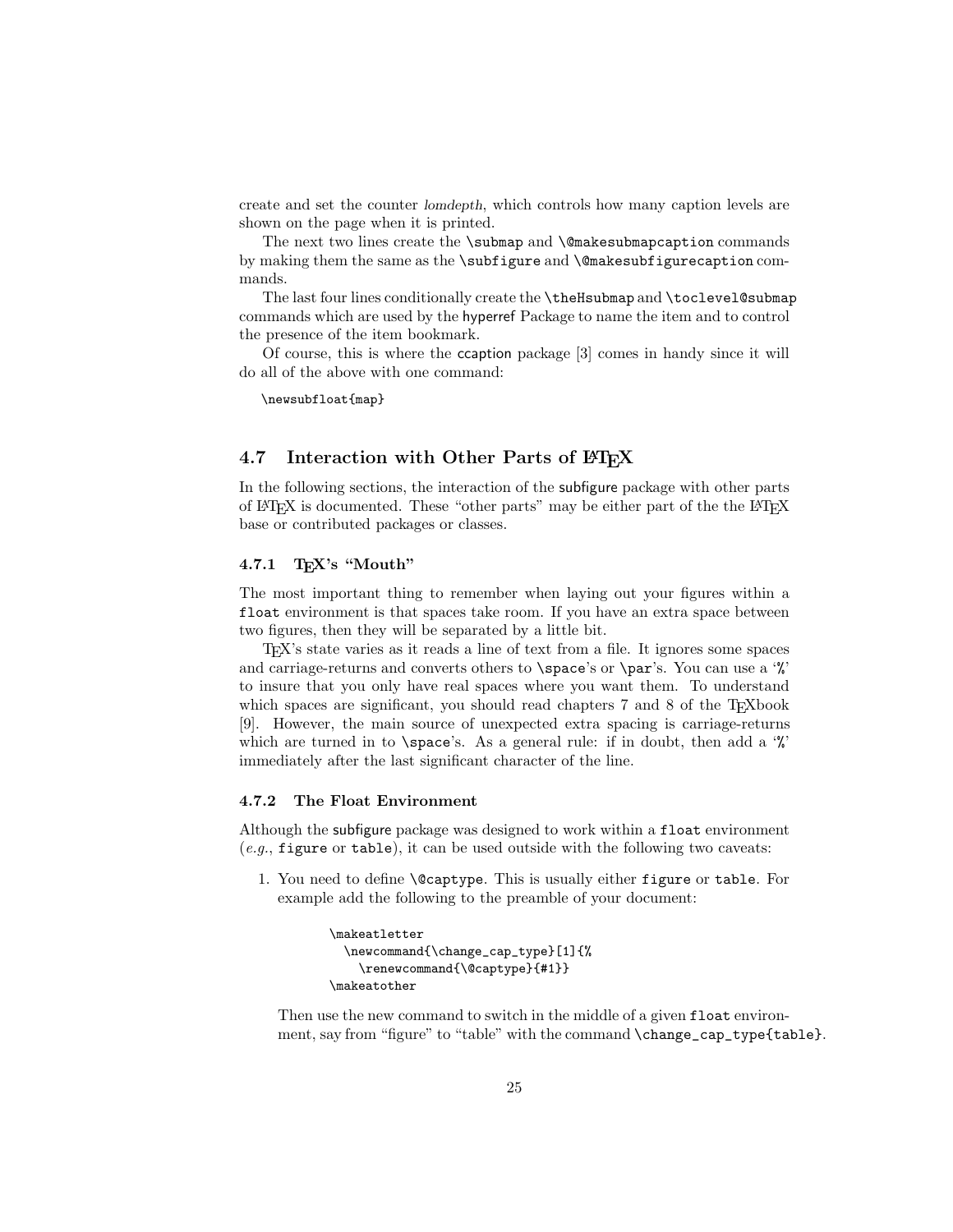create and set the counter *lomdepth*, which controls how many caption levels are shown on the page when it is printed.

The next two lines create the `\submap` and `\@makesubmapcaption` commands by making them the same as the `\subfigure` and `\@makesubfigurecaption` commands.

The last four lines conditionally create the `\theHsubmap` and `\toclevel@submap` commands which are used by the hyperref Package to name the item and to control the presence of the item bookmark.

Of course, this is where the ccaption package [3] comes in handy since it will do all of the above with one command:

```
\newsubfloat{map}
```

## 4.7 Interaction with Other Parts of LaTeX

In the following sections, the interaction of the subfigure package with other parts of LaTeX is documented. These "other parts" may be either part of the the LaTeX base or contributed packages or classes.

### 4.7.1 TeX's "Mouth"

The most important thing to remember when laying out your figures within a `float` environment is that spaces take room. If you have an extra space between two figures, then they will be separated by a little bit.

TeX's state varies as it reads a line of text from a file. It ignores some spaces and carriage-returns and converts others to `\space`'s or `\par`'s. You can use a '`%`' to insure that you only have real spaces where you want them. To understand which spaces are significant, you should read chapters 7 and 8 of the TeXbook [9]. However, the main source of unexpected extra spacing is carriage-returns which are turned in to `\space`'s. As a general rule: if in doubt, then add a '`%`' immediately after the last significant character of the line.

### 4.7.2 The Float Environment

Although the subfigure package was designed to work within a `float` environment (*e.g.*, `figure` or `table`), it can be used outside with the following two caveats:

1. You need to define `\@captype`. This is usually either `figure` or `table`. For example add the following to the preamble of your document:

   ```
   \makeatletter
     \newcommand{\change_cap_type}[1]{%
       \renewcommand{\@captype}{#1}}
   \makeatother
   ```

   Then use the new command to switch in the middle of a given `float` environment, say from "figure" to "table" with the command `\change_cap_type{table}`.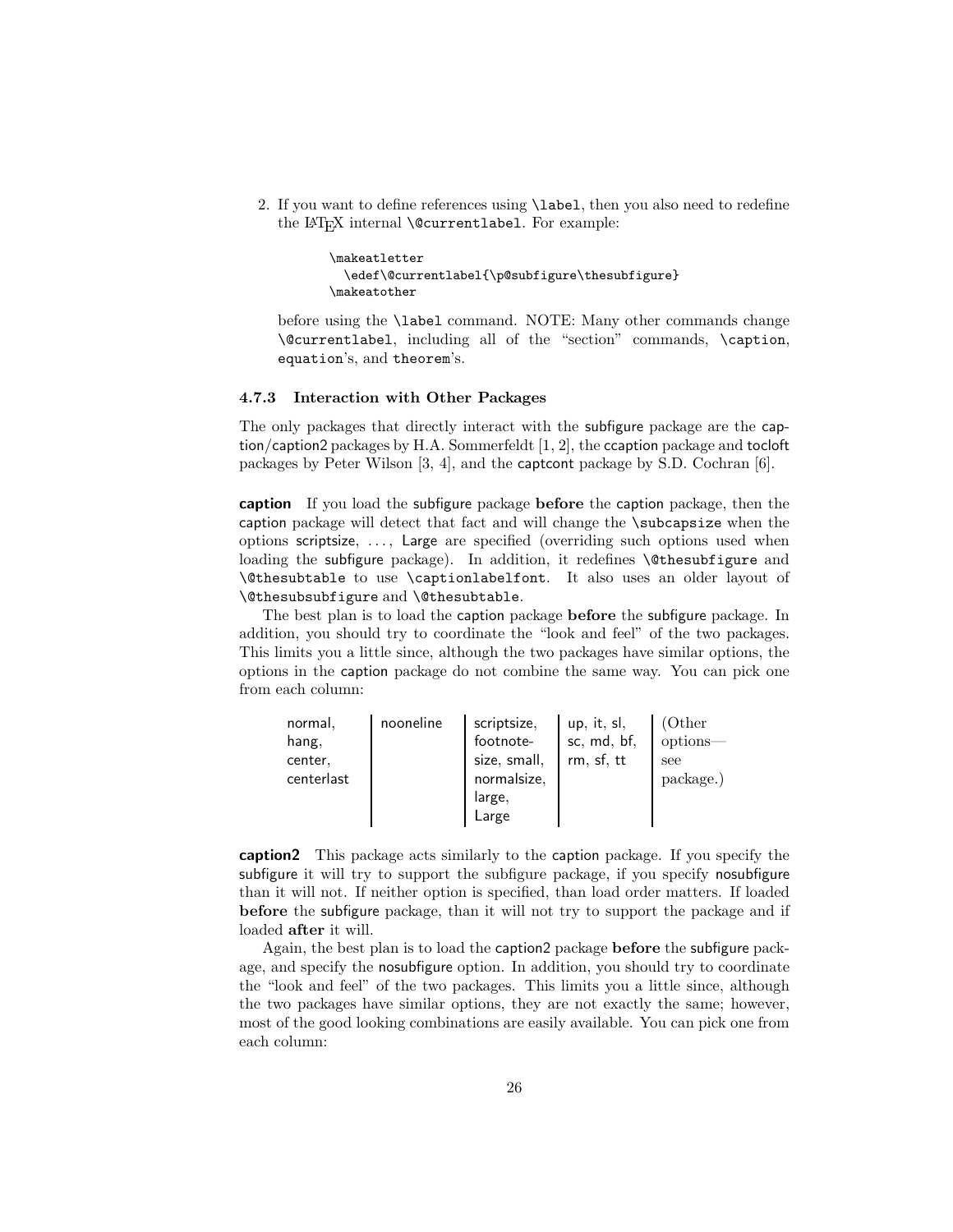2. If you want to define references using `\label`, then you also need to redefine the LaTeX internal `\@currentlabel`. For example:

```
\makeatletter
  \edef\@currentlabel{\p@subfigure\thesubfigure}
\makeatother
```

before using the `\label` command. NOTE: Many other commands change `\@currentlabel`, including all of the "section" commands, `\caption`, `equation`'s, and `theorem`'s.

### 4.7.3 Interaction with Other Packages

The only packages that directly interact with the subfigure package are the caption/caption2 packages by H.A. Sommerfeldt [1, 2], the ccaption package and tocloft packages by Peter Wilson [3, 4], and the captcont package by S.D. Cochran [6].

**caption** If you load the subfigure package **before** the caption package, then the caption package will detect that fact and will change the `\subcapsize` when the options scriptsize, ..., Large are specified (overriding such options used when loading the subfigure package). In addition, it redefines `\@thesubfigure` and `\@thesubtable` to use `\captionlabelfont`. It also uses an older layout of `\@thesubsubfigure` and `\@thesubtable`.

The best plan is to load the caption package **before** the subfigure package. In addition, you should try to coordinate the "look and feel" of the two packages. This limits you a little since, although the two packages have similar options, the options in the caption package do not combine the same way. You can pick one from each column:

| | | | | |
|---|---|---|---|---|
| normal, hang, center, centerlast | nooneline | scriptsize, footnote-size, small, normalsize, large, Large | up, it, sl, sc, md, bf, rm, sf, tt | (Other options—see package.) |

**caption2** This package acts similarly to the caption package. If you specify the subfigure it will try to support the subfigure package, if you specify nosubfigure than it will not. If neither option is specified, than load order matters. If loaded **before** the subfigure package, than it will not try to support the package and if loaded **after** it will.

Again, the best plan is to load the caption2 package **before** the subfigure package, and specify the nosubfigure option. In addition, you should try to coordinate the "look and feel" of the two packages. This limits you a little since, although the two packages have similar options, they are not exactly the same; however, most of the good looking combinations are easily available. You can pick one from each column: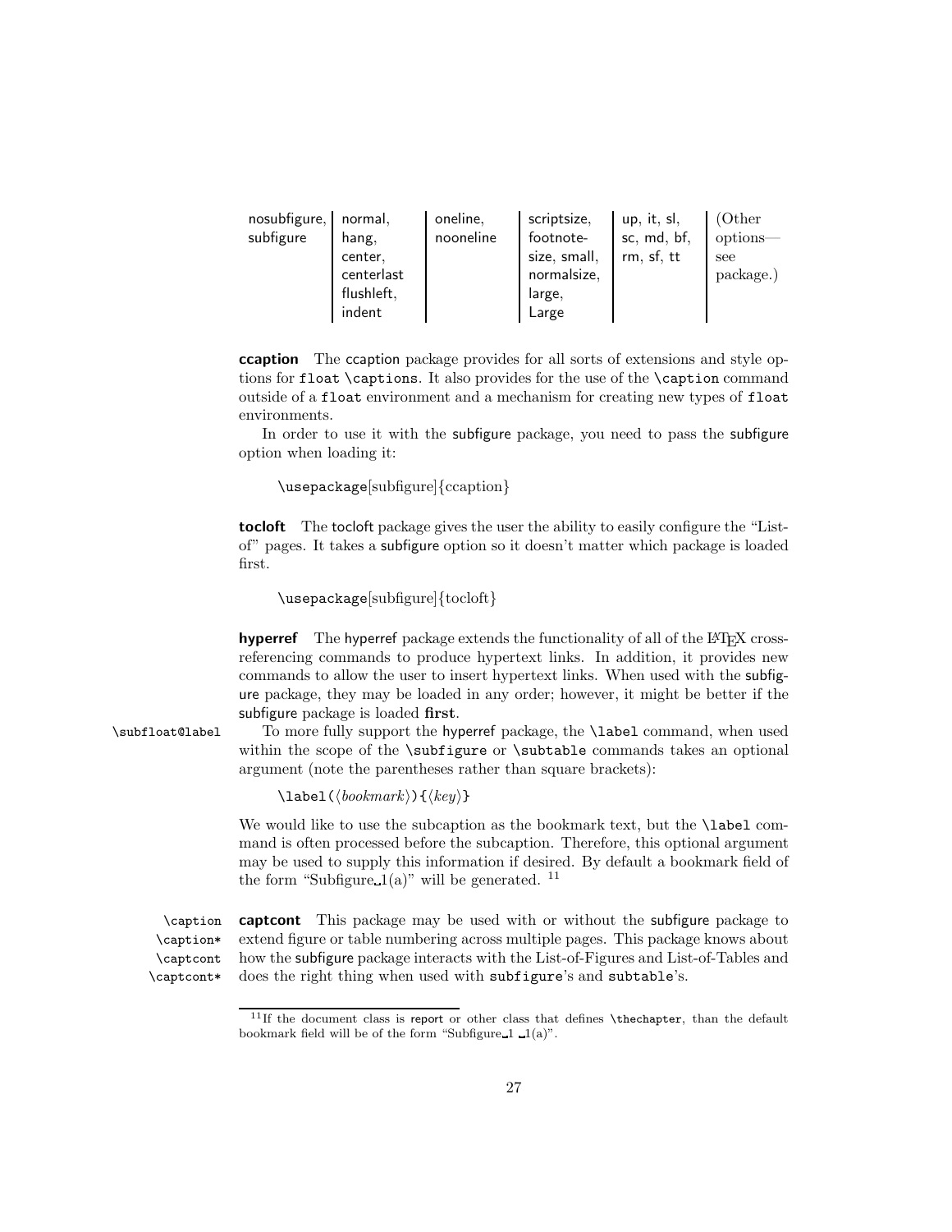| nosubfigure, subfigure | normal, hang, center, centerlast flushleft, indent | oneline, nooneline | scriptsize, footnote-size, small, normalsize, large, Large | up, it, sl, sc, md, bf, rm, sf, tt | (Other options—see package.) |
|---|---|---|---|---|---|

**ccaption** The ccaption package provides for all sorts of extensions and style options for `float` `\captions`. It also provides for the use of the `\caption` command outside of a `float` environment and a mechanism for creating new types of `float` environments.

In order to use it with the subfigure package, you need to pass the subfigure option when loading it:

```
\usepackage[subfigure]{ccaption}
```

**tocloft** The tocloft package gives the user the ability to easily configure the "List-of" pages. It takes a subfigure option so it doesn't matter which package is loaded first.

```
\usepackage[subfigure]{tocloft}
```

**hyperref** The hyperref package extends the functionality of all of the LaTeX cross-referencing commands to produce hypertext links. In addition, it provides new commands to allow the user to insert hypertext links. When used with the subfigure package, they may be loaded in any order; however, it might be better if the subfigure package is loaded **first**.

`\subfloat@label` To more fully support the hyperref package, the `\label` command, when used within the scope of the `\subfigure` or `\subtable` commands takes an optional argument (note the parentheses rather than square brackets):

`\label(`⟨*bookmark*⟩`){`⟨*key*⟩`}`

We would like to use the subcaption as the bookmark text, but the `\label` command is often processed before the subcaption. Therefore, this optional argument may be used to supply this information if desired. By default a bookmark field of the form "Subfigure␣1(a)" will be generated. [11]

`\caption` `\caption*` `\captcont` `\captcont*`

**captcont** This package may be used with or without the subfigure package to extend figure or table numbering across multiple pages. This package knows about how the subfigure package interacts with the List-of-Figures and List-of-Tables and does the right thing when used with `subfigure`'s and `subtable`'s.

[11] If the document class is report or other class that defines `\thechapter`, than the default bookmark field will be of the form "Subfigure␣1␣1(a)".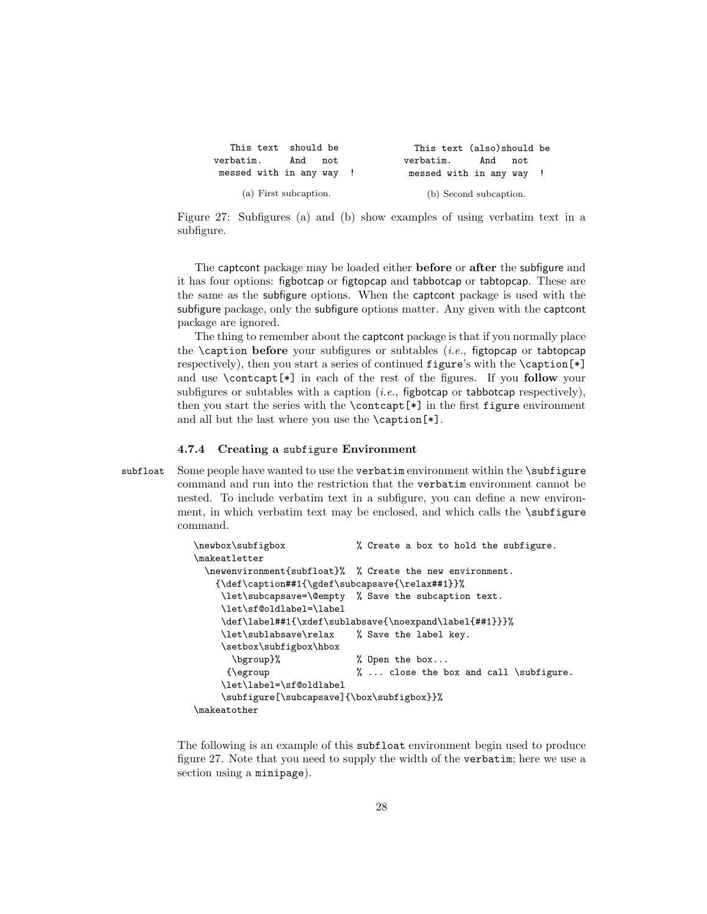```
   This text  should be              This text (also)should be
verbatim.     And   not            verbatim.     And   not
 messed with in any way  !          messed with in any way  !
```

(a) First subcaption. (b) Second subcaption.

Figure 27: Subfigures (a) and (b) show examples of using verbatim text in a subfigure.

The captcont package may be loaded either **before** or **after** the subfigure and it has four options: figbotcap or figtopcap and tabbotcap or tabtopcap. These are the same as the subfigure options. When the captcont package is used with the subfigure package, only the subfigure options matter. Any given with the captcont package are ignored.

The thing to remember about the captcont package is that if you normally place the `\caption` **before** your subfigures or subtables (*i.e.*, figtopcap or tabtopcap respectively), then you start a series of continued `figure`'s with the `\caption[*]` and use `\contcapt[*]` in each of the rest of the figures. If you **follow** your subfigures or subtables with a caption (*i.e.*, figbotcap or tabbotcap respectively), then you start the series with the `\contcapt[*]` in the first `figure` environment and all but the last where you use the `\caption[*]`.

### 4.7.4 Creating a `subfigure` Environment

subfloat

Some people have wanted to use the `verbatim` environment within the `\subfigure` command and run into the restriction that the `verbatim` environment cannot be nested. To include verbatim text in a subfigure, you can define a new environment, in which verbatim text may be enclosed, and which calls the `\subfigure` command.

```
\newbox\subfigbox              % Create a box to hold the subfigure.
\makeatletter
  \newenvironment{subfloat}%  % Create the new environment.
    {\def\caption##1{\gdef\subcapsave{\relax##1}}%
     \let\subcapsave=\@empty  % Save the subcaption text.
     \let\sf@oldlabel=\label
     \def\label##1{\xdef\sublabsave{\noexpand\label{##1}}}%
     \let\sublabsave\relax    % Save the label key.
     \setbox\subfigbox\hbox
       \bgroup}%              % Open the box...
      {\egroup                % ... close the box and call \subfigure.
     \let\label=\sf@oldlabel
     \subfigure[\subcapsave]{\box\subfigbox}}%
\makeatother
```

The following is an example of this `subfloat` environment begin used to produce figure 27. Note that you need to supply the width of the `verbatim`; here we use a section using a `minipage`).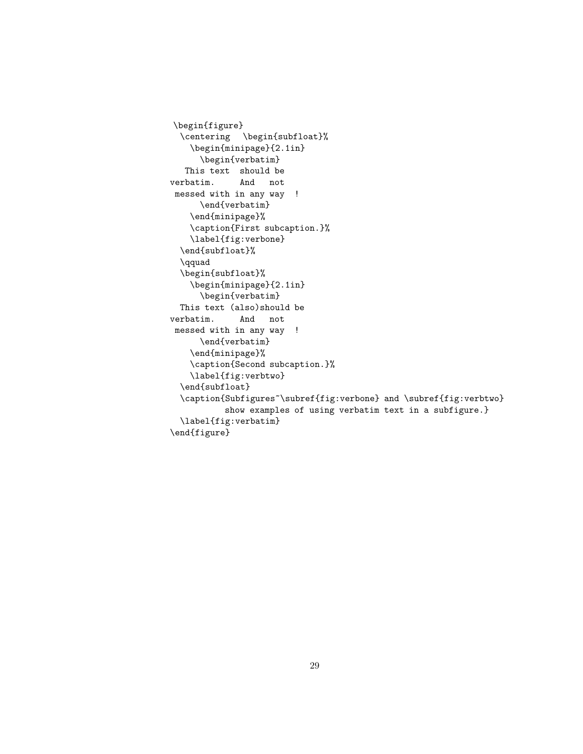```
 \begin{figure}
  \centering  \begin{subfloat}%
    \begin{minipage}{2.1in}
      \begin{verbatim}
   This text  should be
verbatim.     And   not
 messed with in any way  !
      \end{verbatim}
    \end{minipage}%
    \caption{First subcaption.}%
    \label{fig:verbone}
  \end{subfloat}%
  \qquad
  \begin{subfloat}%
    \begin{minipage}{2.1in}
      \begin{verbatim}
  This text (also)should be
verbatim.     And   not
 messed with in any way  !
      \end{verbatim}
    \end{minipage}%
    \caption{Second subcaption.}%
    \label{fig:verbtwo}
  \end{subfloat}
  \caption{Subfigures~\subref{fig:verbone} and \subref{fig:verbtwo}
          show examples of using verbatim text in a subfigure.}
  \label{fig:verbatim}
\end{figure}
```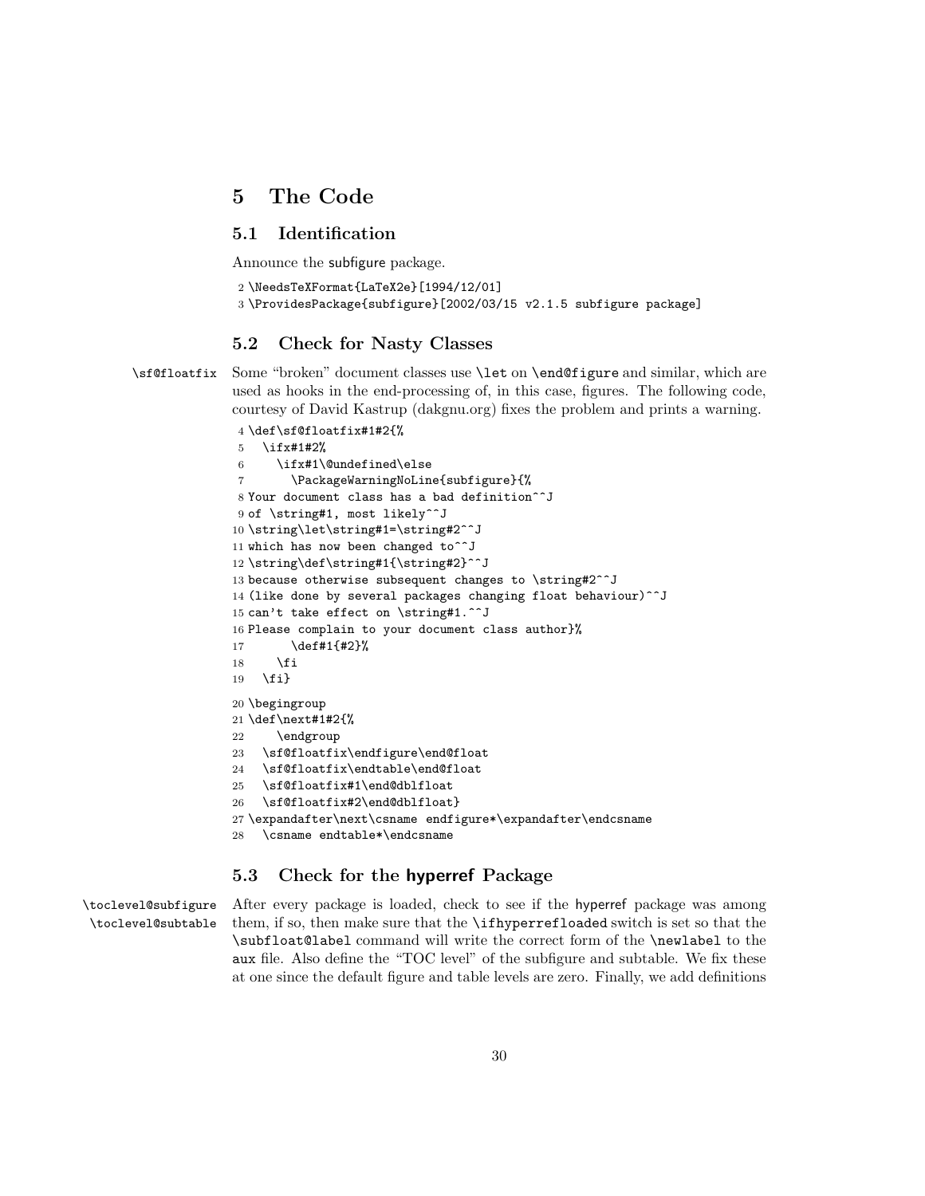## 5 The Code

### 5.1 Identification

Announce the subfigure package.

```
2 \NeedsTeXFormat{LaTeX2e}[1994/12/01]
3 \ProvidesPackage{subfigure}[2002/03/15 v2.1.5 subfigure package]
```

### 5.2 Check for Nasty Classes

\sf@floatfix Some "broken" document classes use \let on \end@figure and similar, which are used as hooks in the end-processing of, in this case, figures. The following code, courtesy of David Kastrup (dakgnu.org) fixes the problem and prints a warning.

```
4 \def\sf@floatfix#1#2{%
5   \ifx#1#2%
6     \ifx#1\@undefined\else
7       \PackageWarningNoLine{subfigure}{%
8 Your document class has a bad definition^^J
9 of \string#1, most likely^^J
10 \string\let\string#1=\string#2^^J
11 which has now been changed to^^J
12 \string\def\string#1{\string#2}^^J
13 because otherwise subsequent changes to \string#2^^J
14 (like done by several packages changing float behaviour)^^J
15 can't take effect on \string#1.^^J
16 Please complain to your document class author}%
17       \def#1{#2}%
18     \fi
19   \fi}
20 \begingroup
21 \def\next#1#2{%
22     \endgroup
23   \sf@floatfix\endfigure\end@float
24   \sf@floatfix\endtable\end@float
25   \sf@floatfix#1\end@dblfloat
26   \sf@floatfix#2\end@dblfloat}
27 \expandafter\next\csname endfigure*\expandafter\endcsname
28   \csname endtable*\endcsname
```

### 5.3 Check for the **hyperref** Package

\toclevel@subfigure \toclevel@subtable After every package is loaded, check to see if the hyperref package was among them, if so, then make sure that the \ifhyperrefloaded switch is set so that the \subfloat@label command will write the correct form of the \newlabel to the aux file. Also define the "TOC level" of the subfigure and subtable. We fix these at one since the default figure and table levels are zero. Finally, we add definitions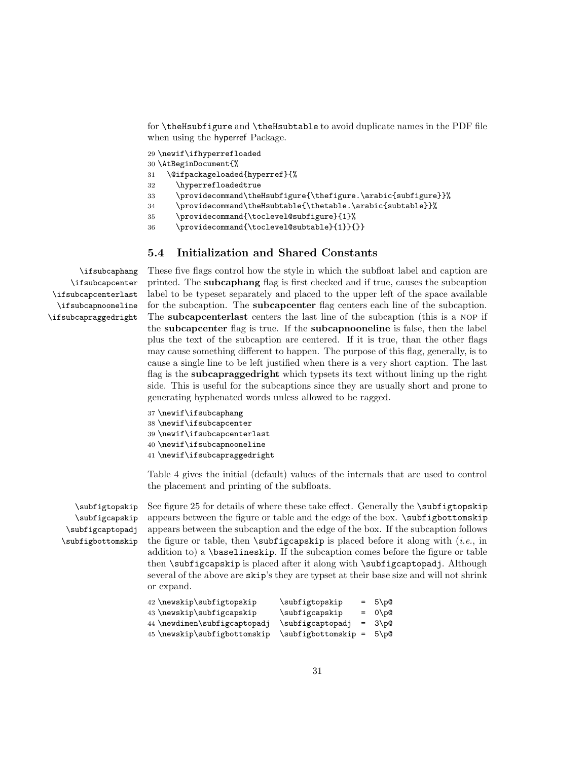for \theHsubfigure and \theHsubtable to avoid duplicate names in the PDF file when using the hyperref Package.

```
29 \newif\ifhyperrefloaded
30 \AtBeginDocument{%
31   \@ifpackageloaded{hyperref}{%
32     \hyperrefloadedtrue
33     \providecommand\theHsubfigure{\thefigure.\arabic{subfigure}}%
34     \providecommand\theHsubtable{\thetable.\arabic{subtable}}%
35     \providecommand{\toclevel@subfigure}{1}%
36     \providecommand{\toclevel@subtable}{1}}{}}
```

### 5.4 Initialization and Shared Constants

\ifsubcaphang \ifsubcapcenter \ifsubcapcenterlast \ifsubcapnooneline \ifsubcapraggedright

These five flags control how the style in which the subfloat label and caption are printed. The **subcaphang** flag is first checked and if true, causes the subcaption label to be typeset separately and placed to the upper left of the space available for the subcaption. The **subcapcenter** flag centers each line of the subcaption. The **subcapcenterlast** centers the last line of the subcaption (this is a NOP if the **subcapcenter** flag is true. If the **subcapnooneline** is false, then the label plus the text of the subcaption are centered. If it is true, than the other flags may cause something different to happen. The purpose of this flag, generally, is to cause a single line to be left justified when there is a very short caption. The last flag is the **subcapraggedright** which typsets its text without lining up the right side. This is useful for the subcaptions since they are usually short and prone to generating hyphenated words unless allowed to be ragged.

```
37 \newif\ifsubcaphang
38 \newif\ifsubcapcenter
39 \newif\ifsubcapcenterlast
40 \newif\ifsubcapnooneline
41 \newif\ifsubcapraggedright
```

Table 4 gives the initial (default) values of the internals that are used to control the placement and printing of the subfloats.

\subfigtopskip \subfigcapskip \subfigcaptopadj \subfigbottomskip

See figure 25 for details of where these take effect. Generally the \subfigtopskip appears between the figure or table and the edge of the box. \subfigbottomskip appears between the subcaption and the edge of the box. If the subcaption follows the figure or table, then \subfigcapskip is placed before it along with (*i.e.*, in addition to) a \baselineskip. If the subcaption comes before the figure or table then \subfigcapskip is placed after it along with \subfigcaptopadj. Although several of the above are skip's they are typset at their base size and will not shrink or expand.

```
42 \newskip\subfigtopskip      \subfigtopskip    =  5\p@
43 \newskip\subfigcapskip      \subfigcapskip    =  0\p@
44 \newdimen\subfigcaptopadj   \subfigcaptopadj  =  3\p@
45 \newskip\subfigbottomskip   \subfigbottomskip =  5\p@
```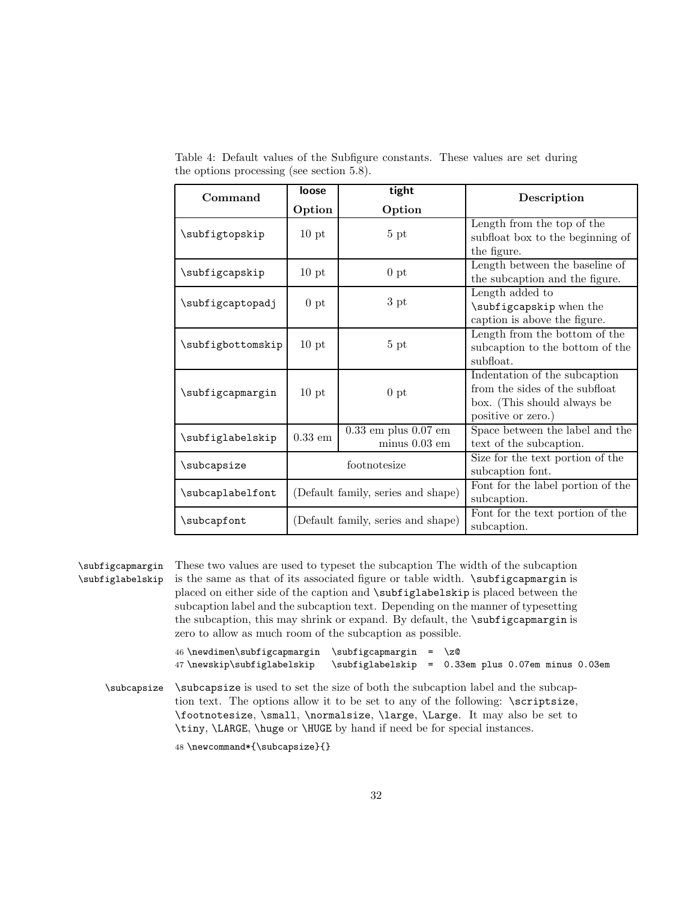Table 4: Default values of the Subfigure constants. These values are set during the options processing (see section 5.8).

| Command | loose Option | tight Option | Description |
|---|---|---|---|
| `\subfigtopskip` | 10 pt | 5 pt | Length from the top of the subfloat box to the beginning of the figure. |
| `\subfigcapskip` | 10 pt | 0 pt | Length between the baseline of the subcaption and the figure. |
| `\subfigcaptopadj` | 0 pt | 3 pt | Length added to `\subfigcapskip` when the caption is above the figure. |
| `\subfigbottomskip` | 10 pt | 5 pt | Length from the bottom of the subcaption to the bottom of the subfloat. |
| `\subfigcapmargin` | 10 pt | 0 pt | Indentation of the subcaption from the sides of the subfloat box. (This should always be positive or zero.) |
| `\subfiglabelskip` | 0.33 em | 0.33 em plus 0.07 em minus 0.03 em | Space between the label and the text of the subcaption. |
| `\subcapsize` | footnotesize | | Size for the text portion of the subcaption font. |
| `\subcaplabelfont` | (Default family, series and shape) | | Font for the label portion of the subcaption. |
| `\subcapfont` | (Default family, series and shape) | | Font for the text portion of the subcaption. |

`\subfigcapmargin` `\subfiglabelskip` These two values are used to typeset the subcaption The width of the subcaption is the same as that of its associated figure or table width. `\subfigcapmargin` is placed on either side of the caption and `\subfiglabelskip` is placed between the subcaption label and the subcaption text. Depending on the manner of typesetting the subcaption, this may shrink or expand. By default, the `\subfigcapmargin` is zero to allow as much room of the subcaption as possible.

```
46 \newdimen\subfigcapmargin  \subfigcapmargin  =  \z@
47 \newskip\subfiglabelskip   \subfiglabelskip  =  0.33em plus 0.07em minus 0.03em
```

`\subcapsize` `\subcapsize` is used to set the size of both the subcaption label and the subcaption text. The options allow it to be set to any of the following: `\scriptsize`, `\footnotesize`, `\small`, `\normalsize`, `\large`, `\Large`. It may also be set to `\tiny`, `\LARGE`, `\huge` or `\HUGE` by hand if need be for special instances.

```
48 \newcommand*{\subcapsize}{}
```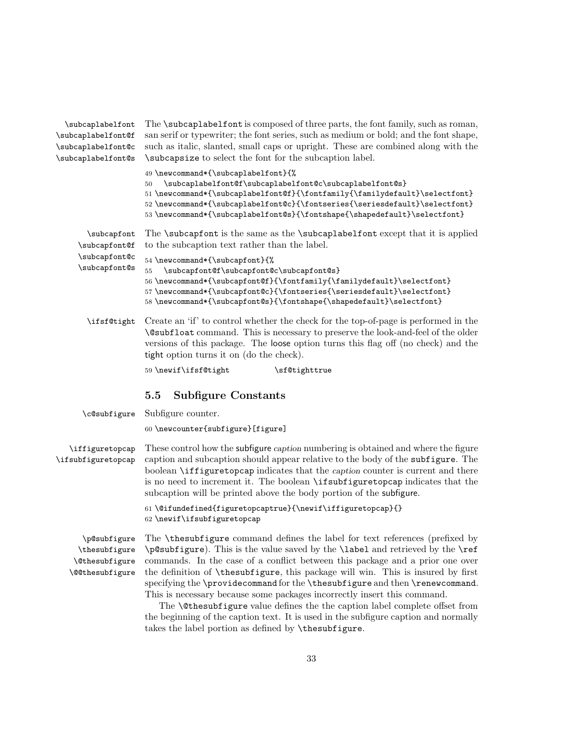\subcaplabelfont
\subcaplabelfont@f
\subcaplabelfont@c
\subcaplabelfont@s

The `\subcaplabelfont` is composed of three parts, the font family, such as roman, san serif or typewriter; the font series, such as medium or bold; and the font shape, such as italic, slanted, small caps or upright. These are combined along with the `\subcapsize` to select the font for the subcaption label.

```
49 \newcommand*{\subcaplabelfont}{%
50   \subcaplabelfont@f\subcaplabelfont@c\subcaplabelfont@s}
51 \newcommand*{\subcaplabelfont@f}{\fontfamily{\familydefault}\selectfont}
52 \newcommand*{\subcaplabelfont@c}{\fontseries{\seriesdefault}\selectfont}
53 \newcommand*{\subcaplabelfont@s}{\fontshape{\shapedefault}\selectfont}
```

\subcapfont
\subcapfont@f
\subcapfont@c
\subcapfont@s

The `\subcapfont` is the same as the `\subcaplabelfont` except that it is applied to the subcaption text rather than the label.

```
54 \newcommand*{\subcapfont}{%
55   \subcapfont@f\subcapfont@c\subcapfont@s}
56 \newcommand*{\subcapfont@f}{\fontfamily{\familydefault}\selectfont}
57 \newcommand*{\subcapfont@c}{\fontseries{\seriesdefault}\selectfont}
58 \newcommand*{\subcapfont@s}{\fontshape{\shapedefault}\selectfont}
```

\ifsf@tight

Create an 'if' to control whether the check for the top-of-page is performed in the `\@subfloat` command. This is necessary to preserve the look-and-feel of the older versions of this package. The loose option turns this flag off (no check) and the tight option turns it on (do the check).

```
59 \newif\ifsf@tight          \sf@tighttrue
```

## 5.5 Subfigure Constants

\c@subfigure

Subfigure counter.

```
60 \newcounter{subfigure}[figure]
```

\iffiguretopcap
\ifsubfiguretopcap

These control how the subfigure *caption* numbering is obtained and where the figure caption and subcaption should appear relative to the body of the `subfigure`. The boolean `\iffiguretopcap` indicates that the *caption* counter is current and there is no need to increment it. The boolean `\ifsubfiguretopcap` indicates that the subcaption will be printed above the body portion of the subfigure.

```
61 \@ifundefined{figuretopcaptrue}{\newif\iffiguretopcap}{}
62 \newif\ifsubfiguretopcap
```

\p@subfigure
\thesubfigure
\@thesubfigure
\@@thesubfigure

The `\thesubfigure` command defines the label for text references (prefixed by `\p@subfigure`). This is the value saved by the `\label` and retrieved by the `\ref` commands. In the case of a conflict between this package and a prior one over the definition of `\thesubfigure`, this package will win. This is insured by first specifying the `\providecommand` for the `\thesubfigure` and then `\renewcommand`. This is necessary because some packages incorrectly insert this command.

The `\@thesubfigure` value defines the the caption label complete offset from the beginning of the caption text. It is used in the subfigure caption and normally takes the label portion as defined by `\thesubfigure`.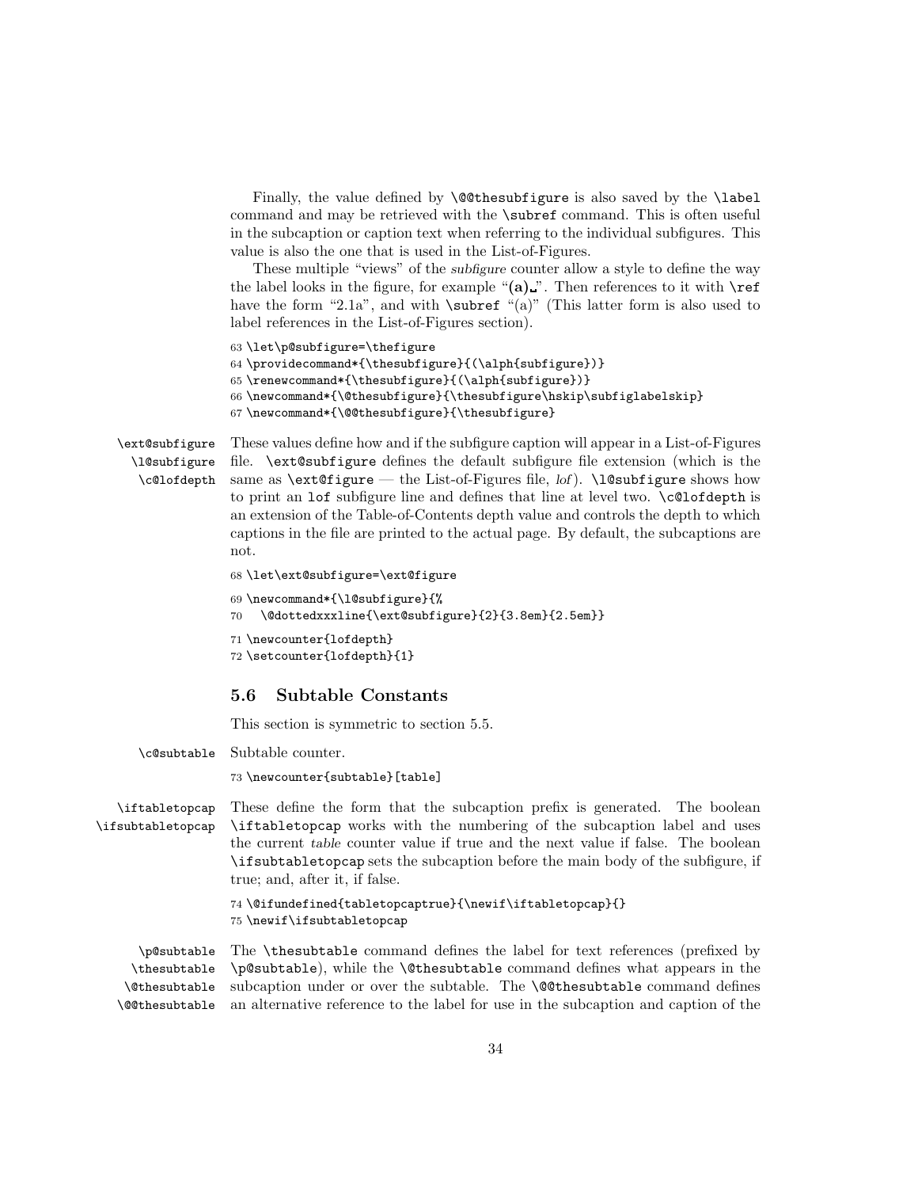Finally, the value defined by `\@@thesubfigure` is also saved by the `\label` command and may be retrieved with the `\subref` command. This is often useful in the subcaption or caption text when referring to the individual subfigures. This value is also the one that is used in the List-of-Figures.

These multiple "views" of the *subfigure* counter allow a style to define the way the label looks in the figure, for example "**(a)**␣". Then references to it with `\ref` have the form "2.1a", and with `\subref` "(a)" (This latter form is also used to label references in the List-of-Figures section).

```
63 \let\p@subfigure=\thefigure
64 \providecommand*{\thesubfigure}{(\alph{subfigure})}
65 \renewcommand*{\thesubfigure}{(\alph{subfigure})}
66 \newcommand*{\@thesubfigure}{\thesubfigure\hskip\subfiglabelskip}
67 \newcommand*{\@@thesubfigure}{\thesubfigure}
```

`\ext@subfigure` `\l@subfigure` `\c@lofdepth`

These values define how and if the subfigure caption will appear in a List-of-Figures file. `\ext@subfigure` defines the default subfigure file extension (which is the same as `\ext@figure` — the List-of-Figures file, *lof*). `\l@subfigure` shows how to print an `lof` subfigure line and defines that line at level two. `\c@lofdepth` is an extension of the Table-of-Contents depth value and controls the depth to which captions in the file are printed to the actual page. By default, the subcaptions are not.

```
68 \let\ext@subfigure=\ext@figure
69 \newcommand*{\l@subfigure}{%
70   \@dottedxxxline{\ext@subfigure}{2}{3.8em}{2.5em}}
71 \newcounter{lofdepth}
72 \setcounter{lofdepth}{1}
```

## 5.6 Subtable Constants

This section is symmetric to section 5.5.

`\c@subtable`

Subtable counter.

```
73 \newcounter{subtable}[table]
```

`\iftabletopcap` `\ifsubtabletopcap`

These define the form that the subcaption prefix is generated. The boolean `\iftabletopcap` works with the numbering of the subcaption label and uses the current *table* counter value if true and the next value if false. The boolean `\ifsubtabletopcap` sets the subcaption before the main body of the subfigure, if true; and, after it, if false.

```
74 \@ifundefined{tabletopcaptrue}{\newif\iftabletopcap}{}
75 \newif\ifsubtabletopcap
```

`\p@subtable` `\thesubtable` `\@thesubtable` `\@@thesubtable`

The `\thesubtable` command defines the label for text references (prefixed by `\p@subtable`), while the `\@thesubtable` command defines what appears in the subcaption under or over the subtable. The `\@@thesubtable` command defines an alternative reference to the label for use in the subcaption and caption of the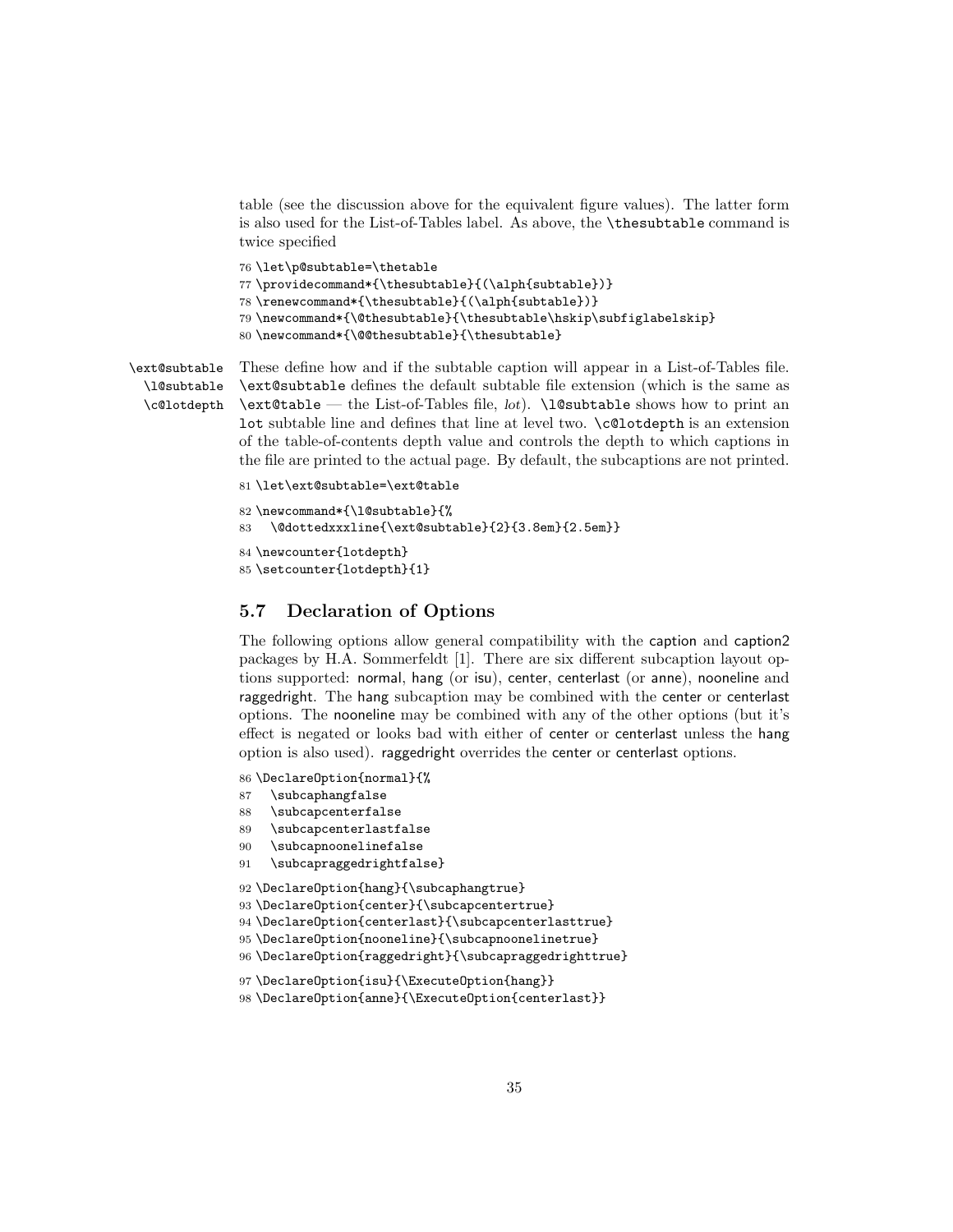table (see the discussion above for the equivalent figure values). The latter form is also used for the List-of-Tables label. As above, the `\thesubtable` command is twice specified

```
76 \let\p@subtable=\thetable
77 \providecommand*{\thesubtable}{(\alph{subtable})}
78 \renewcommand*{\thesubtable}{(\alph{subtable})}
79 \newcommand*{\@thesubtable}{\thesubtable\hskip\subfiglabelskip}
80 \newcommand*{\@@thesubtable}{\thesubtable}
```

`\ext@subtable` `\l@subtable` `\c@lotdepth` These define how and if the subtable caption will appear in a List-of-Tables file. `\ext@subtable` defines the default subtable file extension (which is the same as `\ext@table` — the List-of-Tables file, *lot*). `\l@subtable` shows how to print an `lot` subtable line and defines that line at level two. `\c@lotdepth` is an extension of the table-of-contents depth value and controls the depth to which captions in the file are printed to the actual page. By default, the subcaptions are not printed.

```
81 \let\ext@subtable=\ext@table
82 \newcommand*{\l@subtable}{%
83   \@dottedxxxline{\ext@subtable}{2}{3.8em}{2.5em}}
84 \newcounter{lotdepth}
85 \setcounter{lotdepth}{1}
```

## 5.7 Declaration of Options

The following options allow general compatibility with the caption and caption2 packages by H.A. Sommerfeldt [1]. There are six different subcaption layout options supported: normal, hang (or isu), center, centerlast (or anne), nooneline and raggedright. The hang subcaption may be combined with the center or centerlast options. The nooneline may be combined with any of the other options (but it's effect is negated or looks bad with either of center or centerlast unless the hang option is also used). raggedright overrides the center or centerlast options.

```
86 \DeclareOption{normal}{%
87   \subcaphangfalse
88   \subcapcenterfalse
89   \subcapcenterlastfalse
90   \subcapnoonelinefalse
91   \subcapraggedrightfalse}
92 \DeclareOption{hang}{\subcaphangtrue}
93 \DeclareOption{center}{\subcapcentertrue}
94 \DeclareOption{centerlast}{\subcapcenterlasttrue}
95 \DeclareOption{nooneline}{\subcapnoonelinetrue}
96 \DeclareOption{raggedright}{\subcapraggedrighttrue}
97 \DeclareOption{isu}{\ExecuteOption{hang}}
98 \DeclareOption{anne}{\ExecuteOption{centerlast}}
```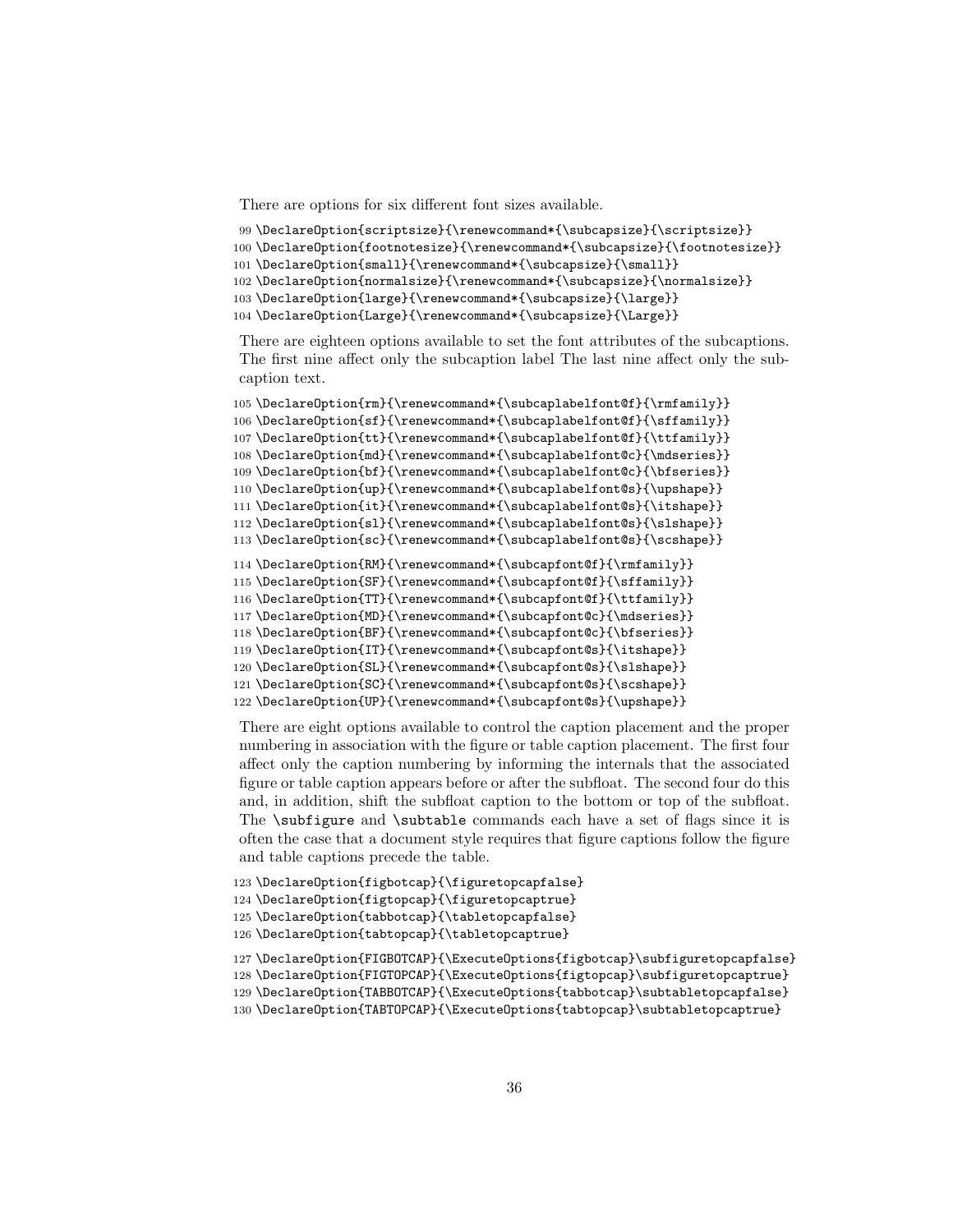There are options for six different font sizes available.

```
99 \DeclareOption{scriptsize}{\renewcommand*{\subcapsize}{\scriptsize}}
100 \DeclareOption{footnotesize}{\renewcommand*{\subcapsize}{\footnotesize}}
101 \DeclareOption{small}{\renewcommand*{\subcapsize}{\small}}
102 \DeclareOption{normalsize}{\renewcommand*{\subcapsize}{\normalsize}}
103 \DeclareOption{large}{\renewcommand*{\subcapsize}{\large}}
104 \DeclareOption{Large}{\renewcommand*{\subcapsize}{\Large}}
```

There are eighteen options available to set the font attributes of the subcaptions. The first nine affect only the subcaption label The last nine affect only the subcaption text.

```
105 \DeclareOption{rm}{\renewcommand*{\subcaplabelfont@f}{\rmfamily}}
106 \DeclareOption{sf}{\renewcommand*{\subcaplabelfont@f}{\sffamily}}
107 \DeclareOption{tt}{\renewcommand*{\subcaplabelfont@f}{\ttfamily}}
108 \DeclareOption{md}{\renewcommand*{\subcaplabelfont@c}{\mdseries}}
109 \DeclareOption{bf}{\renewcommand*{\subcaplabelfont@c}{\bfseries}}
110 \DeclareOption{up}{\renewcommand*{\subcaplabelfont@s}{\upshape}}
111 \DeclareOption{it}{\renewcommand*{\subcaplabelfont@s}{\itshape}}
112 \DeclareOption{sl}{\renewcommand*{\subcaplabelfont@s}{\slshape}}
113 \DeclareOption{sc}{\renewcommand*{\subcaplabelfont@s}{\scshape}}
```

```
114 \DeclareOption{RM}{\renewcommand*{\subcapfont@f}{\rmfamily}}
115 \DeclareOption{SF}{\renewcommand*{\subcapfont@f}{\sffamily}}
116 \DeclareOption{TT}{\renewcommand*{\subcapfont@f}{\ttfamily}}
117 \DeclareOption{MD}{\renewcommand*{\subcapfont@c}{\mdseries}}
118 \DeclareOption{BF}{\renewcommand*{\subcapfont@c}{\bfseries}}
119 \DeclareOption{IT}{\renewcommand*{\subcapfont@s}{\itshape}}
120 \DeclareOption{SL}{\renewcommand*{\subcapfont@s}{\slshape}}
121 \DeclareOption{SC}{\renewcommand*{\subcapfont@s}{\scshape}}
122 \DeclareOption{UP}{\renewcommand*{\subcapfont@s}{\upshape}}
```

There are eight options available to control the caption placement and the proper numbering in association with the figure or table caption placement. The first four affect only the caption numbering by informing the internals that the associated figure or table caption appears before or after the subfloat. The second four do this and, in addition, shift the subfloat caption to the bottom or top of the subfloat. The `\subfigure` and `\subtable` commands each have a set of flags since it is often the case that a document style requires that figure captions follow the figure and table captions precede the table.

```
123 \DeclareOption{figbotcap}{\figuretopcapfalse}
124 \DeclareOption{figtopcap}{\figuretopcaptrue}
125 \DeclareOption{tabbotcap}{\tabletopcapfalse}
126 \DeclareOption{tabtopcap}{\tabletopcaptrue}
```

```
127 \DeclareOption{FIGBOTCAP}{\ExecuteOptions{figbotcap}\subfiguretopcapfalse}
128 \DeclareOption{FIGTOPCAP}{\ExecuteOptions{figtopcap}\subfiguretopcaptrue}
129 \DeclareOption{TABBOTCAP}{\ExecuteOptions{tabbotcap}\subtabletopcapfalse}
130 \DeclareOption{TABTOPCAP}{\ExecuteOptions{tabtopcap}\subtabletopcaptrue}
```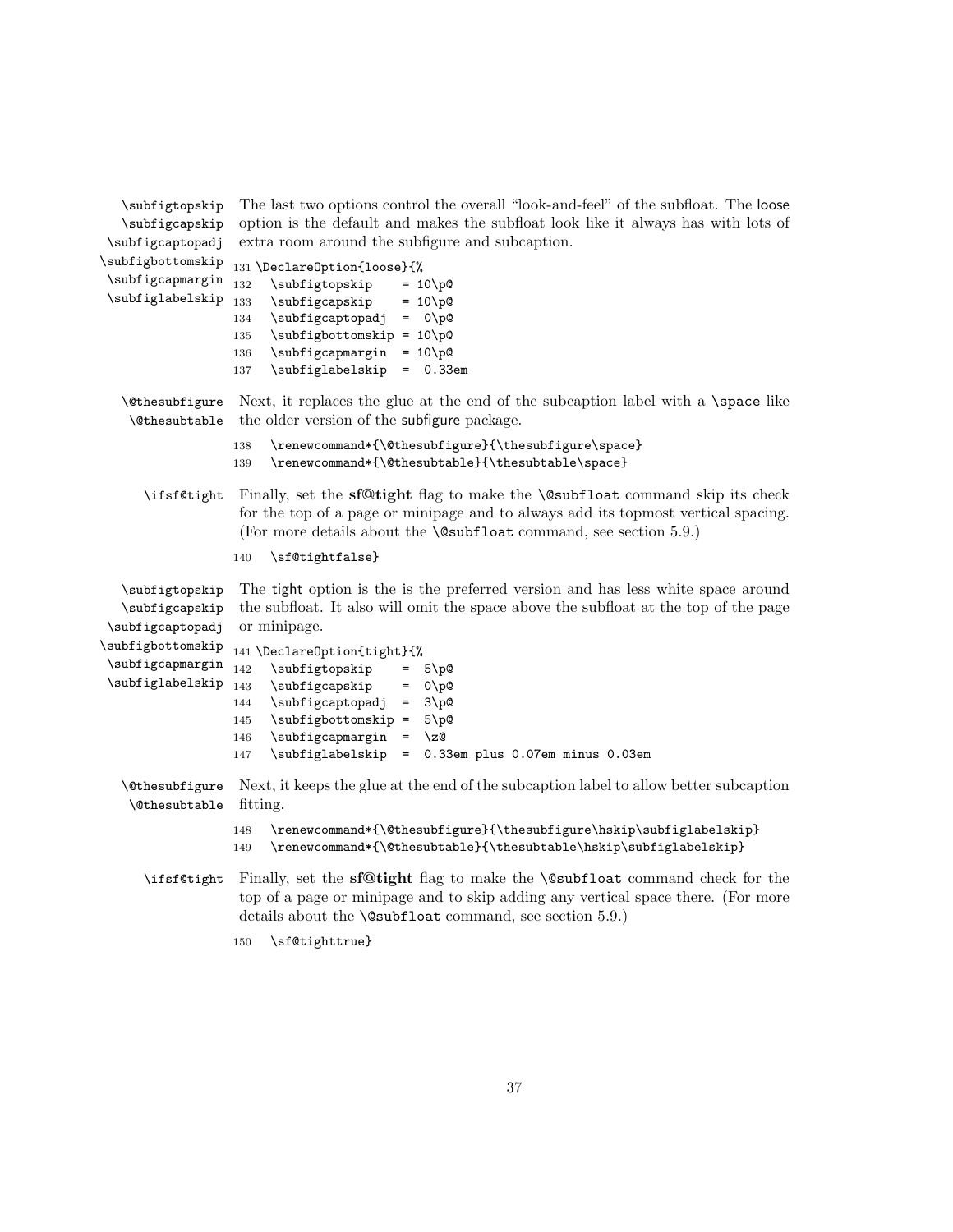`\subfigtopskip` `\subfigcapskip` `\subfigcaptopadj` `\subfigbottomskip` `\subfigcapmargin` `\subfiglabelskip`

The last two options control the overall "look-and-feel" of the subfloat. The loose option is the default and makes the subfloat look like it always has with lots of extra room around the subfigure and subcaption.

```
131 \DeclareOption{loose}{%
132   \subfigtopskip    = 10\p@
133   \subfigcapskip    = 10\p@
134   \subfigcaptopadj  =  0\p@
135   \subfigbottomskip = 10\p@
136   \subfigcapmargin  = 10\p@
137   \subfiglabelskip  =  0.33em
```

`\@thesubfigure` `\@thesubtable`

Next, it replaces the glue at the end of the subcaption label with a `\space` like the older version of the subfigure package.

```
138   \renewcommand*{\@thesubfigure}{\thesubfigure\space}
139   \renewcommand*{\@thesubtable}{\thesubtable\space}
```

`\ifsf@tight`

Finally, set the **sf@tight** flag to make the `\@subfloat` command skip its check for the top of a page or minipage and to always add its topmost vertical spacing. (For more details about the `\@subfloat` command, see section 5.9.)

```
140   \sf@tightfalse}
```

`\subfigtopskip` `\subfigcapskip` `\subfigcaptopadj` `\subfigbottomskip` `\subfigcapmargin` `\subfiglabelskip`

The tight option is the is the preferred version and has less white space around the subfloat. It also will omit the space above the subfloat at the top of the page or minipage.

```
141 \DeclareOption{tight}{%
142   \subfigtopskip    =  5\p@
143   \subfigcapskip    =  0\p@
144   \subfigcaptopadj  =  3\p@
145   \subfigbottomskip =  5\p@
146   \subfigcapmargin  =  \z@
147   \subfiglabelskip  =  0.33em plus 0.07em minus 0.03em
```

`\@thesubfigure` `\@thesubtable`

Next, it keeps the glue at the end of the subcaption label to allow better subcaption fitting.

```
148   \renewcommand*{\@thesubfigure}{\thesubfigure\hskip\subfiglabelskip}
149   \renewcommand*{\@thesubtable}{\thesubtable\hskip\subfiglabelskip}
```

`\ifsf@tight`

Finally, set the **sf@tight** flag to make the `\@subfloat` command check for the top of a page or minipage and to skip adding any vertical space there. (For more details about the `\@subfloat` command, see section 5.9.)

```
150   \sf@tighttrue}
```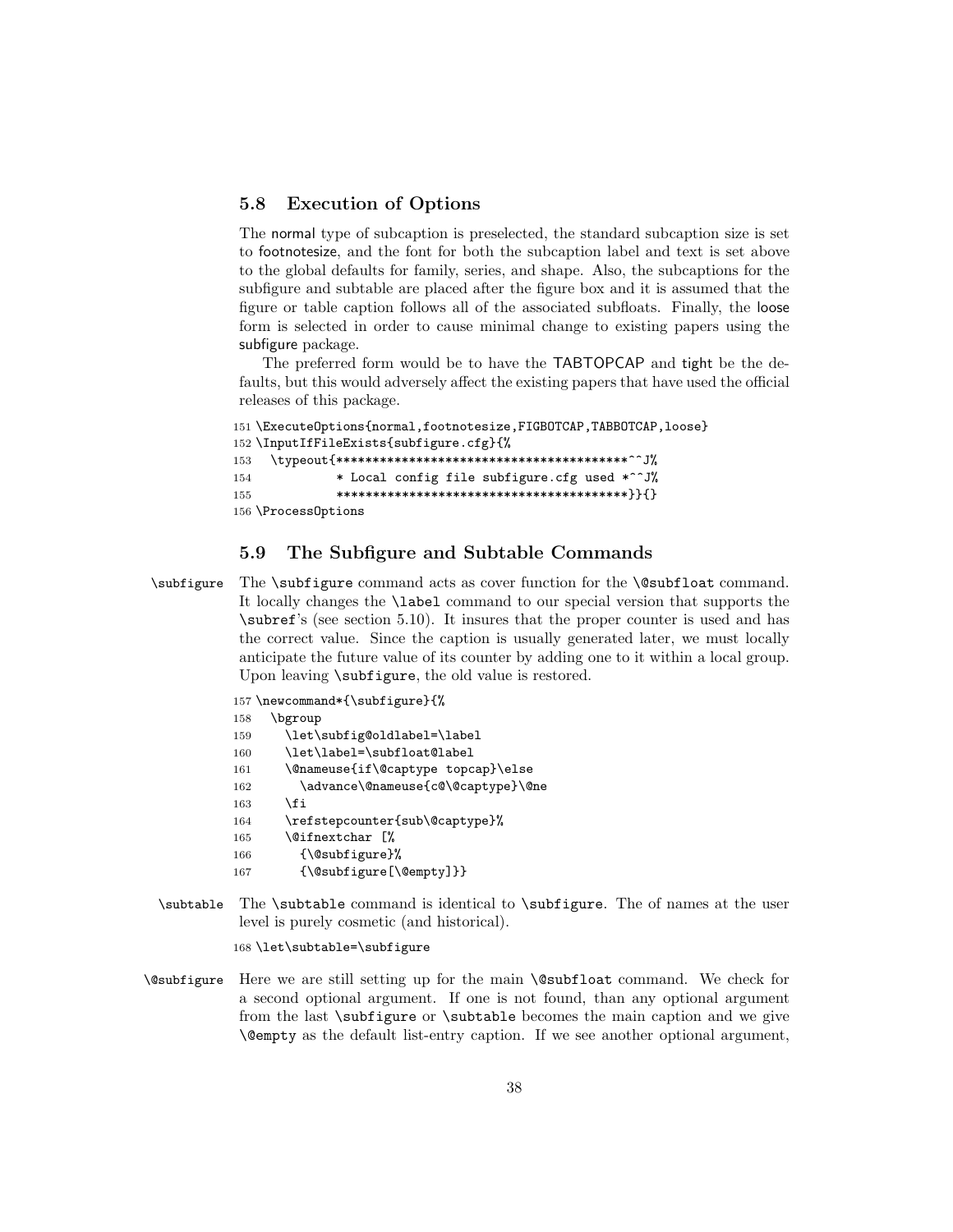### 5.8 Execution of Options

The normal type of subcaption is preselected, the standard subcaption size is set to footnotesize, and the font for both the subcaption label and text is set above to the global defaults for family, series, and shape. Also, the subcaptions for the subfigure and subtable are placed after the figure box and it is assumed that the figure or table caption follows all of the associated subfloats. Finally, the loose form is selected in order to cause minimal change to existing papers using the subfigure package.

The preferred form would be to have the TABTOPCAP and tight be the defaults, but this would adversely affect the existing papers that have used the official releases of this package.

```
151 \ExecuteOptions{normal,footnotesize,FIGBOTCAP,TABBOTCAP,loose}
152 \InputIfFileExists{subfigure.cfg}{%
153   \typeout{****************************************^^J%
154            * Local config file subfigure.cfg used *^^J%
155            ****************************************}}{}
156 \ProcessOptions
```

### 5.9 The Subfigure and Subtable Commands

`\subfigure` The `\subfigure` command acts as cover function for the `\@subfloat` command. It locally changes the `\label` command to our special version that supports the `\subref`'s (see section 5.10). It insures that the proper counter is used and has the correct value. Since the caption is usually generated later, we must locally anticipate the future value of its counter by adding one to it within a local group. Upon leaving `\subfigure`, the old value is restored.

```
157 \newcommand*{\subfigure}{%
158   \bgroup
159     \let\subfig@oldlabel=\label
160     \let\label=\subfloat@label
161     \@nameuse{if\@captype topcap}\else
162       \advance\@nameuse{c@\@captype}\@ne
163     \fi
164     \refstepcounter{sub\@captype}%
165     \@ifnextchar [%
166       {\@subfigure}%
167       {\@subfigure[\@empty]}}
```

`\subtable` The `\subtable` command is identical to `\subfigure`. The of names at the user level is purely cosmetic (and historical).

```
168 \let\subtable=\subfigure
```

`\@subfigure` Here we are still setting up for the main `\@subfloat` command. We check for a second optional argument. If one is not found, than any optional argument from the last `\subfigure` or `\subtable` becomes the main caption and we give `\@empty` as the default list-entry caption. If we see another optional argument,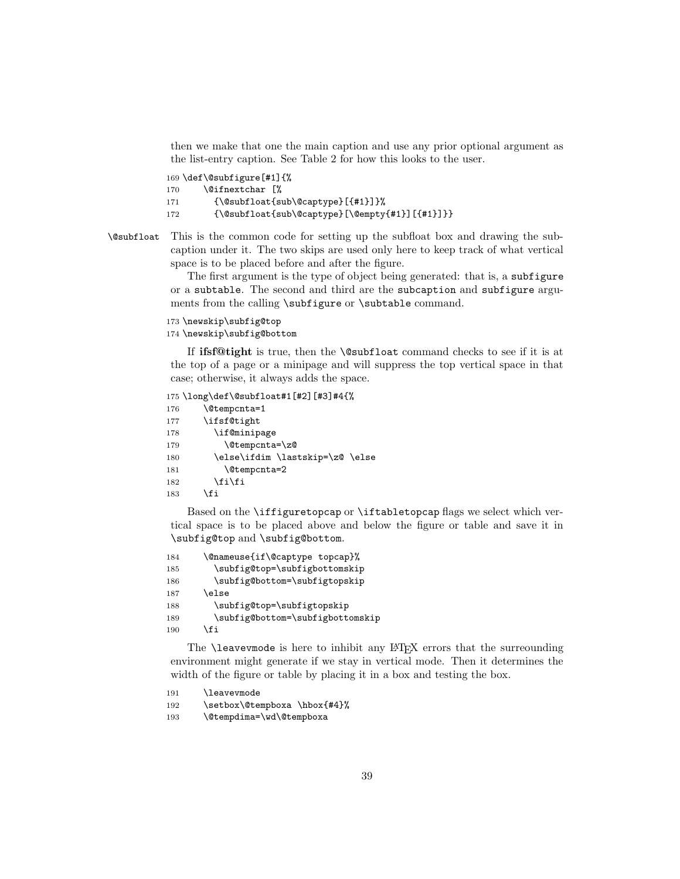then we make that one the main caption and use any prior optional argument as the list-entry caption. See Table 2 for how this looks to the user.

```
169 \def\@subfigure[#1]{%
170     \@ifnextchar [%
171       {\@subfloat{sub\@captype}[{#1}]}%
172       {\@subfloat{sub\@captype}[\@empty{#1}][{#1}]}}
```

`\@subfloat` This is the common code for setting up the subfloat box and drawing the subcaption under it. The two skips are used only here to keep track of what vertical space is to be placed before and after the figure.

The first argument is the type of object being generated: that is, a `subfigure` or a `subtable`. The second and third are the `subcaption` and `subfigure` arguments from the calling `\subfigure` or `\subtable` command.

```
173 \newskip\subfig@top
174 \newskip\subfig@bottom
```

If **ifsf@tight** is true, then the `\@subfloat` command checks to see if it is at the top of a page or a minipage and will suppress the top vertical space in that case; otherwise, it always adds the space.

```
175 \long\def\@subfloat#1[#2][#3]#4{%
176     \@tempcnta=1
177     \ifsf@tight
178       \if@minipage
179         \@tempcnta=\z@
180       \else\ifdim \lastskip=\z@ \else
181         \@tempcnta=2
182       \fi\fi
183     \fi
```

Based on the `\iffiguretopcap` or `\iftabletopcap` flags we select which vertical space is to be placed above and below the figure or table and save it in `\subfig@top` and `\subfig@bottom`.

```
184     \@nameuse{if\@captype topcap}%
185       \subfig@top=\subfigbottomskip
186       \subfig@bottom=\subfigtopskip
187     \else
188       \subfig@top=\subfigtopskip
189       \subfig@bottom=\subfigbottomskip
190     \fi
```

The `\leavevmode` is here to inhibit any LaTeX errors that the surreounding environment might generate if we stay in vertical mode. Then it determines the width of the figure or table by placing it in a box and testing the box.

```
191     \leavevmode
192     \setbox\@tempboxa \hbox{#4}%
193     \@tempdima=\wd\@tempboxa
```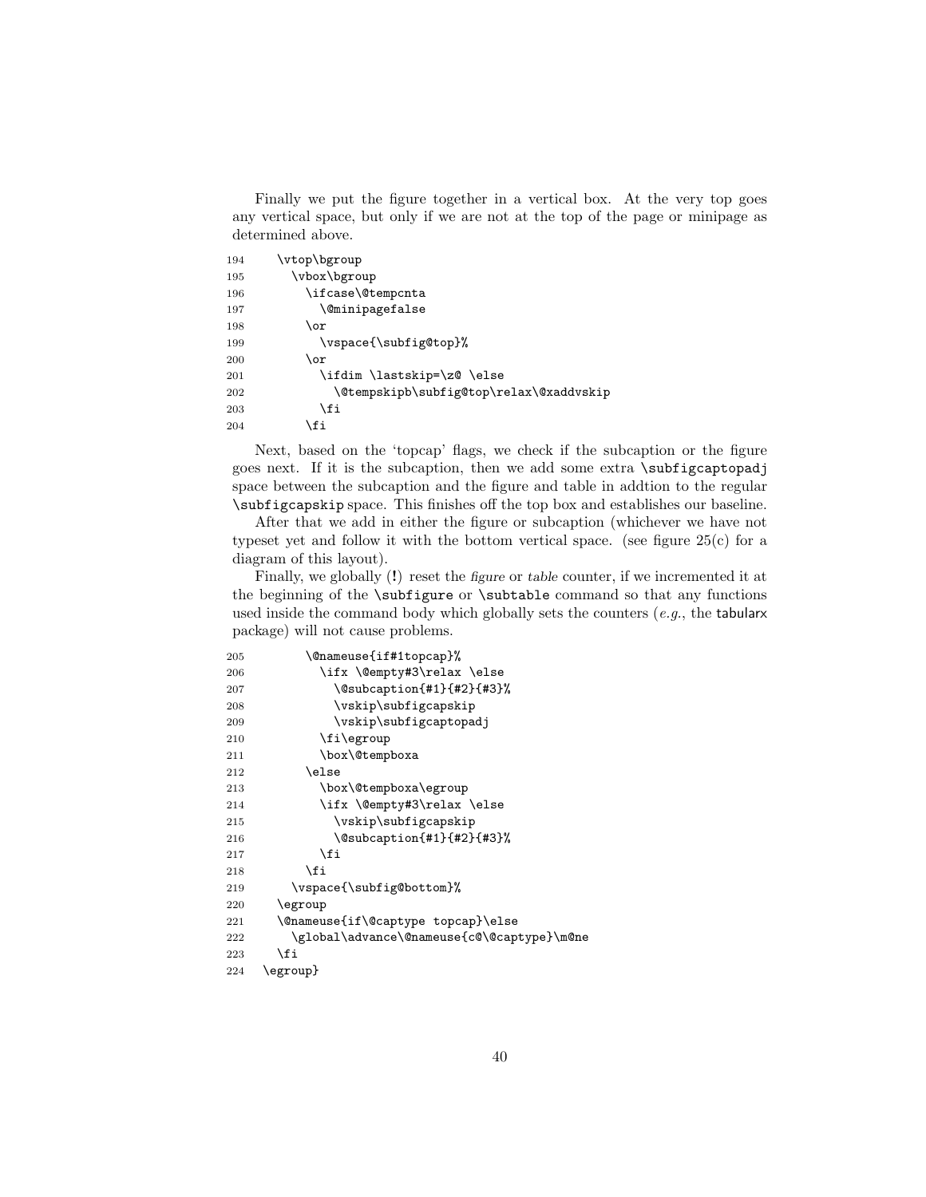Finally we put the figure together in a vertical box. At the very top goes any vertical space, but only if we are not at the top of the page or minipage as determined above.

```
194     \vtop\bgroup
195       \vbox\bgroup
196         \ifcase\@tempcnta
197           \@minipagefalse
198         \or
199           \vspace{\subfig@top}%
200         \or
201           \ifdim \lastskip=\z@ \else
202             \@tempskipb\subfig@top\relax\@xaddvskip
203           \fi
204         \fi
```

Next, based on the 'topcap' flags, we check if the subcaption or the figure goes next. If it is the subcaption, then we add some extra `\subfigcaptopadj` space between the subcaption and the figure and table in addtion to the regular `\subfigcapskip` space. This finishes off the top box and establishes our baseline.

After that we add in either the figure or subcaption (whichever we have not typeset yet and follow it with the bottom vertical space. (see figure 25(c) for a diagram of this layout).

Finally, we globally (!) reset the *figure* or *table* counter, if we incremented it at the beginning of the `\subfigure` or `\subtable` command so that any functions used inside the command body which globally sets the counters (*e.g.*, the tabularx package) will not cause problems.

```
205         \@nameuse{if#1topcap}%
206           \ifx \@empty#3\relax \else
207             \@subcaption{#1}{#2}{#3}%
208             \vskip\subfigcapskip
209             \vskip\subfigcaptopadj
210           \fi\egroup
211           \box\@tempboxa
212         \else
213           \box\@tempboxa\egroup
214           \ifx \@empty#3\relax \else
215             \vskip\subfigcapskip
216             \@subcaption{#1}{#2}{#3}%
217           \fi
218         \fi
219       \vspace{\subfig@bottom}%
220     \egroup
221     \@nameuse{if\@captype topcap}\else
222       \global\advance\@nameuse{c@\@captype}\m@ne
223     \fi
224   \egroup}
```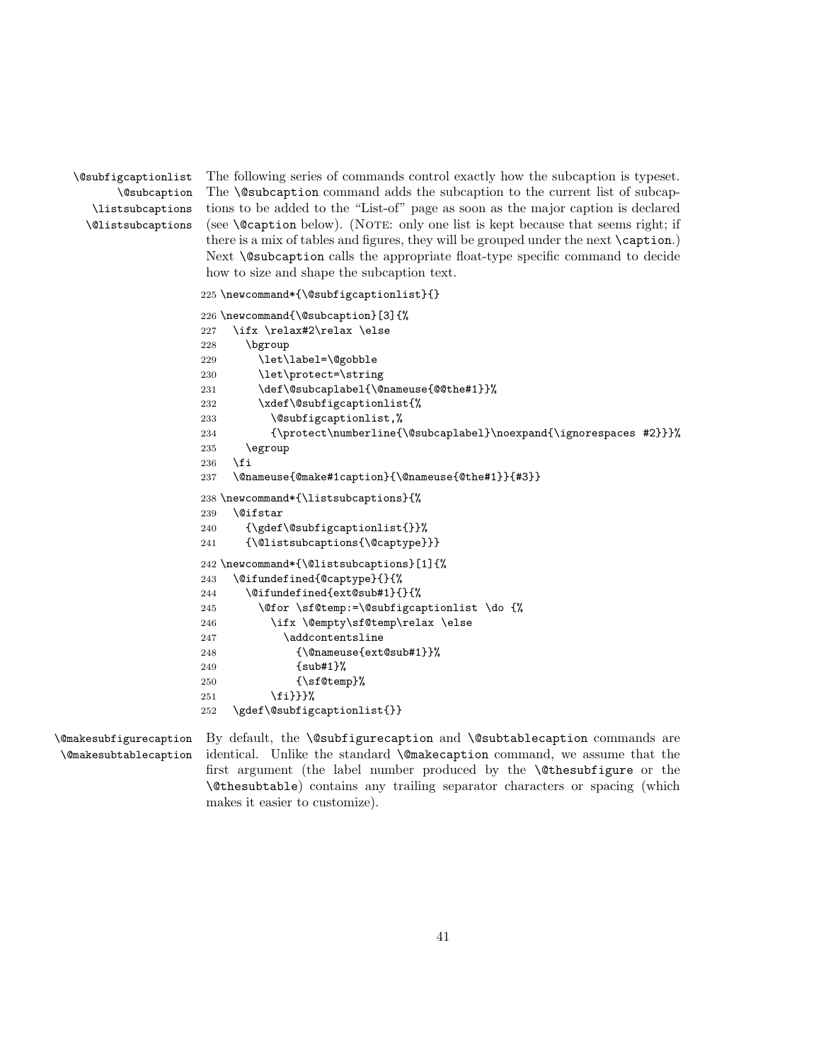\@subfigcaptionlist \@subcaption \listsubcaptions \@listsubcaptions

The following series of commands control exactly how the subcaption is typeset. The `\@subcaption` command adds the subcaption to the current list of subcaptions to be added to the "List-of" page as soon as the major caption is declared (see `\@caption` below). (NOTE: only one list is kept because that seems right; if there is a mix of tables and figures, they will be grouped under the next `\caption`.) Next `\@subcaption` calls the appropriate float-type specific command to decide how to size and shape the subcaption text.

```
225 \newcommand*{\@subfigcaptionlist}{}
226 \newcommand{\@subcaption}[3]{%
227   \ifx \relax#2\relax \else
228     \bgroup
229       \let\label=\@gobble
230       \let\protect=\string
231       \def\@subcaplabel{\@nameuse{@@the#1}}%
232       \xdef\@subfigcaptionlist{%
233         \@subfigcaptionlist,%
234         {\protect\numberline{\@subcaplabel}\noexpand{\ignorespaces #2}}}%
235     \egroup
236   \fi
237   \@nameuse{@make#1caption}{\@nameuse{@the#1}}{#3}}
238 \newcommand*{\listsubcaptions}{%
239   \@ifstar
240     {\gdef\@subfigcaptionlist{}}%
241     {\@listsubcaptions{\@captype}}}
242 \newcommand*{\@listsubcaptions}[1]{%
243   \@ifundefined{@captype}{}{%
244     \@ifundefined{ext@sub#1}{}{%
245       \@for \sf@temp:=\@subfigcaptionlist \do {%
246         \ifx \@empty\sf@temp\relax \else
247           \addcontentsline
248             {\@nameuse{ext@sub#1}}%
249             {sub#1}%
250             {\sf@temp}%
251         \fi}}}%
252   \gdef\@subfigcaptionlist{}}
```

\@makesubfigurecaption \@makesubtablecaption

By default, the `\@subfigurecaption` and `\@subtablecaption` commands are identical. Unlike the standard `\@makecaption` command, we assume that the first argument (the label number produced by the `\@thesubfigure` or the `\@thesubtable`) contains any trailing separator characters or spacing (which makes it easier to customize).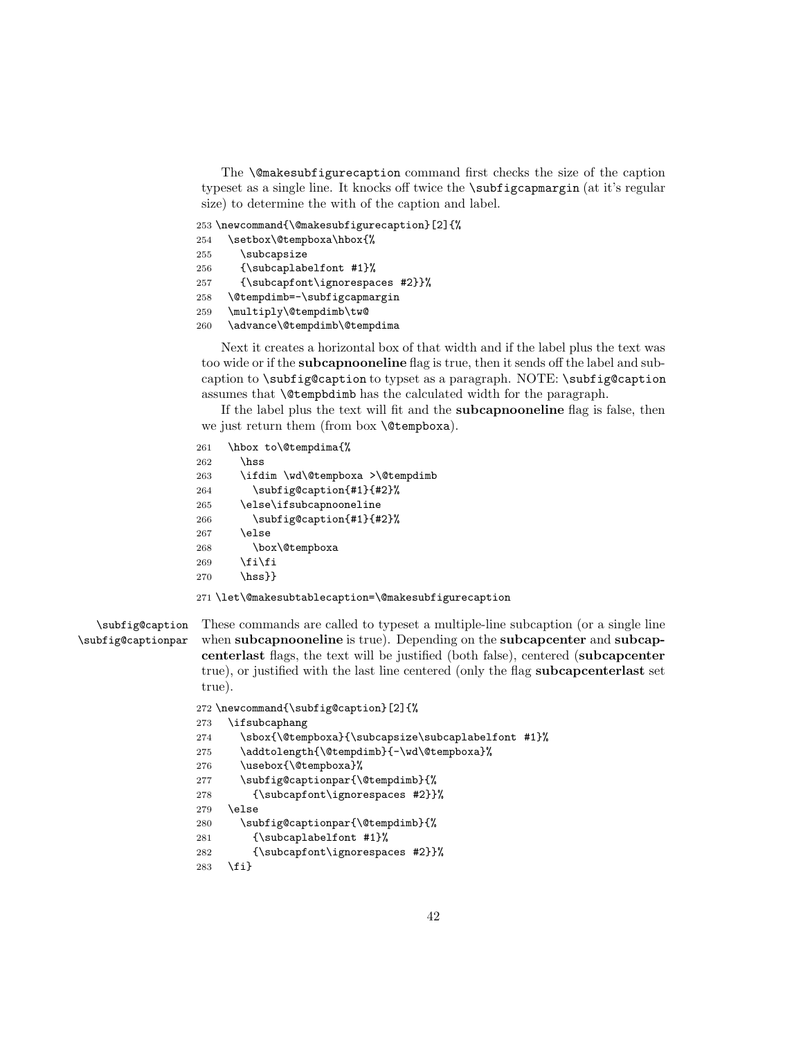The `\@makesubfigurecaption` command first checks the size of the caption typeset as a single line. It knocks off twice the `\subfigcapmargin` (at it's regular size) to determine the with of the caption and label.

```
253 \newcommand{\@makesubfigurecaption}[2]{%
254   \setbox\@tempboxa\hbox{%
255     \subcapsize
256     {\subcaplabelfont #1}%
257     {\subcapfont\ignorespaces #2}}%
258   \@tempdimb=-\subfigcapmargin
259   \multiply\@tempdimb\tw@
260   \advance\@tempdimb\@tempdima
```

Next it creates a horizontal box of that width and if the label plus the text was too wide or if the **subcapnooneline** flag is true, then it sends off the label and subcaption to `\subfig@caption` to typset as a paragraph. NOTE: `\subfig@caption` assumes that `\@tempbdimb` has the calculated width for the paragraph.

If the label plus the text will fit and the **subcapnooneline** flag is false, then we just return them (from box `\@tempboxa`).

```
261   \hbox to\@tempdima{%
262     \hss
263     \ifdim \wd\@tempboxa >\@tempdimb
264       \subfig@caption{#1}{#2}%
265     \else\ifsubcapnooneline
266       \subfig@caption{#1}{#2}%
267     \else
268       \box\@tempboxa
269     \fi\fi
270     \hss}}
271 \let\@makesubtablecaption=\@makesubfigurecaption
```

`\subfig@caption` `\subfig@captionpar` These commands are called to typeset a multiple-line subcaption (or a single line when **subcapnooneline** is true). Depending on the **subcapcenter** and **subcapcenterlast** flags, the text will be justified (both false), centered (**subcapcenter** true), or justified with the last line centered (only the flag **subcapcenterlast** set true).

```
272 \newcommand{\subfig@caption}[2]{%
273   \ifsubcaphang
274     \sbox{\@tempboxa}{\subcapsize\subcaplabelfont #1}%
275     \addtolength{\@tempdimb}{-\wd\@tempboxa}%
276     \usebox{\@tempboxa}%
277     \subfig@captionpar{\@tempdimb}{%
278       {\subcapfont\ignorespaces #2}}%
279   \else
280     \subfig@captionpar{\@tempdimb}{%
281       {\subcaplabelfont #1}%
282       {\subcapfont\ignorespaces #2}}%
283   \fi}
```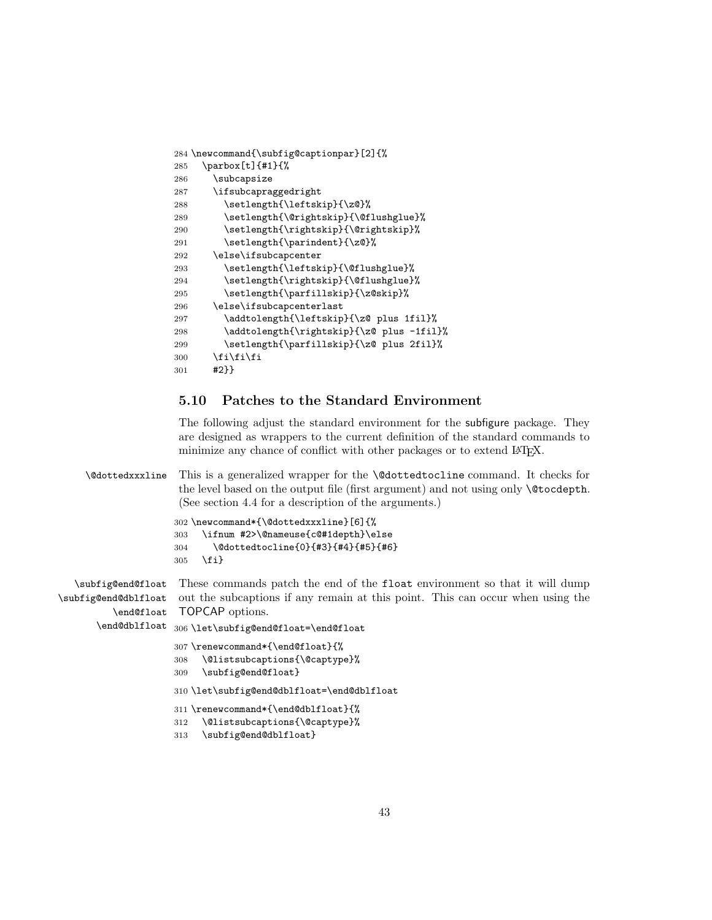```
284 \newcommand{\subfig@captionpar}[2]{%
285   \parbox[t]{#1}{%
286     \subcapsize
287     \ifsubcapraggedright
288       \setlength{\leftskip}{\z@}%
289       \setlength{\@rightskip}{\@flushglue}%
290       \setlength{\rightskip}{\@rightskip}%
291       \setlength{\parindent}{\z@}%
292     \else\ifsubcapcenter
293       \setlength{\leftskip}{\@flushglue}%
294       \setlength{\rightskip}{\@flushglue}%
295       \setlength{\parfillskip}{\z@skip}%
296     \else\ifsubcapcenterlast
297       \addtolength{\leftskip}{\z@ plus 1fil}%
298       \addtolength{\rightskip}{\z@ plus -1fil}%
299       \setlength{\parfillskip}{\z@ plus 2fil}%
300     \fi\fi\fi
301     #2}}
```

### 5.10 Patches to the Standard Environment

The following adjust the standard environment for the subfigure package. They are designed as wrappers to the current definition of the standard commands to minimize any chance of conflict with other packages or to extend LaTeX.

`\@dottedxxxline` This is a generalized wrapper for the `\@dottedtocline` command. It checks for the level based on the output file (first argument) and not using only `\@tocdepth`. (See section 4.4 for a description of the arguments.)

```
302 \newcommand*{\@dottedxxxline}[6]{%
303   \ifnum #2>\@nameuse{c@#1depth}\else
304     \@dottedtocline{0}{#3}{#4}{#5}{#6}
305   \fi}
```

`\subfig@end@float` `\subfig@end@dblfloat` `\end@float` `\end@dblfloat` These commands patch the end of the `float` environment so that it will dump out the subcaptions if any remain at this point. This can occur when using the TOPCAP options.

```
306 \let\subfig@end@float=\end@float
307 \renewcommand*{\end@float}{%
308   \@listsubcaptions{\@captype}%
309   \subfig@end@float}
310 \let\subfig@end@dblfloat=\end@dblfloat
311 \renewcommand*{\end@dblfloat}{%
312   \@listsubcaptions{\@captype}%
313   \subfig@end@dblfloat}
```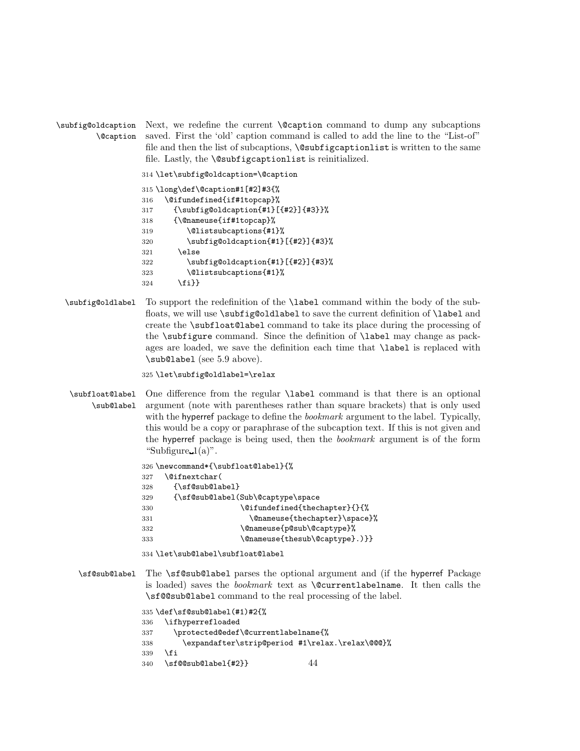\subfig@oldcaption \@caption

Next, we redefine the current `\@caption` command to dump any subcaptions saved. First the 'old' caption command is called to add the line to the "List-of" file and then the list of subcaptions, `\@subfigcaptionlist` is written to the same file. Lastly, the `\@subfigcaptionlist` is reinitialized.

```
314 \let\subfig@oldcaption=\@caption
315 \long\def\@caption#1[#2]#3{%
316   \@ifundefined{if#1topcap}%
317     {\subfig@oldcaption{#1}[{#2}]{#3}}%
318     {\@nameuse{if#1topcap}%
319        \@listsubcaptions{#1}%
320        \subfig@oldcaption{#1}[{#2}]{#3}%
321      \else
322        \subfig@oldcaption{#1}[{#2}]{#3}%
323        \@listsubcaptions{#1}%
324      \fi}}
```

\subfig@oldlabel

To support the redefinition of the `\label` command within the body of the subfloats, we will use `\subfig@oldlabel` to save the current definition of `\label` and create the `\subfloat@label` command to take its place during the processing of the `\subfigure` command. Since the definition of `\label` may change as packages are loaded, we save the definition each time that `\label` is replaced with `\sub@label` (see 5.9 above).

```
325 \let\subfig@oldlabel=\relax
```

\subfloat@label \sub@label

One difference from the regular `\label` command is that there is an optional argument (note with parentheses rather than square brackets) that is only used with the hyperref package to define the *bookmark* argument to the label. Typically, this would be a copy or paraphrase of the subcaption text. If this is not given and the hyperref package is being used, then the *bookmark* argument is of the form "Subfigure␣1(a)".

```
326 \newcommand*{\subfloat@label}{%
327   \@ifnextchar(
328     {\sf@sub@label}
329     {\sf@sub@label(Sub\@captype\space
330                    \@ifundefined{thechapter}{}{%
331                      \@nameuse{thechapter}\space}%
332                    \@nameuse{p@sub\@captype}%
333                    \@nameuse{thesub\@captype}.)}}
334 \let\sub@label\subfloat@label
```

\sf@sub@label

The `\sf@sub@label` parses the optional argument and (if the hyperref Package is loaded) saves the *bookmark* text as `\@currentlabelname`. It then calls the `\sf@@sub@label` command to the real processing of the label.

```
335 \def\sf@sub@label(#1)#2{%
336   \ifhyperrefloaded
337     \protected@edef\@currentlabelname{%
338       \expandafter\strip@period #1\relax.\relax\@@@}%
339   \fi
340   \sf@@sub@label{#2}}
```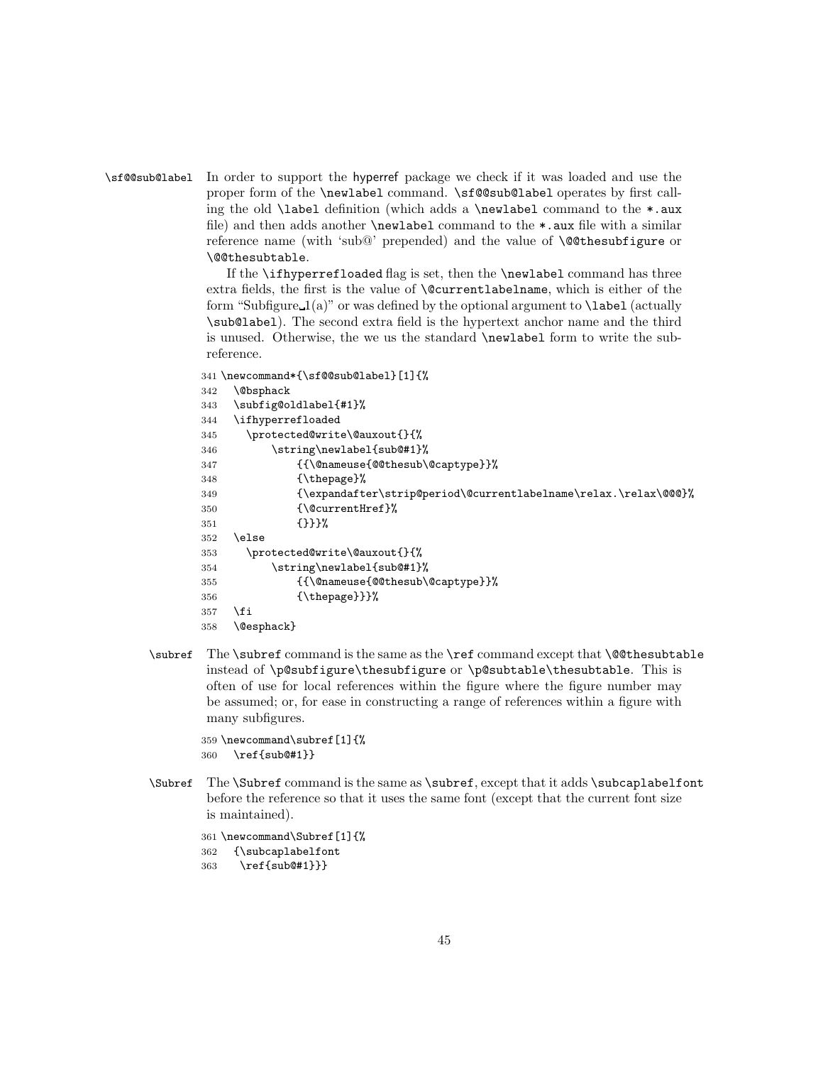**\sf@@sub@label** In order to support the hyperref package we check if it was loaded and use the proper form of the \newlabel command. \sf@@sub@label operates by first calling the old \label definition (which adds a \newlabel command to the *.aux file) and then adds another \newlabel command to the *.aux file with a similar reference name (with 'sub@' prepended) and the value of \@@thesubfigure or \@@thesubtable.

If the \ifhyperrefloaded flag is set, then the \newlabel command has three extra fields, the first is the value of \@currentlabelname, which is either of the form "Subfigure␣1(a)" or was defined by the optional argument to \label (actually \sub@label). The second extra field is the hypertext anchor name and the third is unused. Otherwise, the we us the standard \newlabel form to write the subreference.

```
341 \newcommand*{\sf@@sub@label}[1]{%
342   \@bsphack
343   \subfig@oldlabel{#1}%
344   \ifhyperrefloaded
345     \protected@write\@auxout{}{%
346         \string\newlabel{sub@#1}%
347             {{\@nameuse{@@thesub\@captype}}%
348             {\thepage}%
349             {\expandafter\strip@period\@currentlabelname\relax.\relax\@@@}%
350             {\@currentHref}%
351             {}}}%
352   \else
353     \protected@write\@auxout{}{%
354         \string\newlabel{sub@#1}%
355             {{\@nameuse{@@thesub\@captype}}%
356             {\thepage}}}%
357   \fi
358   \@esphack}
```

**\subref** The \subref command is the same as the \ref command except that \@@thesubtable instead of \p@subfigure\thesubfigure or \p@subtable\thesubtable. This is often of use for local references within the figure where the figure number may be assumed; or, for ease in constructing a range of references within a figure with many subfigures.

```
359 \newcommand\subref[1]{%
360   \ref{sub@#1}}
```

**\Subref** The \Subref command is the same as \subref, except that it adds \subcaplabelfont before the reference so that it uses the same font (except that the current font size is maintained).

```
361 \newcommand\Subref[1]{%
362   {\subcaplabelfont
363    \ref{sub@#1}}}
```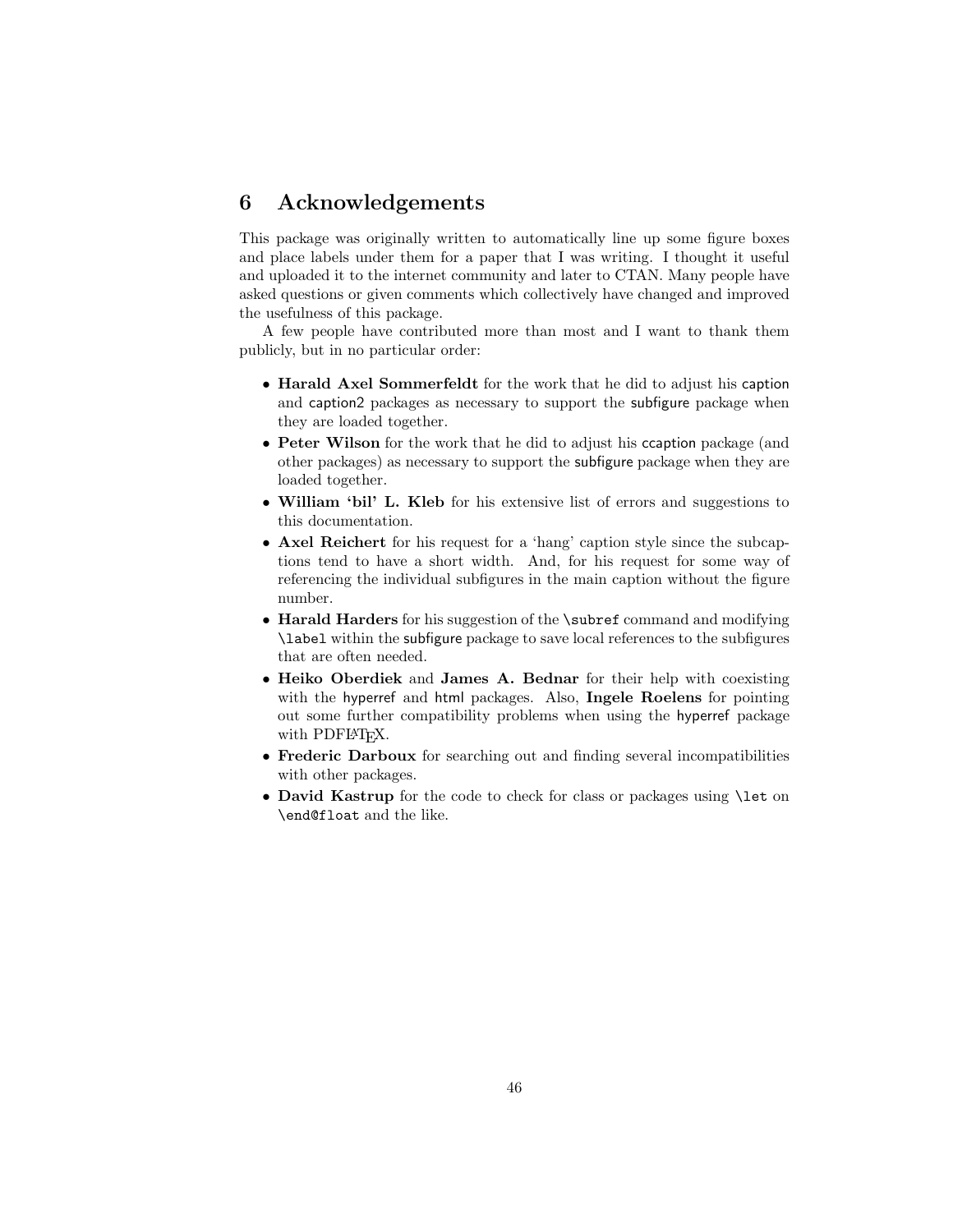## 6 Acknowledgements

This package was originally written to automatically line up some figure boxes and place labels under them for a paper that I was writing. I thought it useful and uploaded it to the internet community and later to CTAN. Many people have asked questions or given comments which collectively have changed and improved the usefulness of this package.

A few people have contributed more than most and I want to thank them publicly, but in no particular order:

- **Harald Axel Sommerfeldt** for the work that he did to adjust his caption and caption2 packages as necessary to support the subfigure package when they are loaded together.
- **Peter Wilson** for the work that he did to adjust his ccaption package (and other packages) as necessary to support the subfigure package when they are loaded together.
- **William 'bil' L. Kleb** for his extensive list of errors and suggestions to this documentation.
- **Axel Reichert** for his request for a 'hang' caption style since the subcaptions tend to have a short width. And, for his request for some way of referencing the individual subfigures in the main caption without the figure number.
- **Harald Harders** for his suggestion of the `\subref` command and modifying `\label` within the subfigure package to save local references to the subfigures that are often needed.
- **Heiko Oberdiek** and **James A. Bednar** for their help with coexisting with the hyperref and html packages. Also, **Ingele Roelens** for pointing out some further compatibility problems when using the hyperref package with PDFLaTeX.
- **Frederic Darboux** for searching out and finding several incompatibilities with other packages.
- **David Kastrup** for the code to check for class or packages using `\let` on `\end@float` and the like.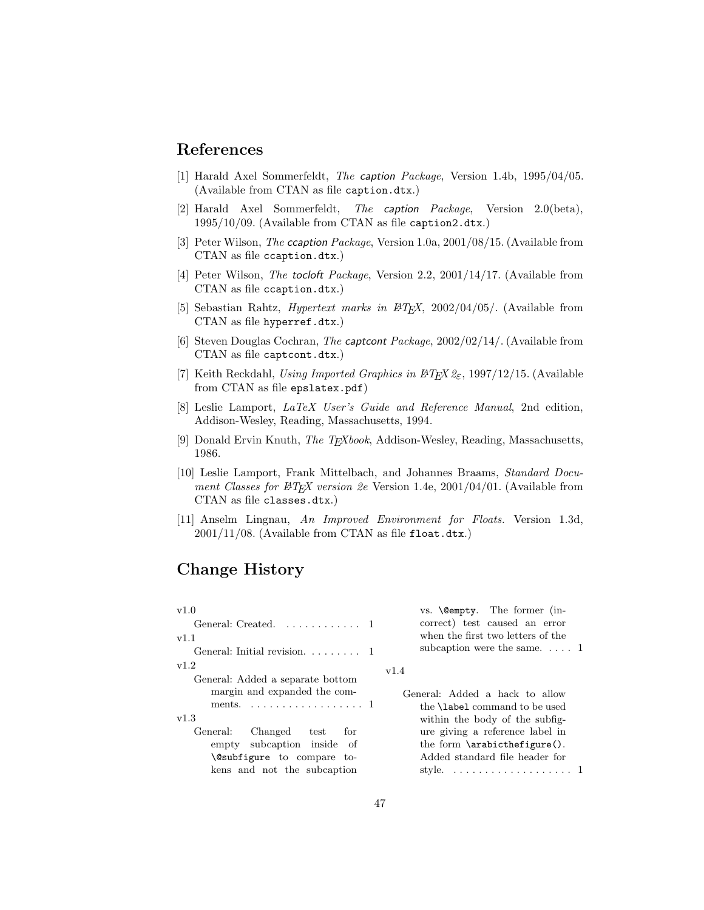## References

[1] Harald Axel Sommerfeldt, *The caption Package*, Version 1.4b, 1995/04/05. (Available from CTAN as file `caption.dtx`.)

[2] Harald Axel Sommerfeldt, *The caption Package*, Version 2.0(beta), 1995/10/09. (Available from CTAN as file `caption2.dtx`.)

[3] Peter Wilson, *The ccaption Package*, Version 1.0a, 2001/08/15. (Available from CTAN as file `ccaption.dtx`.)

[4] Peter Wilson, *The tocloft Package*, Version 2.2, 2001/14/17. (Available from CTAN as file `ccaption.dtx`.)

[5] Sebastian Rahtz, *Hypertext marks in LaTeX*, 2002/04/05/. (Available from CTAN as file `hyperref.dtx`.)

[6] Steven Douglas Cochran, *The captcont Package*, 2002/02/14/. (Available from CTAN as file `captcont.dtx`.)

[7] Keith Reckdahl, *Using Imported Graphics in LaTeX 2ε*, 1997/12/15. (Available from CTAN as file `epslatex.pdf`)

[8] Leslie Lamport, *LaTeX User's Guide and Reference Manual*, 2nd edition, Addison-Wesley, Reading, Massachusetts, 1994.

[9] Donald Ervin Knuth, *The TeXbook*, Addison-Wesley, Reading, Massachusetts, 1986.

[10] Leslie Lamport, Frank Mittelbach, and Johannes Braams, *Standard Document Classes for LaTeX version 2e* Version 1.4e, 2001/04/01. (Available from CTAN as file `classes.dtx`.)

[11] Anselm Lingnau, *An Improved Environment for Floats.* Version 1.3d, 2001/11/08. (Available from CTAN as file `float.dtx`.)

## Change History

v1.0
- General: Created. . . . . . . . . . . . . 1

v1.1
- General: Initial revision. . . . . . . . . 1

v1.2
- General: Added a separate bottom margin and expanded the comments. . . . . . . . . . . . . . . . . . . 1

v1.3
- General: Changed test for empty subcaption inside of `\@subfigure` to compare tokens and not the subcaption vs. `\@empty`. The former (incorrect) test caused an error when the first two letters of the subcaption were the same. . . . . 1

v1.4
- General: Added a hack to allow the `\label` command to be used within the body of the subfigure giving a reference label in the form `\arabicthefigure()`. Added standard file header for style. . . . . . . . . . . . . . . . . . . 1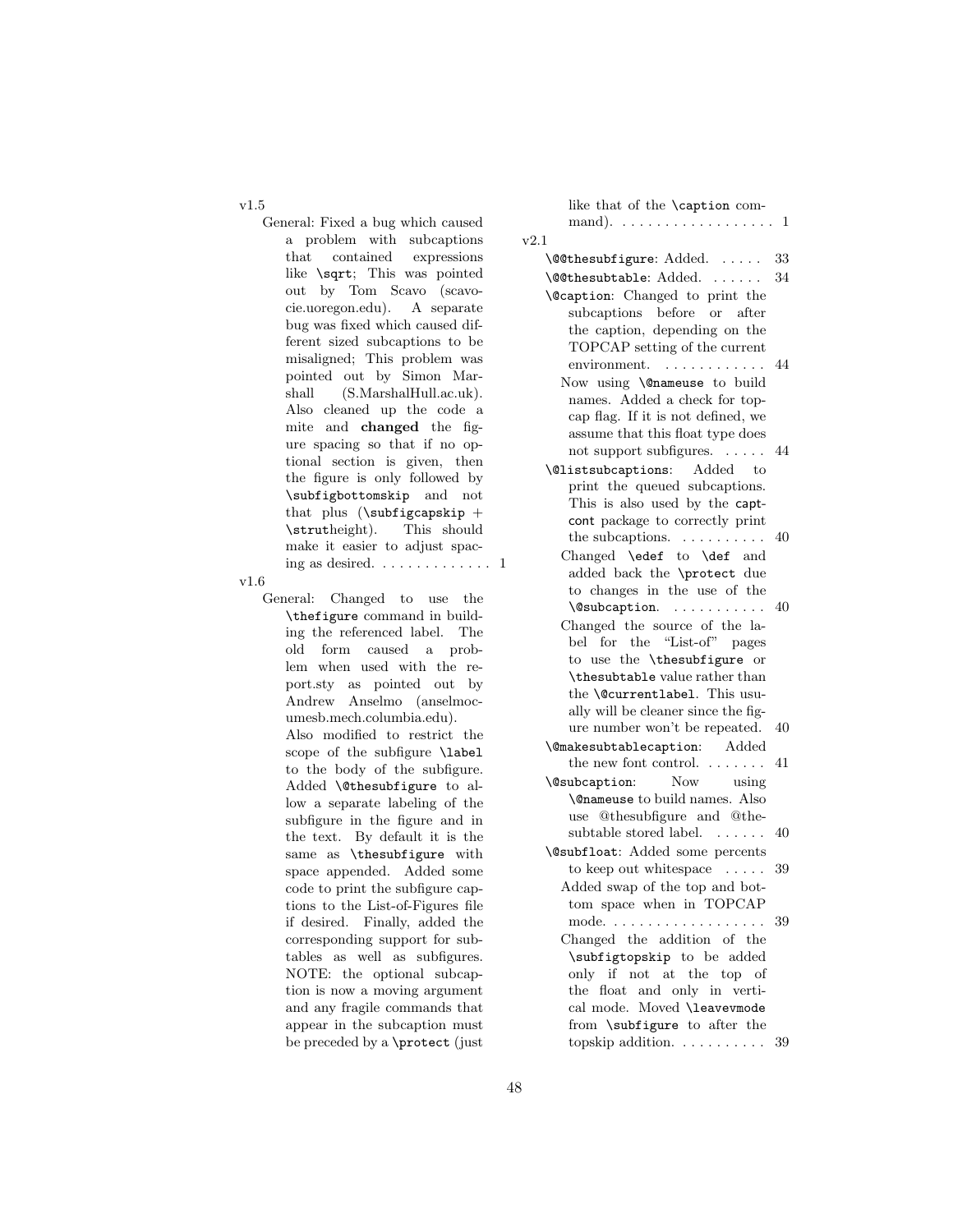v1.5

General: Fixed a bug which caused a problem with subcaptions that contained expressions like `\sqrt`; This was pointed out by Tom Scavo (scavo-cie.uoregon.edu). A separate bug was fixed which caused different sized subcaptions to be misaligned; This problem was pointed out by Simon Marshall (S.MarshalHull.ac.uk). Also cleaned up the code a mite and **changed** the figure spacing so that if no optional section is given, then the figure is only followed by `\subfigbottomskip` and not that plus (`\subfigcapskip` + `\strut`height). This should make it easier to adjust spacing as desired. . . . . . . . . . . . . . 1

v1.6

General: Changed to use the `\thefigure` command in building the referenced label. The old form caused a problem when used with the report.sty as pointed out by Andrew Anselmo (anselmoc-umesb.mech.columbia.edu).
Also modified to restrict the scope of the subfigure `\label` to the body of the subfigure. Added `\@thesubfigure` to allow a separate labeling of the subfigure in the figure and in the text. By default it is the same as `\thesubfigure` with space appended. Added some code to print the subfigure captions to the List-of-Figures file if desired. Finally, added the corresponding support for subtables as well as subfigures. NOTE: the optional subcaption is now a moving argument and any fragile commands that appear in the subcaption must be preceded by a `\protect` (just like that of the `\caption` command). . . . . . . . . . . . . . . . . . . 1

v2.1

`\@@thesubfigure`: Added. . . . . . 33

`\@@thesubtable`: Added. . . . . . . 34

`\@caption`: Changed to print the subcaptions before or after the caption, depending on the TOPCAP setting of the current environment. . . . . . . . . . . . . 44

Now using `\@nameuse` to build names. Added a check for topcap flag. If it is not defined, we assume that this float type does not support subfigures. . . . . . 44

`\@listsubcaptions`: Added to print the queued subcaptions. This is also used by the `captcont` package to correctly print the subcaptions. . . . . . . . . . . 40

Changed `\edef` to `\def` and added back the `\protect` due to changes in the use of the `\@subcaption`. . . . . . . . . . . . 40

Changed the source of the label for the "List-of" pages to use the `\thesubfigure` or `\thesubtable` value rather than the `\@currentlabel`. This usually will be cleaner since the figure number won't be repeated. 40

`\@makesubtablecaption`: Added the new font control. . . . . . . . 41

`\@subcaption`: Now using `\@nameuse` to build names. Also use @thesubfigure and @thesubtable stored label. . . . . . . 40

`\@subfloat`: Added some percents to keep out whitespace . . . . . 39

Added swap of the top and bottom space when in TOPCAP mode. . . . . . . . . . . . . . . . . . . 39

Changed the addition of the `\subfigtopskip` to be added only if not at the top of the float and only in vertical mode. Moved `\leavevmode` from `\subfigure` to after the topskip addition. . . . . . . . . . . 39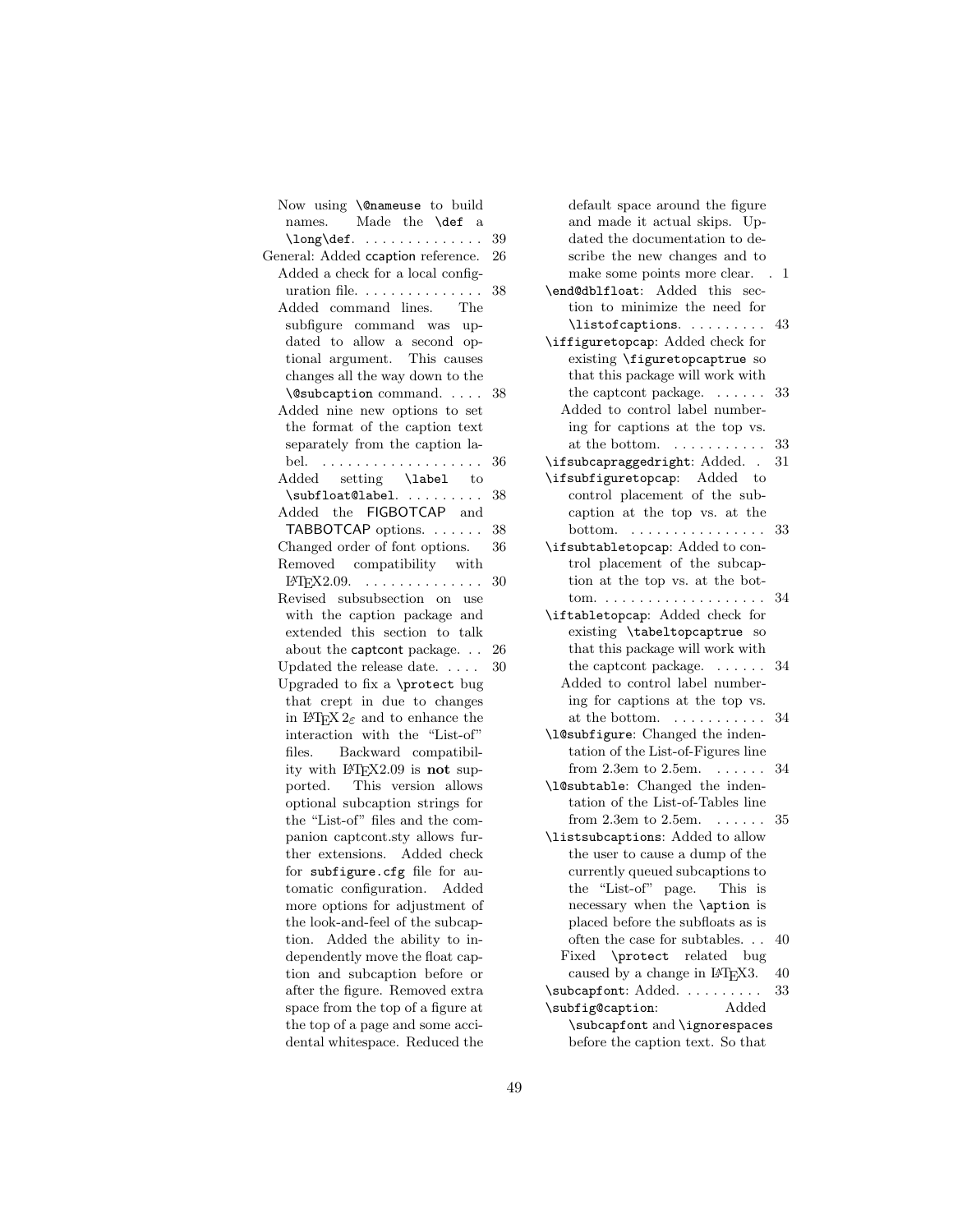Now using `\@nameuse` to build names. Made the `\def` a `\long\def`. . . . . . . . . . . . . . . 39

General: Added ccaption reference. 26

Added a check for a local configuration file. . . . . . . . . . . . . . 38

Added command lines. The subfigure command was updated to allow a second optional argument. This causes changes all the way down to the `\@subcaption` command. . . . . 38

Added nine new options to set the format of the caption text separately from the caption label. . . . . . . . . . . . . . . . . . . 36

Added setting `\label` to `\subfloat@label`. . . . . . . . . . 38

Added the FIGBOTCAP and TABBOTCAP options. . . . . . . 38

Changed order of font options. 36

Removed compatibility with LaTeX2.09. . . . . . . . . . . . . . . 30

Revised subsubsection on use with the caption package and extended this section to talk about the captcont package. . . 26

Updated the release date. . . . . 30

Upgraded to fix a `\protect` bug that crept in due to changes in LaTeX 2ε and to enhance the interaction with the "List-of" files. Backward compatibility with LaTeX2.09 is **not** supported. This version allows optional subcaption strings for the "List-of" files and the companion captcont.sty allows further extensions. Added check for `subfigure.cfg` file for automatic configuration. Added more options for adjustment of the look-and-feel of the subcaption. Added the ability to independently move the float caption and subcaption before or after the figure. Removed extra space from the top of a figure at the top of a page and some accidental whitespace. Reduced the default space around the figure and made it actual skips. Updated the documentation to describe the new changes and to make some points more clear. . 1

`\end@dblfloat`: Added this section to minimize the need for `\listofcaptions`. . . . . . . . . 43

`\iffiguretopcap`: Added check for existing `\figuretopcaptrue` so that this package will work with the captcont package. . . . . . . 33

Added to control label numbering for captions at the top vs. at the bottom. . . . . . . . . . . 33

`\ifsubcapraggedright`: Added. . 31

`\ifsubfiguretopcap`: Added to control placement of the subcaption at the top vs. at the bottom. . . . . . . . . . . . . . . . 33

`\ifsubtabletopcap`: Added to control placement of the subcaption at the top vs. at the bottom. . . . . . . . . . . . . . . . . . . 34

`\iftabletopcap`: Added check for existing `\tabeltopcaptrue` so that this package will work with the captcont package. . . . . . . 34

Added to control label numbering for captions at the top vs. at the bottom. . . . . . . . . . . 34

`\l@subfigure`: Changed the indentation of the List-of-Figures line from 2.3em to 2.5em. . . . . . . 34

`\l@subtable`: Changed the indentation of the List-of-Tables line from 2.3em to 2.5em. . . . . . . 35

`\listsubcaptions`: Added to allow the user to cause a dump of the currently queued subcaptions to the "List-of" page. This is necessary when the `\aption` is placed before the subfloats as is often the case for subtables. . . 40

Fixed `\protect` related bug caused by a change in LaTeX3. 40

`\subcapfont`: Added. . . . . . . . . 33

`\subfig@caption`: Added `\subcapfont` and `\ignorespaces` before the caption text. So that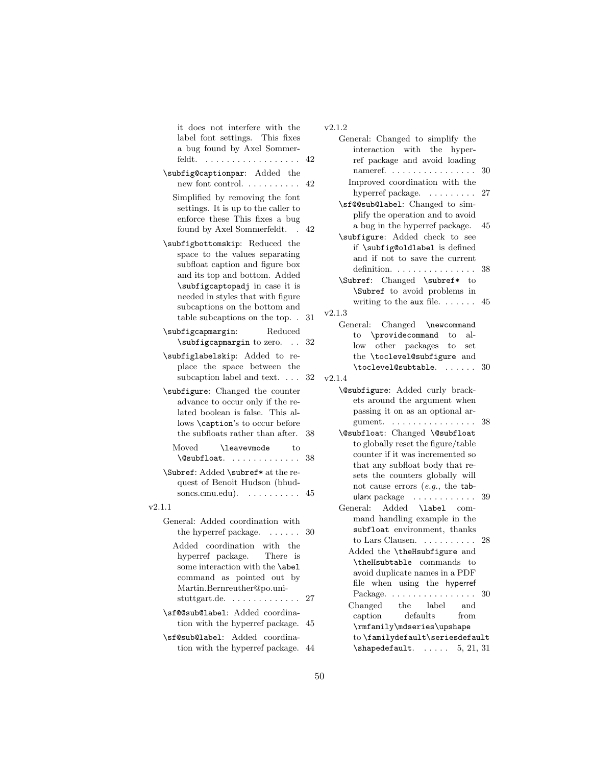it does not interfere with the label font settings. This fixes a bug found by Axel Sommerfeldt. . . . . . . . . . . . . . . . . . 42

\subfig@captionpar: Added the new font control. . . . . . . . . . . 42

Simplified by removing the font settings. It is up to the caller to enforce these This fixes a bug found by Axel Sommerfeldt. . 42

\subfigbottomskip: Reduced the space to the values separating subfloat caption and figure box and its top and bottom. Added \subfigcaptopadj in case it is needed in styles that with figure subcaptions on the bottom and table subcaptions on the top. . 31

\subfigcapmargin: Reduced \subfigcapmargin to zero. . . 32

\subfiglabelskip: Added to replace the space between the subcaption label and text. . . . 32

\subfigure: Changed the counter advance to occur only if the related boolean is false. This allows \caption's to occur before the subfloats rather than after. 38

Moved \leavevmode to \@subfloat. . . . . . . . . . . . . 38

\Subref: Added \subref* at the request of Benoit Hudson (bhudsoncs.cmu.edu). . . . . . . . . . 45

v2.1.1

General: Added coordination with the hyperref package. . . . . . 30

Added coordination with the hyperref package. There is some interaction with the \abel command as pointed out by Martin.Bernreuther@po.uni-stuttgart.de. . . . . . . . . . . . . 27

\sf@@sub@label: Added coordination with the hyperref package. 45

\sf@sub@label: Added coordination with the hyperref package. 44

v2.1.2

General: Changed to simplify the interaction with the hyperref package and avoid loading nameref. . . . . . . . . . . . . . . . 30

Improved coordination with the hyperref package. . . . . . . . . 27

\sf@@sub@label: Changed to simplify the operation and to avoid a bug in the hyperref package. 45

\subfigure: Added check to see if \subfig@oldlabel is defined and if not to save the current definition. . . . . . . . . . . . . . . . 38

\Subref: Changed \subref* to \Subref to avoid problems in writing to the aux file. . . . . . 45

v2.1.3

General: Changed \newcommand to \providecommand to allow other packages to set the \toclevel@subfigure and \toclevel@subtable. . . . . . 30

v2.1.4

\@subfigure: Added curly brackets around the argument when passing it on as an optional argument. . . . . . . . . . . . . . . . 38

\@subfloat: Changed \@subfloat to globally reset the figure/table counter if it was incremented so that any subfloat body that resets the counters globally will not cause errors (*e.g.*, the tabularx package . . . . . . . . . . . . 39

General: Added \label command handling example in the subfloat environment, thanks to Lars Clausen. . . . . . . . . . 28

Added the \theHsubfigure and \theHsubtable commands to avoid duplicate names in a PDF file when using the hyperref Package. . . . . . . . . . . . . . . . 30

Changed the label and caption defaults from \rmfamily\mdseries\upshape to \familydefault\seriesdefault \shapedefault. . . . . . 5, 21, 31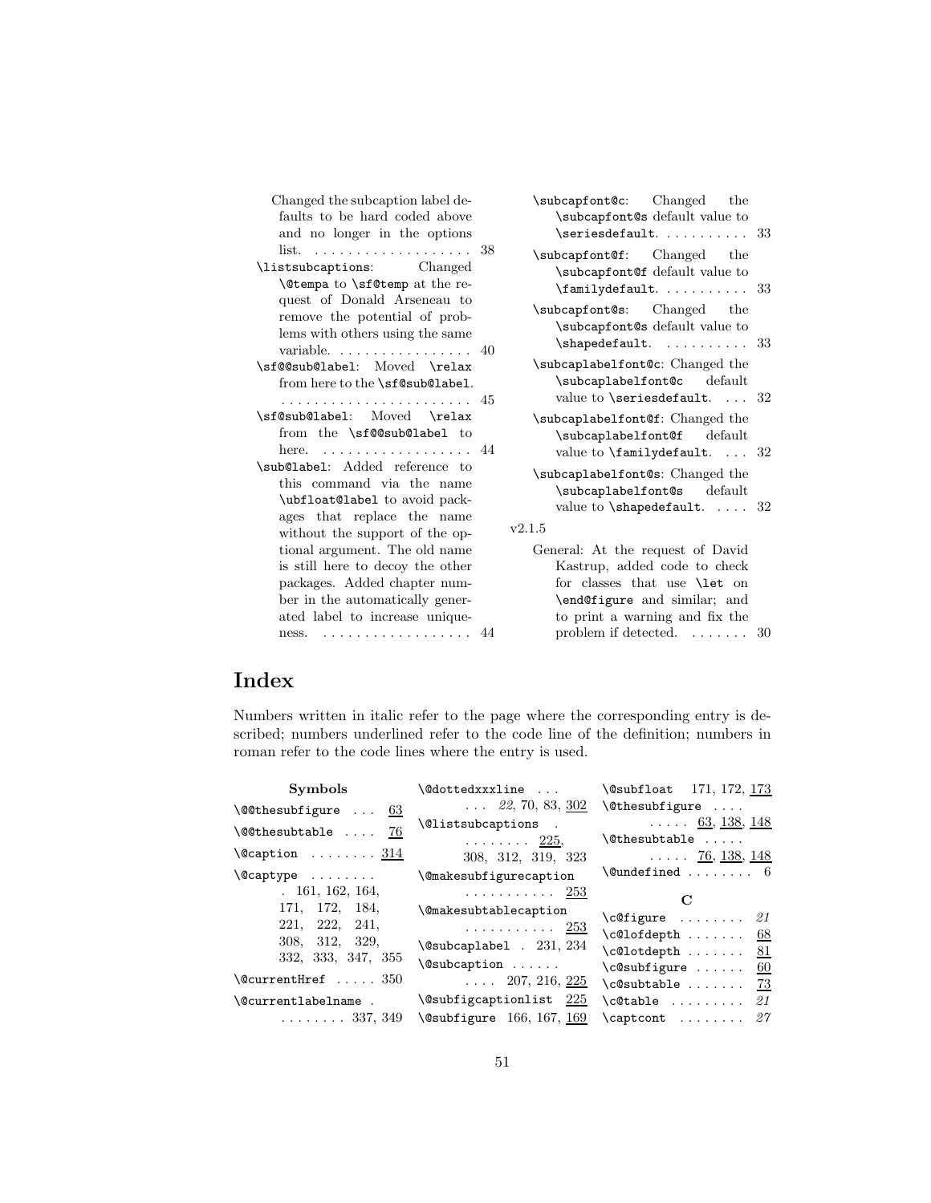Changed the subcaption label defaults to be hard coded above and no longer in the options list. . . . . . . . . . . . . . . . . . . 38

\listsubcaptions: Changed \@tempa to \sf@temp at the request of Donald Arseneau to remove the potential of problems with others using the same variable. . . . . . . . . . . . . . . . . 40

\sf@@sub@label: Moved \relax from here to the \sf@sub@label. . . . . . . . . . . . . . . . . . . . . . . . 45

\sf@sub@label: Moved \relax from the \sf@@sub@label to here. . . . . . . . . . . . . . . . . . 44

\sub@label: Added reference to this command via the name \ubfloat@label to avoid packages that replace the name without the support of the optional argument. The old name is still here to decoy the other packages. Added chapter number in the automatically generated label to increase uniqueness. . . . . . . . . . . . . . . . . . 44

\subcapfont@c: Changed the \subcapfont@s default value to \seriesdefault. . . . . . . . . . . 33

\subcapfont@f: Changed the \subcapfont@f default value to \familydefault. . . . . . . . . . . 33

\subcapfont@s: Changed the \subcapfont@s default value to \shapedefault. . . . . . . . . . . 33

\subcaplabelfont@c: Changed the \subcaplabelfont@c default value to \seriesdefault. . . . 32

\subcaplabelfont@f: Changed the \subcaplabelfont@f default value to \familydefault. . . . 32

\subcaplabelfont@s: Changed the \subcaplabelfont@s default value to \shapedefault. . . . . 32

v2.1.5

General: At the request of David Kastrup, added code to check for classes that use \let on \end@figure and similar; and to print a warning and fix the problem if detected. . . . . . . 30

# Index

Numbers written in italic refer to the page where the corresponding entry is described; numbers underlined refer to the code line of the definition; numbers in roman refer to the code lines where the entry is used.

**Symbols**

\@@thesubfigure . . . 63
\@@thesubtable . . . . 76
\@caption . . . . . . . . 314
\@captype . . . . . . . . 161, 162, 164, 171, 172, 184, 221, 222, 241, 308, 312, 329, 332, 333, 347, 355
\@currentHref . . . . . 350
\@currentlabelname . . . . . . . . . 337, 349
\@dottedxxxline . . . . . . 22, 70, 83, 302
\@listsubcaptions . . . . . . . . . 225, 308, 312, 319, 323
\@makesubfigurecaption . . . . . . . . . . . 253
\@makesubtablecaption . . . . . . . . . . . 253
\@subcaplabel . 231, 234
\@subcaption . . . . . . . . . . 207, 216, 225
\@subfigcaptionlist 225
\@subfigure 166, 167, 169
\@subfloat 171, 172, 173
\@thesubfigure . . . . . . . . . 63, 138, 148
\@thesubtable . . . . . . . . . . 76, 138, 148
\@undefined . . . . . . . . 6

**C**

\c@figure . . . . . . . . *21*
\c@lofdepth . . . . . . . 68
\c@lotdepth . . . . . . . 81
\c@subfigure . . . . . . 60
\c@subtable . . . . . . . 73
\c@table . . . . . . . . . *21*
\captcont . . . . . . . . *27*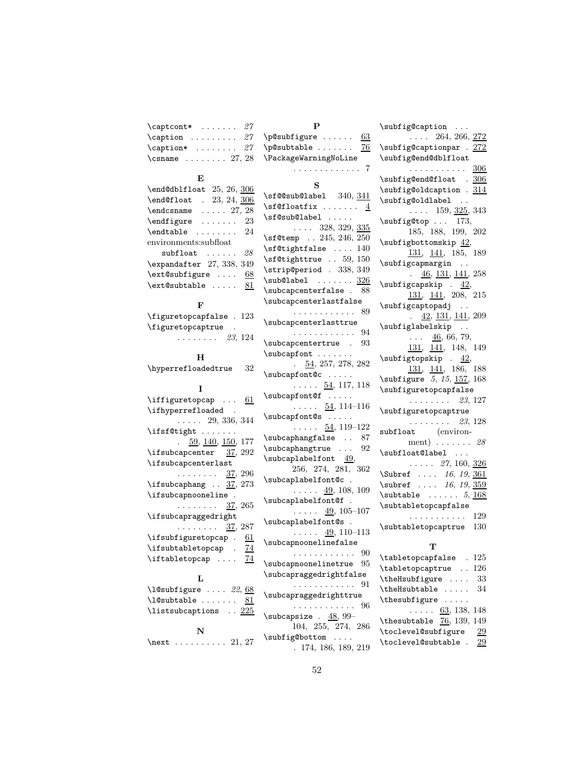\captcont* ....... *27*
\caption ......... *27*
\caption* ........ *27*
\csname ........ 27, 28

**E**

\end@dblfloat 25, 26, 306
\end@float . 23, 24, 306
\endcsname ..... 27, 28
\endfigure ....... 23
\endtable ........ 24
environments:subfloat
  subfloat ...... *28*
\expandafter 27, 338, 349
\ext@subfigure .... 68
\ext@subtable ..... 81

**F**

\figuretopcapfalse . 123
\figuretopcaptrue .
  ........ *23*, 124

**H**

\hyperrefloadedtrue 32

**I**

\iffiguretopcap ... 61
\ifhyperrefloaded .
  ..... 29, 336, 344
\ifsf@tight .......
  . 59, 140, 150, 177
\ifsubcapcenter 37, 292
\ifsubcapcenterlast
  ........ 37, 296
\ifsubcaphang .. 37, 273
\ifsubcapnooneline .
  ........ 37, 265
\ifsubcapraggedright
  ........ 37, 287
\ifsubfiguretopcap . 61
\ifsubtabletopcap . 74
\iftabletopcap .... 74

**L**

\l@subfigure .... *22*, 68
\l@subtable ....... 81
\listsubcaptions .. 225

**N**

\next .......... 21, 27

**P**

\p@subfigure ...... 63
\p@subtable ....... 76
\PackageWarningNoLine
  ............. 7

**S**

\sf@@sub@label 340, 341
\sf@floatfix ....... 4
\sf@sub@label .....
  .... 328, 329, 335
\sf@temp .. 245, 246, 250
\sf@tightfalse .... 140
\sf@tighttrue .. 59, 150
\strip@period . 338, 349
\sub@label ....... 326
\subcapcenterfalse . 88
\subcapcenterlastfalse
  ............ 89
\subcapcenterlasttrue
  ............ 94
\subcapcentertrue . 93
\subcapfont .......
  . 54, 257, 278, 282
\subcapfont@c .....
  ..... 54, 117, 118
\subcapfont@f .....
  ..... 54, 114–116
\subcapfont@s .....
  ..... 54, 119–122
\subcaphangfalse .. 87
\subcaphangtrue ... 92
\subcaplabelfont 49,
  256, 274, 281, 362
\subcaplabelfont@c .
  ..... 49, 108, 109
\subcaplabelfont@f .
  ..... 49, 105–107
\subcaplabelfont@s .
  ..... 49, 110–113
\subcapnoonelinefalse
  ............ 90
\subcapnoonelinetrue 95
\subcapraggedrightfalse
  ............ 91
\subcapraggedrighttrue
  ............ 96
\subcapsize . 48, 99–
  104, 255, 274, 286
\subfig@bottom ....
  . 174, 186, 189, 219
\subfig@caption ...
  .... 264, 266, 272
\subfig@captionpar . 272
\subfig@end@dblfloat
  ........... 306
\subfig@end@float . 306
\subfig@oldcaption . 314
\subfig@oldlabel ..
  .... 159, 325, 343
\subfig@top ... 173,
  185, 188, 199, 202
\subfigbottomskip 42,
  131, 141, 185, 189
\subfigcapmargin ..
  . 46, 131, 141, 258
\subfigcapskip . 42,
  131, 141, 208, 215
\subfigcaptopadj ..
  . 42, 131, 141, 209
\subfiglabelskip ..
  ... 46, 66, 79,
  131, 141, 148, 149
\subfigtopskip . 42,
  131, 141, 186, 188
\subfigure *5*, *15*, 157, 168
\subfiguretopcapfalse
  ........ *23*, 127
\subfiguretopcaptrue
  ........ *23*, 128
subfloat (environment) ....... *28*
\subfloat@label ...
  ..... *27*, 160, 326
\Subref .... *16*, *19*, 361
\subref .... *16*, *19*, 359
\subtable ...... *5*, 168
\subtabletopcapfalse
  ........... 129
\subtabletopcaptrue 130

**T**

\tabletopcapfalse . 125
\tabletopcaptrue .. 126
\theHsubfigure .... 33
\theHsubtable ..... 34
\thesubfigure .....
  ..... 63, 138, 148
\thesubtable 76, 139, 149
\toclevel@subfigure 29
\toclevel@subtable . 29